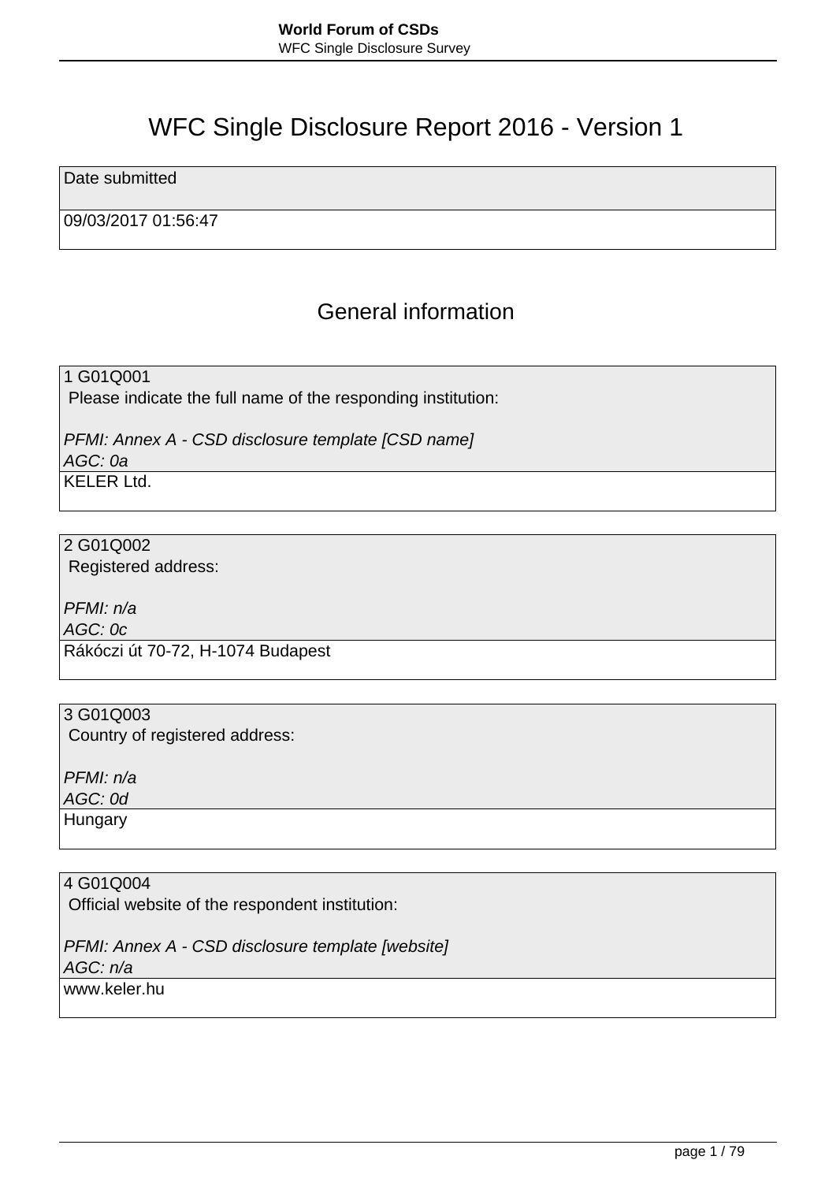# WFC Single Disclosure Report 2016 - Version 1

| Date submitted |
| --- |
| 09/03/2017 01:56:47 |

## General information

| 1 G01Q001<br>Please indicate the full name of the responding institution:<br><br>*PFMI: Annex A - CSD disclosure template [CSD name]*<br>*AGC: 0a* |
| --- |
| KELER Ltd. |

| 2 G01Q002<br>Registered address:<br><br>*PFMI: n/a*<br>*AGC: 0c* |
| --- |
| Rákóczi út 70-72, H-1074 Budapest |

| 3 G01Q003<br>Country of registered address:<br><br>*PFMI: n/a*<br>*AGC: 0d* |
| --- |
| Hungary |

| 4 G01Q004<br>Official website of the respondent institution:<br><br>*PFMI: Annex A - CSD disclosure template [website]*<br>*AGC: n/a* |
| --- |
| www.keler.hu |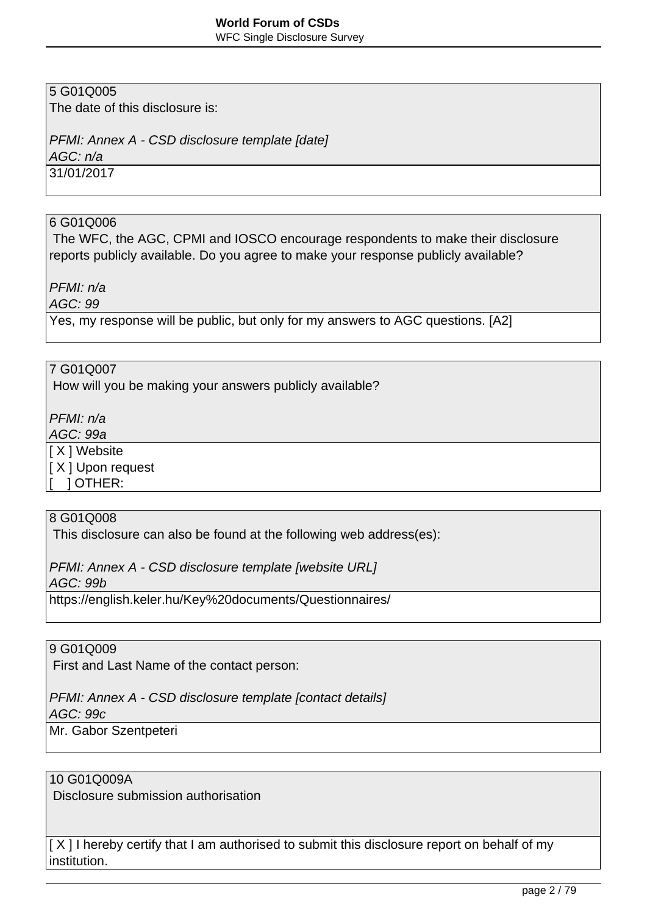5 G01Q005
The date of this disclosure is:

*PFMI: Annex A - CSD disclosure template [date]*
*AGC: n/a*

31/01/2017

---

6 G01Q006
The WFC, the AGC, CPMI and IOSCO encourage respondents to make their disclosure reports publicly available. Do you agree to make your response publicly available?

*PFMI: n/a*
*AGC: 99*

Yes, my response will be public, but only for my answers to AGC questions. [A2]

---

7 G01Q007
How will you be making your answers publicly available?

*PFMI: n/a*
*AGC: 99a*

[ X ] Website
[ X ] Upon request
[    ] OTHER:

---

8 G01Q008
This disclosure can also be found at the following web address(es):

*PFMI: Annex A - CSD disclosure template [website URL]*
*AGC: 99b*

https://english.keler.hu/Key%20documents/Questionnaires/

---

9 G01Q009
First and Last Name of the contact person:

*PFMI: Annex A - CSD disclosure template [contact details]*
*AGC: 99c*

Mr. Gabor Szentpeteri

---

10 G01Q009A
Disclosure submission authorisation

[ X ] I hereby certify that I am authorised to submit this disclosure report on behalf of my institution.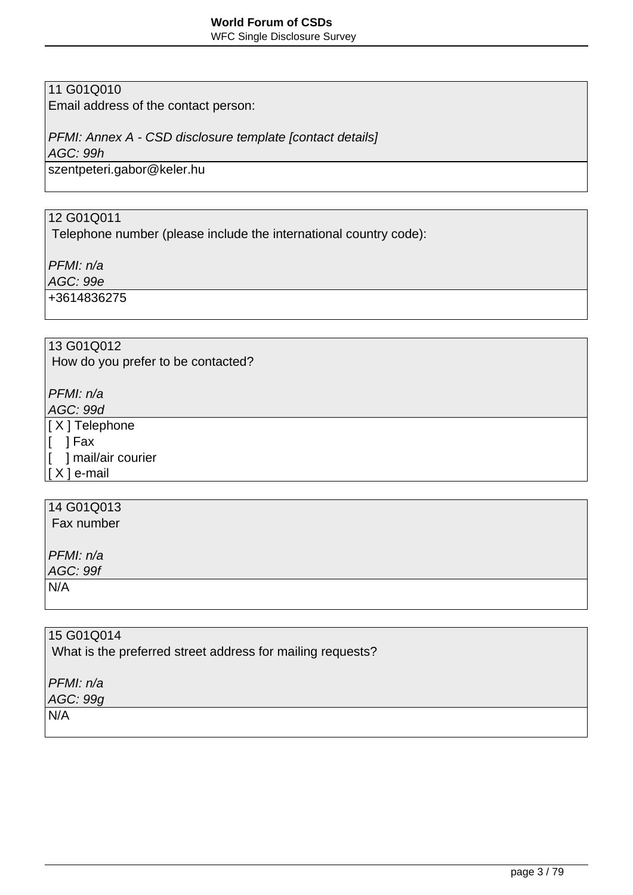11 G01Q010
Email address of the contact person:

*PFMI: Annex A - CSD disclosure template [contact details]*
*AGC: 99h*

szentpeteri.gabor@keler.hu

12 G01Q011
Telephone number (please include the international country code):

*PFMI: n/a*
*AGC: 99e*

+3614836275

13 G01Q012
How do you prefer to be contacted?

*PFMI: n/a*
*AGC: 99d*

[ X ] Telephone
[ ] Fax
[ ] mail/air courier
[ X ] e-mail

14 G01Q013
Fax number

*PFMI: n/a*
*AGC: 99f*

N/A

15 G01Q014
What is the preferred street address for mailing requests?

*PFMI: n/a*
*AGC: 99g*

N/A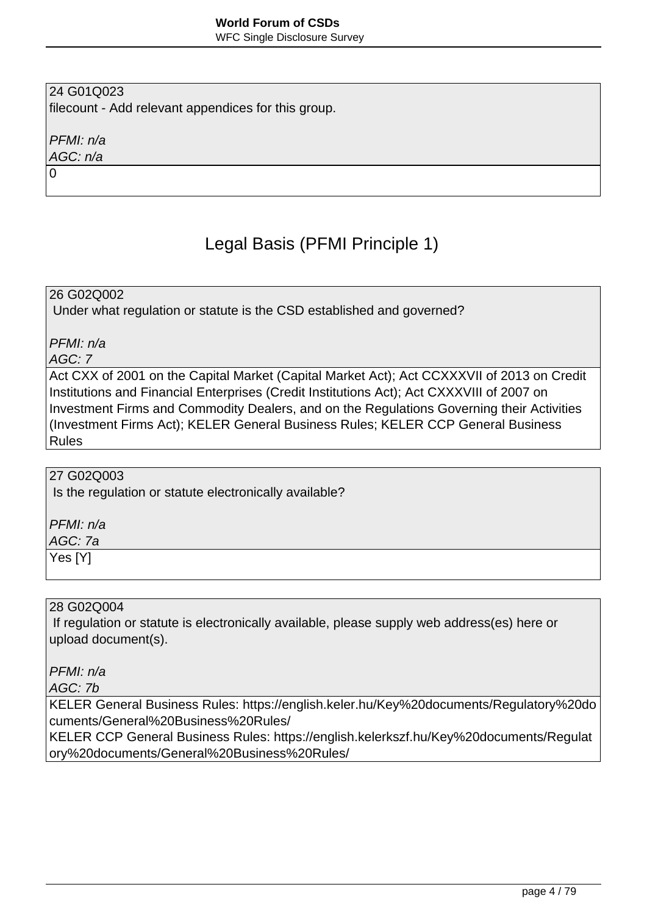24 G01Q023
filecount - Add relevant appendices for this group.

*PFMI: n/a*
*AGC: n/a*

0

## Legal Basis (PFMI Principle 1)

26 G02Q002
Under what regulation or statute is the CSD established and governed?

*PFMI: n/a*
*AGC: 7*

Act CXX of 2001 on the Capital Market (Capital Market Act); Act CCXXXVII of 2013 on Credit Institutions and Financial Enterprises (Credit Institutions Act); Act CXXXVIII of 2007 on Investment Firms and Commodity Dealers, and on the Regulations Governing their Activities (Investment Firms Act); KELER General Business Rules; KELER CCP General Business Rules

27 G02Q003
Is the regulation or statute electronically available?

*PFMI: n/a*
*AGC: 7a*

Yes [Y]

28 G02Q004
If regulation or statute is electronically available, please supply web address(es) here or upload document(s).

*PFMI: n/a*
*AGC: 7b*

KELER General Business Rules: https://english.keler.hu/Key%20documents/Regulatory%20documents/General%20Business%20Rules/
KELER CCP General Business Rules: https://english.kelerkszf.hu/Key%20documents/Regulatory%20documents/General%20Business%20Rules/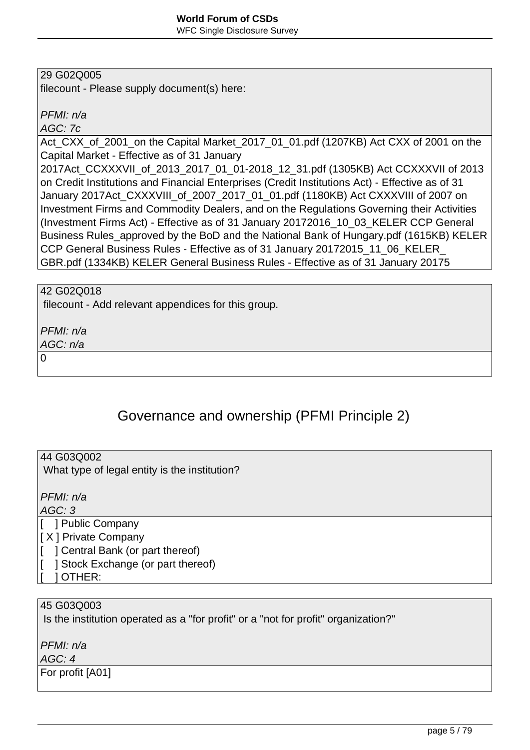| 29 G02Q005<br>filecount - Please supply document(s) here:<br><br>*PFMI: n/a*<br>*AGC: 7c* |
|---|
| Act_CXX_of_2001_on the Capital Market_2017_01_01.pdf (1207KB) Act CXX of 2001 on the Capital Market - Effective as of 31 January 2017Act_CCXXXVII_of_2013_2017_01_01-2018_12_31.pdf (1305KB) Act CCXXXVII of 2013 on Credit Institutions and Financial Enterprises (Credit Institutions Act) - Effective as of 31 January 2017Act_CXXXVIII_of_2007_2017_01_01.pdf (1180KB) Act CXXXVIII of 2007 on Investment Firms and Commodity Dealers, and on the Regulations Governing their Activities (Investment Firms Act) - Effective as of 31 January 20172016_10_03_KELER CCP General Business Rules_approved by the BoD and the National Bank of Hungary.pdf (1615KB) KELER CCP General Business Rules - Effective as of 31 January 20172015_11_06_KELER_ GBR.pdf (1334KB) KELER General Business Rules - Effective as of 31 January 20175 |

| 42 G02Q018<br>filecount - Add relevant appendices for this group.<br><br>*PFMI: n/a*<br>*AGC: n/a* |
|---|
| 0 |

## Governance and ownership (PFMI Principle 2)

| 44 G03Q002<br>What type of legal entity is the institution?<br><br>*PFMI: n/a*<br>*AGC: 3* |
|---|
| [ ] Public Company<br>[ X ] Private Company<br>[ ] Central Bank (or part thereof)<br>[ ] Stock Exchange (or part thereof)<br>[ ] OTHER: |

| 45 G03Q003<br>Is the institution operated as a "for profit" or a "not for profit" organization?"<br><br>*PFMI: n/a*<br>*AGC: 4* |
|---|
| For profit [A01] |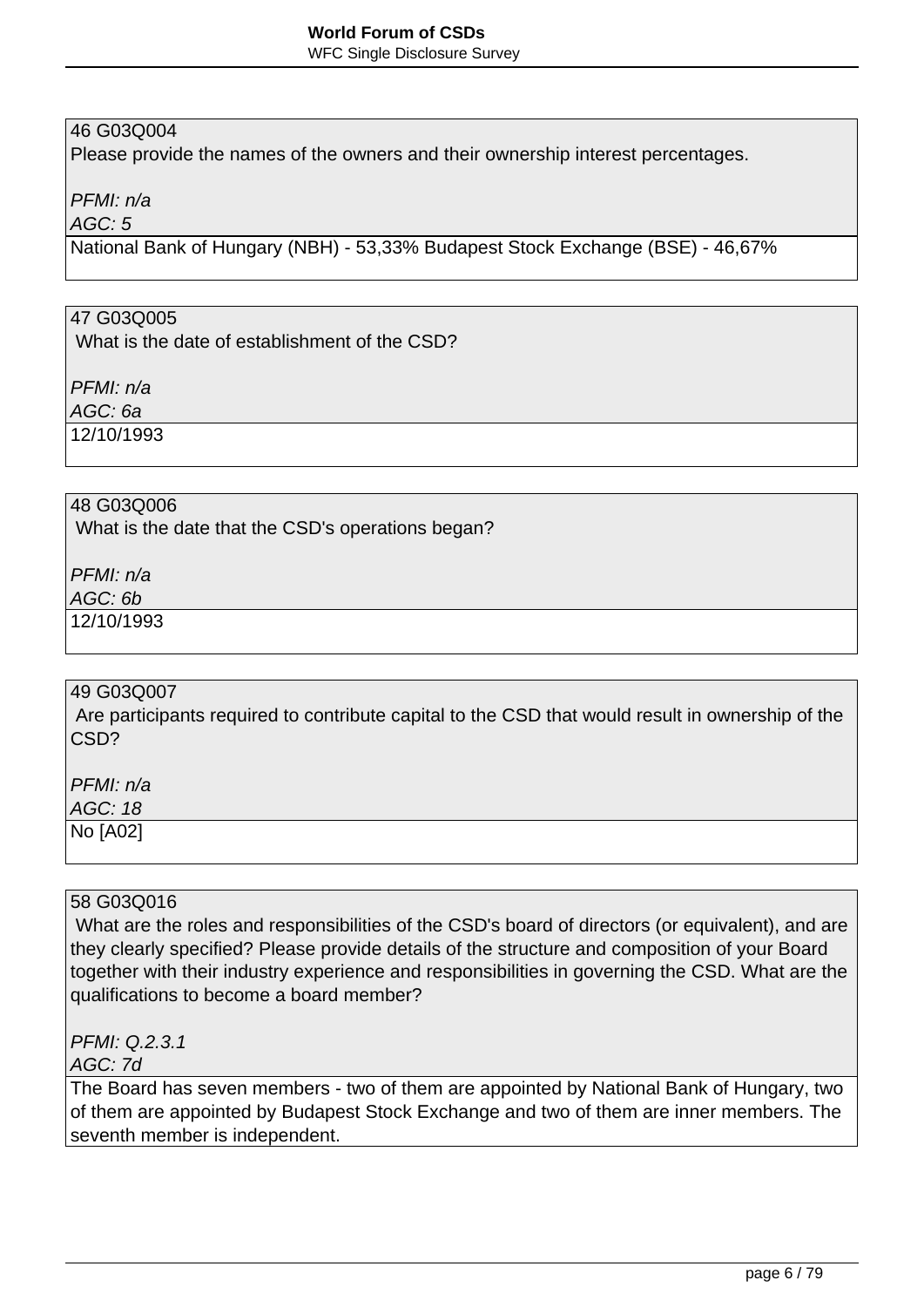46 G03Q004
Please provide the names of the owners and their ownership interest percentages.

*PFMI: n/a*
*AGC: 5*

National Bank of Hungary (NBH) - 53,33% Budapest Stock Exchange (BSE) - 46,67%

47 G03Q005
What is the date of establishment of the CSD?

*PFMI: n/a*
*AGC: 6a*

12/10/1993

48 G03Q006
What is the date that the CSD's operations began?

*PFMI: n/a*
*AGC: 6b*

12/10/1993

49 G03Q007
Are participants required to contribute capital to the CSD that would result in ownership of the CSD?

*PFMI: n/a*
*AGC: 18*

No [A02]

58 G03Q016
What are the roles and responsibilities of the CSD's board of directors (or equivalent), and are they clearly specified? Please provide details of the structure and composition of your Board together with their industry experience and responsibilities in governing the CSD. What are the qualifications to become a board member?

*PFMI: Q.2.3.1*
*AGC: 7d*

The Board has seven members - two of them are appointed by National Bank of Hungary, two of them are appointed by Budapest Stock Exchange and two of them are inner members. The seventh member is independent.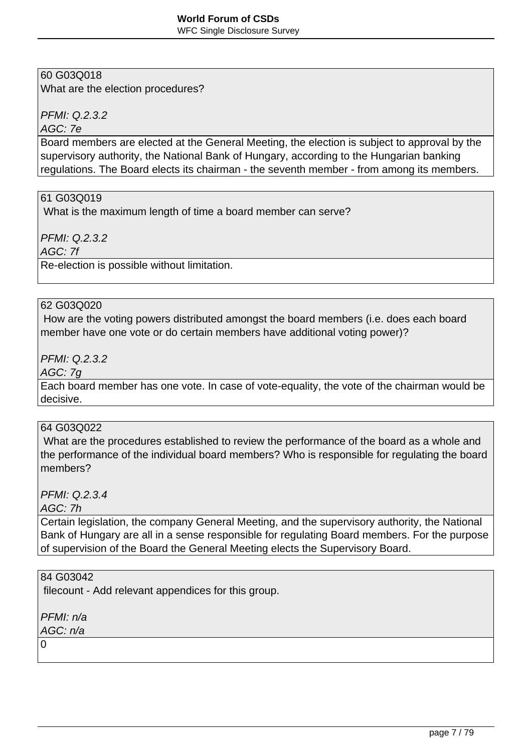60 G03Q018
What are the election procedures?

*PFMI: Q.2.3.2*
*AGC: 7e*

Board members are elected at the General Meeting, the election is subject to approval by the supervisory authority, the National Bank of Hungary, according to the Hungarian banking regulations. The Board elects its chairman - the seventh member - from among its members.

61 G03Q019
What is the maximum length of time a board member can serve?

*PFMI: Q.2.3.2*
*AGC: 7f*

Re-election is possible without limitation.

62 G03Q020
How are the voting powers distributed amongst the board members (i.e. does each board member have one vote or do certain members have additional voting power)?

*PFMI: Q.2.3.2*
*AGC: 7g*

Each board member has one vote. In case of vote-equality, the vote of the chairman would be decisive.

64 G03Q022
What are the procedures established to review the performance of the board as a whole and the performance of the individual board members? Who is responsible for regulating the board members?

*PFMI: Q.2.3.4*
*AGC: 7h*

Certain legislation, the company General Meeting, and the supervisory authority, the National Bank of Hungary are all in a sense responsible for regulating Board members. For the purpose of supervision of the Board the General Meeting elects the Supervisory Board.

84 G03042
filecount - Add relevant appendices for this group.

*PFMI: n/a*
*AGC: n/a*

0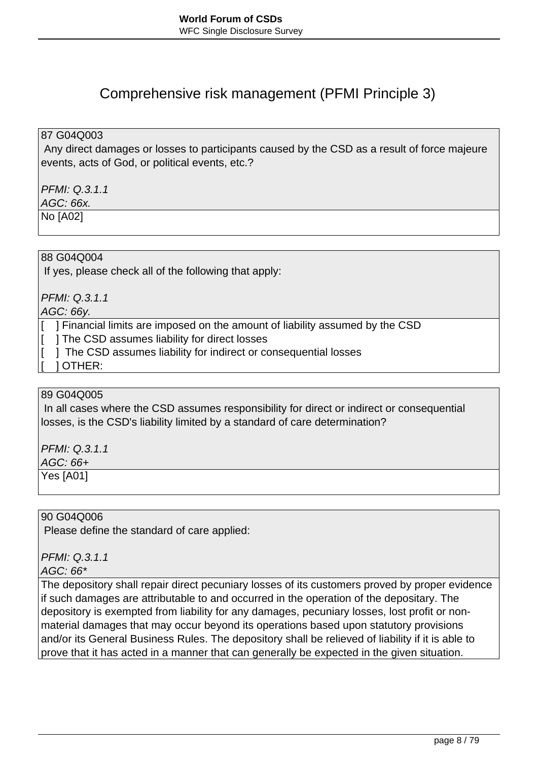# Comprehensive risk management (PFMI Principle 3)

| 87 G04Q003 |
|---|
| Any direct damages or losses to participants caused by the CSD as a result of force majeure events, acts of God, or political events, etc.?<br><br>*PFMI: Q.3.1.1*<br>*AGC: 66x.* |
| No [A02] |

| 88 G04Q004 |
|---|
| If yes, please check all of the following that apply:<br><br>*PFMI: Q.3.1.1*<br>*AGC: 66y.* |
| [ ] Financial limits are imposed on the amount of liability assumed by the CSD<br>[ ] The CSD assumes liability for direct losses<br>[ ] The CSD assumes liability for indirect or consequential losses<br>[ ] OTHER: |

| 89 G04Q005 |
|---|
| In all cases where the CSD assumes responsibility for direct or indirect or consequential losses, is the CSD's liability limited by a standard of care determination?<br><br>*PFMI: Q.3.1.1*<br>*AGC: 66+* |
| Yes [A01] |

| 90 G04Q006 |
|---|
| Please define the standard of care applied:<br><br>*PFMI: Q.3.1.1*<br>*AGC: 66** |
| The depository shall repair direct pecuniary losses of its customers proved by proper evidence if such damages are attributable to and occurred in the operation of the depositary. The depository is exempted from liability for any damages, pecuniary losses, lost profit or non-material damages that may occur beyond its operations based upon statutory provisions and/or its General Business Rules. The depository shall be relieved of liability if it is able to prove that it has acted in a manner that can generally be expected in the given situation. |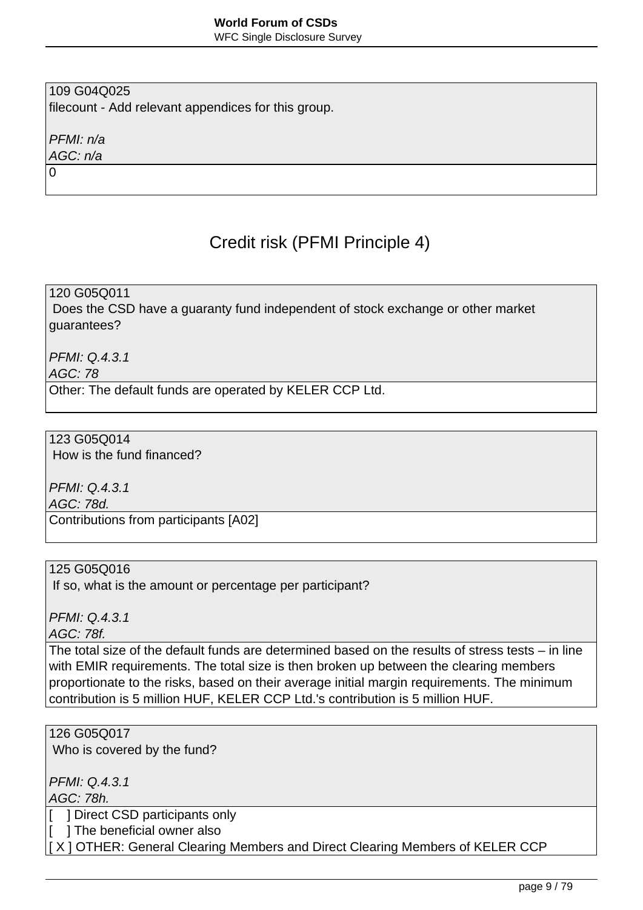| 109 G04Q025<br>filecount - Add relevant appendices for this group.<br><br>*PFMI: n/a*<br>*AGC: n/a* |
|---|
| 0 |

## Credit risk (PFMI Principle 4)

| 120 G05Q011<br>Does the CSD have a guaranty fund independent of stock exchange or other market guarantees?<br><br>*PFMI: Q.4.3.1*<br>*AGC: 78* |
|---|
| Other: The default funds are operated by KELER CCP Ltd. |

| 123 G05Q014<br>How is the fund financed?<br><br>*PFMI: Q.4.3.1*<br>*AGC: 78d.* |
|---|
| Contributions from participants [A02] |

| 125 G05Q016<br>If so, what is the amount or percentage per participant?<br><br>*PFMI: Q.4.3.1*<br>*AGC: 78f.* |
|---|
| The total size of the default funds are determined based on the results of stress tests – in line with EMIR requirements. The total size is then broken up between the clearing members proportionate to the risks, based on their average initial margin requirements. The minimum contribution is 5 million HUF, KELER CCP Ltd.'s contribution is 5 million HUF. |

| 126 G05Q017<br>Who is covered by the fund?<br><br>*PFMI: Q.4.3.1*<br>*AGC: 78h.* |
|---|
| [ ] Direct CSD participants only<br>[ ] The beneficial owner also<br>[ X ] OTHER: General Clearing Members and Direct Clearing Members of KELER CCP |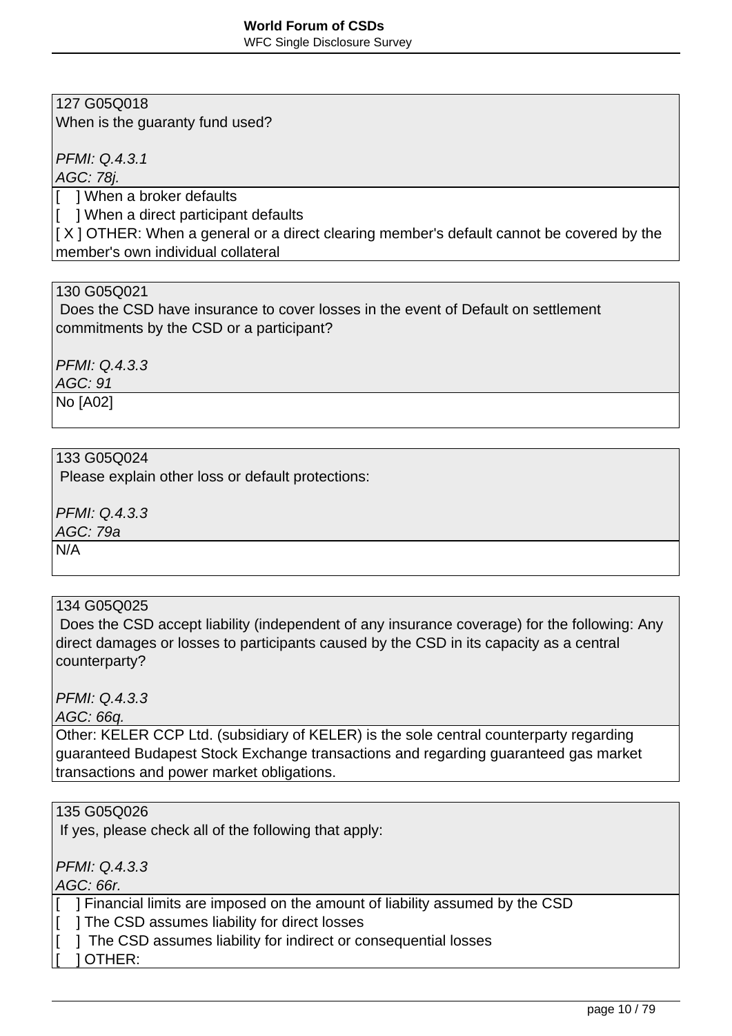127 G05Q018
When is the guaranty fund used?

*PFMI: Q.4.3.1*
*AGC: 78j.*

[    ] When a broker defaults
[    ] When a direct participant defaults
[ X ] OTHER: When a general or a direct clearing member's default cannot be covered by the member's own individual collateral

130 G05Q021
Does the CSD have insurance to cover losses in the event of Default on settlement commitments by the CSD or a participant?

*PFMI: Q.4.3.3*
*AGC: 91*

No [A02]

133 G05Q024
Please explain other loss or default protections:

*PFMI: Q.4.3.3*
*AGC: 79a*

N/A

134 G05Q025
Does the CSD accept liability (independent of any insurance coverage) for the following: Any direct damages or losses to participants caused by the CSD in its capacity as a central counterparty?

*PFMI: Q.4.3.3*
*AGC: 66q.*

Other: KELER CCP Ltd. (subsidiary of KELER) is the sole central counterparty regarding guaranteed Budapest Stock Exchange transactions and regarding guaranteed gas market transactions and power market obligations.

135 G05Q026
If yes, please check all of the following that apply:

*PFMI: Q.4.3.3*
*AGC: 66r.*

[    ] Financial limits are imposed on the amount of liability assumed by the CSD
[    ] The CSD assumes liability for direct losses
[    ]  The CSD assumes liability for indirect or consequential losses
[    ] OTHER: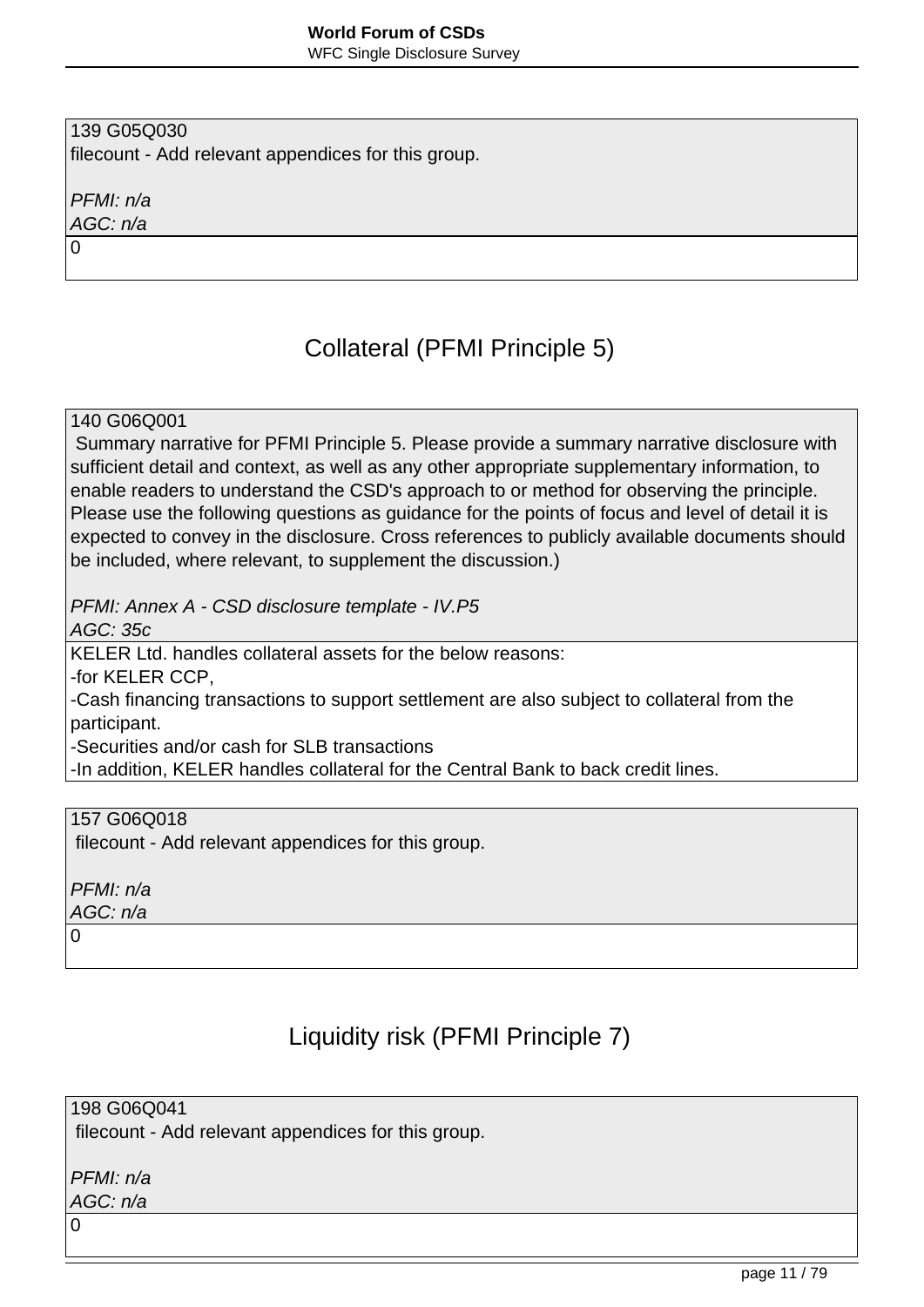| 139 G05Q030<br>filecount - Add relevant appendices for this group.<br><br>*PFMI: n/a*<br>*AGC: n/a* |
|---|
| 0 |

## Collateral (PFMI Principle 5)

| 140 G06Q001<br>Summary narrative for PFMI Principle 5. Please provide a summary narrative disclosure with sufficient detail and context, as well as any other appropriate supplementary information, to enable readers to understand the CSD's approach to or method for observing the principle. Please use the following questions as guidance for the points of focus and level of detail it is expected to convey in the disclosure. Cross references to publicly available documents should be included, where relevant, to supplement the discussion.)<br><br>*PFMI: Annex A - CSD disclosure template - IV.P5*<br>*AGC: 35c* |
|---|
| KELER Ltd. handles collateral assets for the below reasons:<br>-for KELER CCP,<br>-Cash financing transactions to support settlement are also subject to collateral from the participant.<br>-Securities and/or cash for SLB transactions<br>-In addition, KELER handles collateral for the Central Bank to back credit lines. |

| 157 G06Q018<br>filecount - Add relevant appendices for this group.<br><br>*PFMI: n/a*<br>*AGC: n/a* |
|---|
| 0 |

## Liquidity risk (PFMI Principle 7)

| 198 G06Q041<br>filecount - Add relevant appendices for this group.<br><br>*PFMI: n/a*<br>*AGC: n/a* |
|---|
| 0 |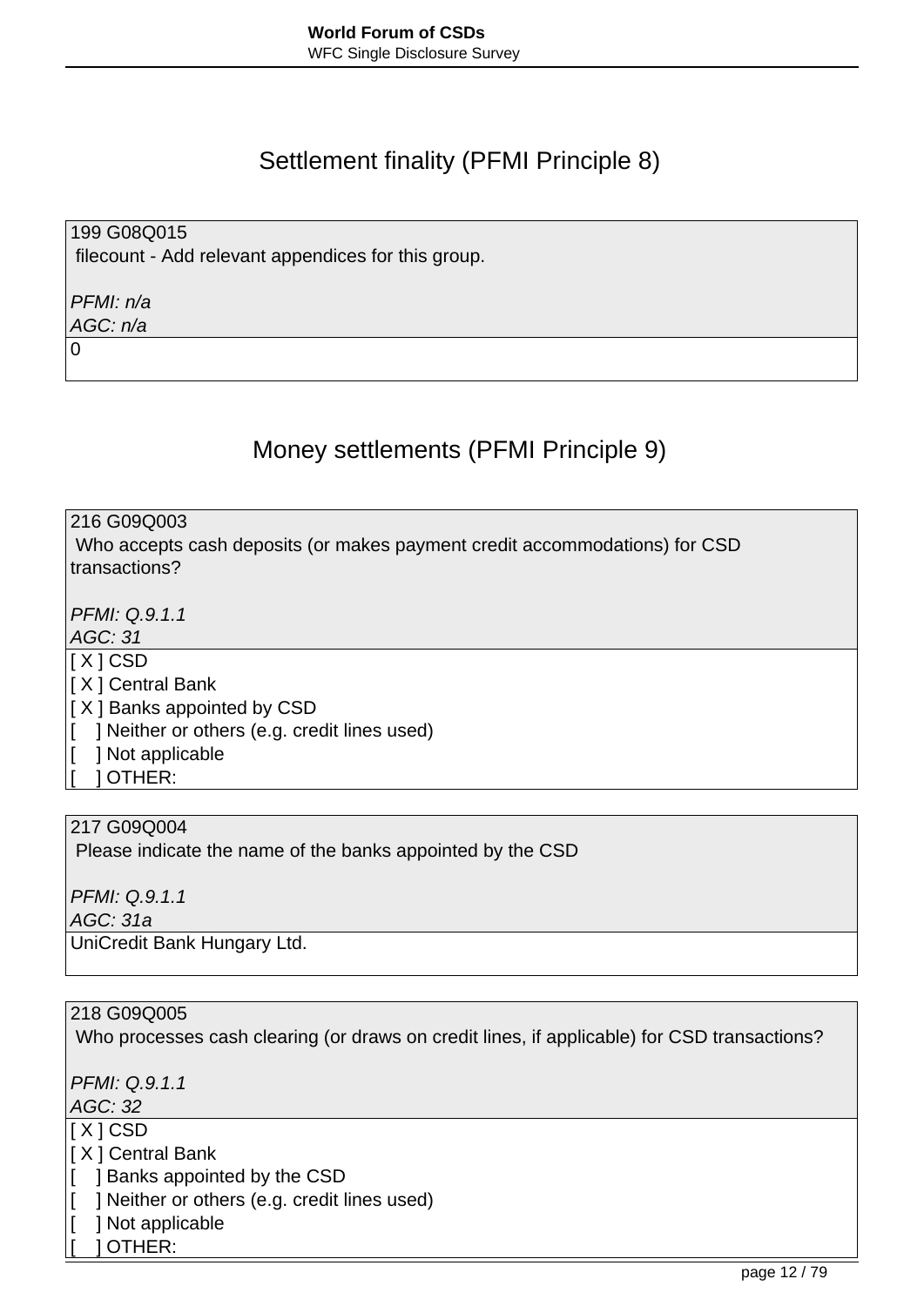# Settlement finality (PFMI Principle 8)

| 199 G08Q015<br>filecount - Add relevant appendices for this group.<br><br>*PFMI: n/a*<br>*AGC: n/a* |
|---|
| 0 |

# Money settlements (PFMI Principle 9)

| 216 G09Q003<br>Who accepts cash deposits (or makes payment credit accommodations) for CSD transactions?<br><br>*PFMI: Q.9.1.1*<br>*AGC: 31* |
|---|
| [ X ] CSD<br>[ X ] Central Bank<br>[ X ] Banks appointed by CSD<br>[    ] Neither or others (e.g. credit lines used)<br>[    ] Not applicable<br>[    ] OTHER: |

| 217 G09Q004<br>Please indicate the name of the banks appointed by the CSD<br><br>*PFMI: Q.9.1.1*<br>*AGC: 31a* |
|---|
| UniCredit Bank Hungary Ltd. |

| 218 G09Q005<br>Who processes cash clearing (or draws on credit lines, if applicable) for CSD transactions?<br><br>*PFMI: Q.9.1.1*<br>*AGC: 32* |
|---|
| [ X ] CSD<br>[ X ] Central Bank<br>[    ] Banks appointed by the CSD<br>[    ] Neither or others (e.g. credit lines used)<br>[    ] Not applicable<br>[    ] OTHER: |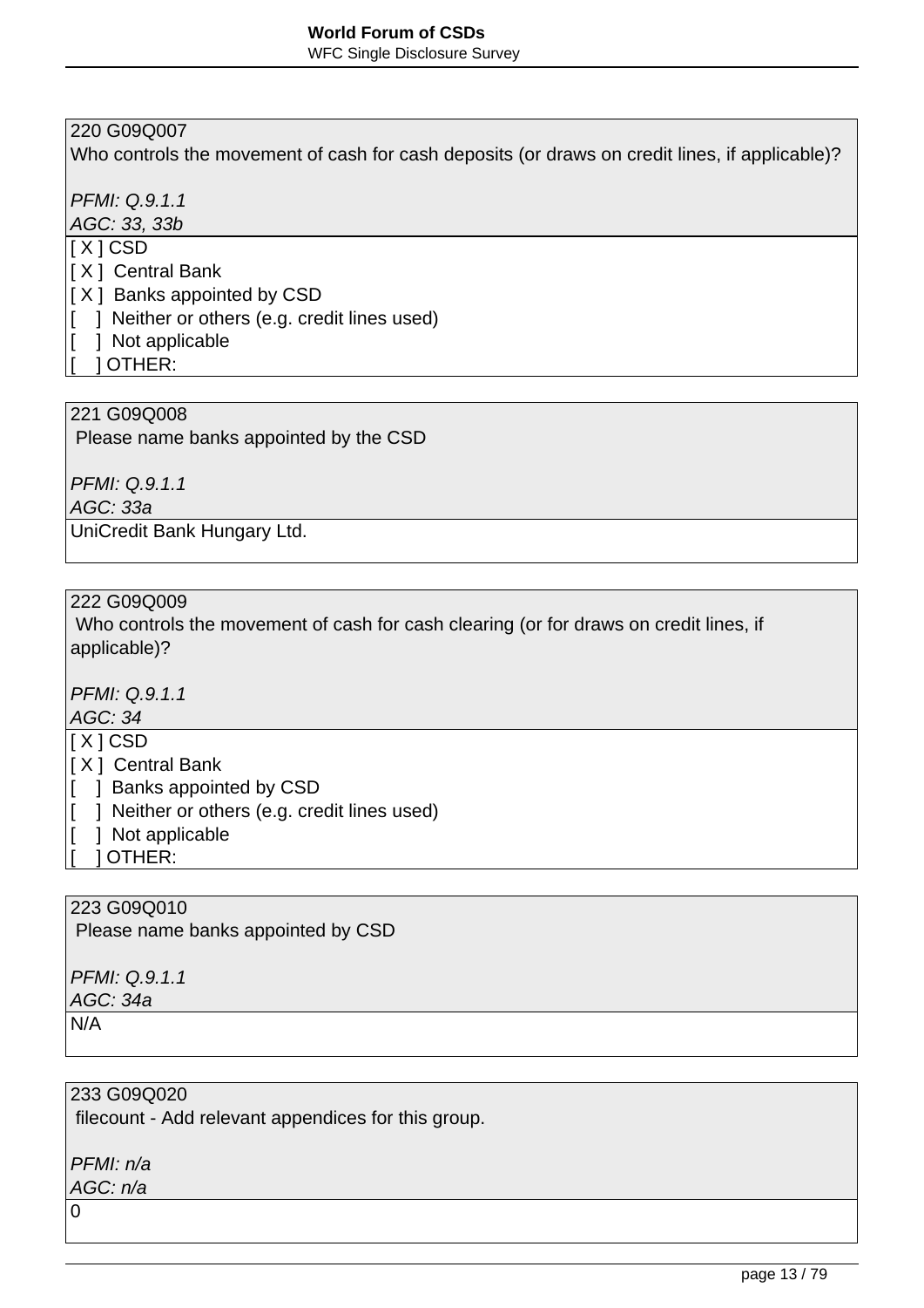| 220 G09Q007<br>Who controls the movement of cash for cash deposits (or draws on credit lines, if applicable)?<br><br>*PFMI: Q.9.1.1*<br>*AGC: 33, 33b* |
|---|
| [ X ] CSD<br>[ X ]  Central Bank<br>[ X ]  Banks appointed by CSD<br>[    ]  Neither or others (e.g. credit lines used)<br>[    ]  Not applicable<br>[    ] OTHER: |

| 221 G09Q008<br>Please name banks appointed by the CSD<br><br>*PFMI: Q.9.1.1*<br>*AGC: 33a* |
|---|
| UniCredit Bank Hungary Ltd. |

| 222 G09Q009<br>Who controls the movement of cash for cash clearing (or for draws on credit lines, if applicable)?<br><br>*PFMI: Q.9.1.1*<br>*AGC: 34* |
|---|
| [ X ] CSD<br>[ X ]  Central Bank<br>[    ]  Banks appointed by CSD<br>[    ]  Neither or others (e.g. credit lines used)<br>[    ]  Not applicable<br>[    ] OTHER: |

| 223 G09Q010<br>Please name banks appointed by CSD<br><br>*PFMI: Q.9.1.1*<br>*AGC: 34a* |
|---|
| N/A |

| 233 G09Q020<br>filecount - Add relevant appendices for this group.<br><br>*PFMI: n/a*<br>*AGC: n/a* |
|---|
| 0 |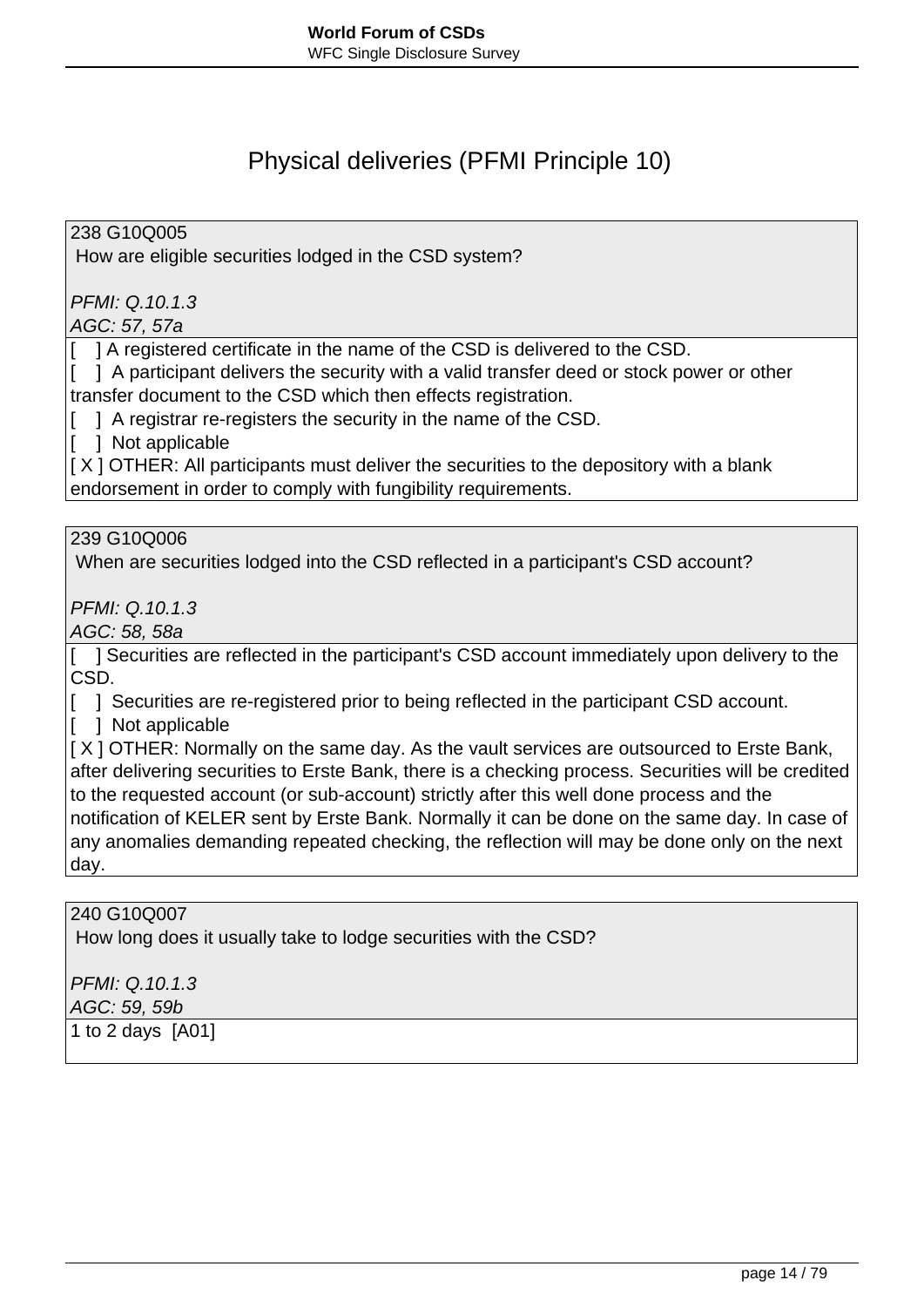# Physical deliveries (PFMI Principle 10)

238 G10Q005
How are eligible securities lodged in the CSD system?

*PFMI: Q.10.1.3*
*AGC: 57, 57a*

[ ] A registered certificate in the name of the CSD is delivered to the CSD.
[ ] A participant delivers the security with a valid transfer deed or stock power or other transfer document to the CSD which then effects registration.
[ ] A registrar re-registers the security in the name of the CSD.
[ ] Not applicable
[ X ] OTHER: All participants must deliver the securities to the depository with a blank endorsement in order to comply with fungibility requirements.

239 G10Q006
When are securities lodged into the CSD reflected in a participant's CSD account?

*PFMI: Q.10.1.3*
*AGC: 58, 58a*

[ ] Securities are reflected in the participant's CSD account immediately upon delivery to the CSD.
[ ] Securities are re-registered prior to being reflected in the participant CSD account.
[ ] Not applicable
[ X ] OTHER: Normally on the same day. As the vault services are outsourced to Erste Bank, after delivering securities to Erste Bank, there is a checking process. Securities will be credited to the requested account (or sub-account) strictly after this well done process and the notification of KELER sent by Erste Bank. Normally it can be done on the same day. In case of any anomalies demanding repeated checking, the reflection will may be done only on the next day.

240 G10Q007
How long does it usually take to lodge securities with the CSD?

*PFMI: Q.10.1.3*
*AGC: 59, 59b*

1 to 2 days [A01]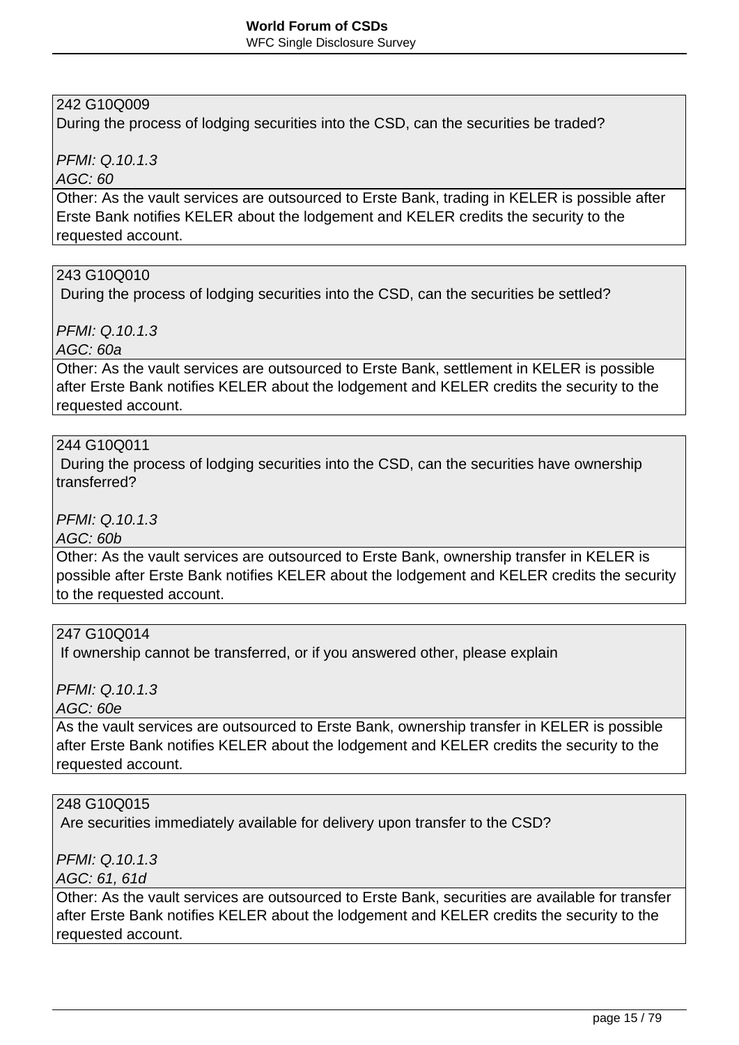242 G10Q009
During the process of lodging securities into the CSD, can the securities be traded?

*PFMI: Q.10.1.3*
*AGC: 60*

Other: As the vault services are outsourced to Erste Bank, trading in KELER is possible after Erste Bank notifies KELER about the lodgement and KELER credits the security to the requested account.

---

243 G10Q010
During the process of lodging securities into the CSD, can the securities be settled?

*PFMI: Q.10.1.3*
*AGC: 60a*

Other: As the vault services are outsourced to Erste Bank, settlement in KELER is possible after Erste Bank notifies KELER about the lodgement and KELER credits the security to the requested account.

---

244 G10Q011
During the process of lodging securities into the CSD, can the securities have ownership transferred?

*PFMI: Q.10.1.3*
*AGC: 60b*

Other: As the vault services are outsourced to Erste Bank, ownership transfer in KELER is possible after Erste Bank notifies KELER about the lodgement and KELER credits the security to the requested account.

---

247 G10Q014
If ownership cannot be transferred, or if you answered other, please explain

*PFMI: Q.10.1.3*
*AGC: 60e*

As the vault services are outsourced to Erste Bank, ownership transfer in KELER is possible after Erste Bank notifies KELER about the lodgement and KELER credits the security to the requested account.

---

248 G10Q015
Are securities immediately available for delivery upon transfer to the CSD?

*PFMI: Q.10.1.3*
*AGC: 61, 61d*

Other: As the vault services are outsourced to Erste Bank, securities are available for transfer after Erste Bank notifies KELER about the lodgement and KELER credits the security to the requested account.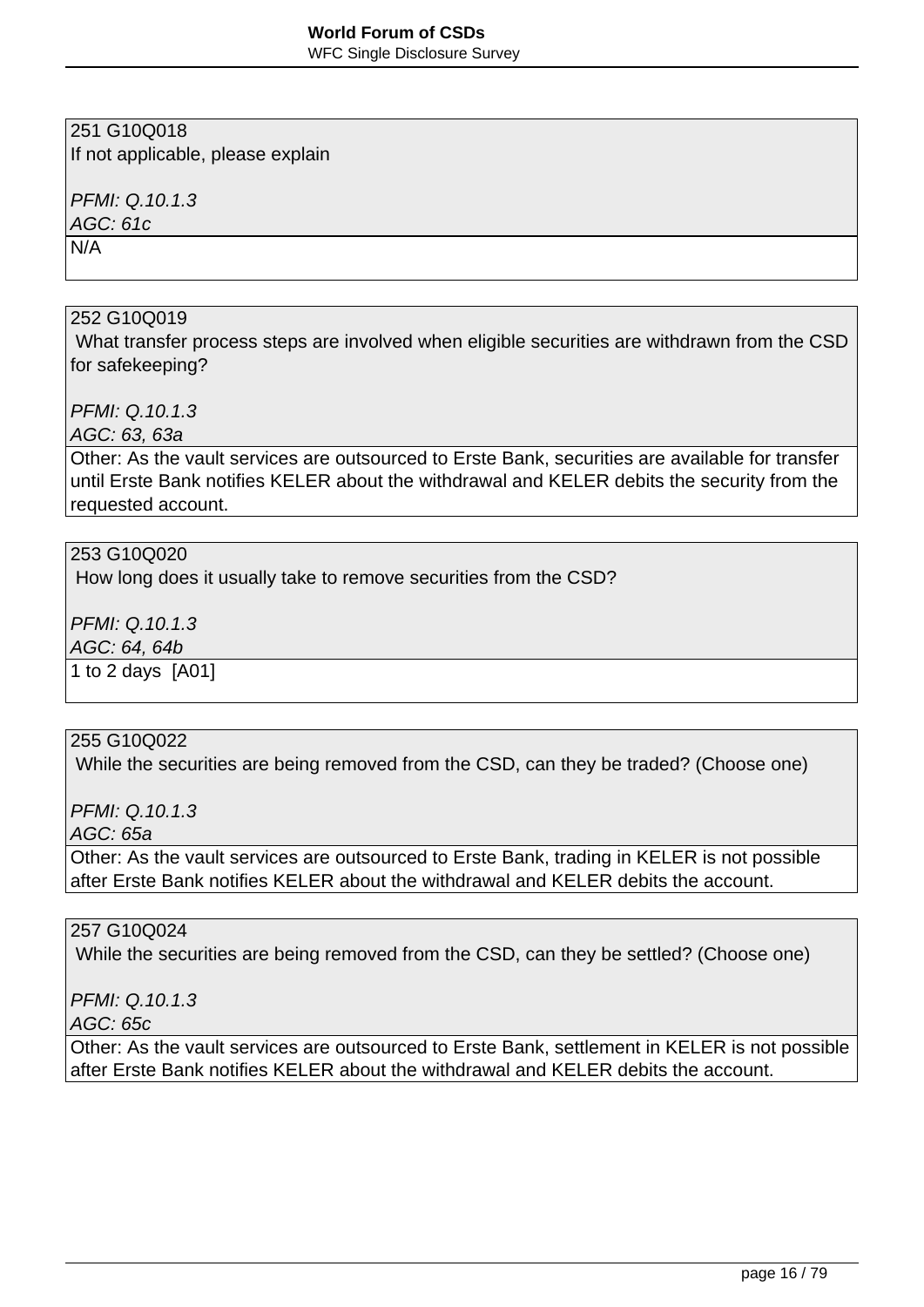| 251 G10Q018<br>If not applicable, please explain<br><br>*PFMI: Q.10.1.3*<br>*AGC: 61c* |
|---|
| N/A |

| 252 G10Q019<br>What transfer process steps are involved when eligible securities are withdrawn from the CSD for safekeeping?<br><br>*PFMI: Q.10.1.3*<br>*AGC: 63, 63a* |
|---|
| Other: As the vault services are outsourced to Erste Bank, securities are available for transfer until Erste Bank notifies KELER about the withdrawal and KELER debits the security from the requested account. |

| 253 G10Q020<br>How long does it usually take to remove securities from the CSD?<br><br>*PFMI: Q.10.1.3*<br>*AGC: 64, 64b* |
|---|
| 1 to 2 days [A01] |

| 255 G10Q022<br>While the securities are being removed from the CSD, can they be traded? (Choose one)<br><br>*PFMI: Q.10.1.3*<br>*AGC: 65a* |
|---|
| Other: As the vault services are outsourced to Erste Bank, trading in KELER is not possible after Erste Bank notifies KELER about the withdrawal and KELER debits the account. |

| 257 G10Q024<br>While the securities are being removed from the CSD, can they be settled? (Choose one)<br><br>*PFMI: Q.10.1.3*<br>*AGC: 65c* |
|---|
| Other: As the vault services are outsourced to Erste Bank, settlement in KELER is not possible after Erste Bank notifies KELER about the withdrawal and KELER debits the account. |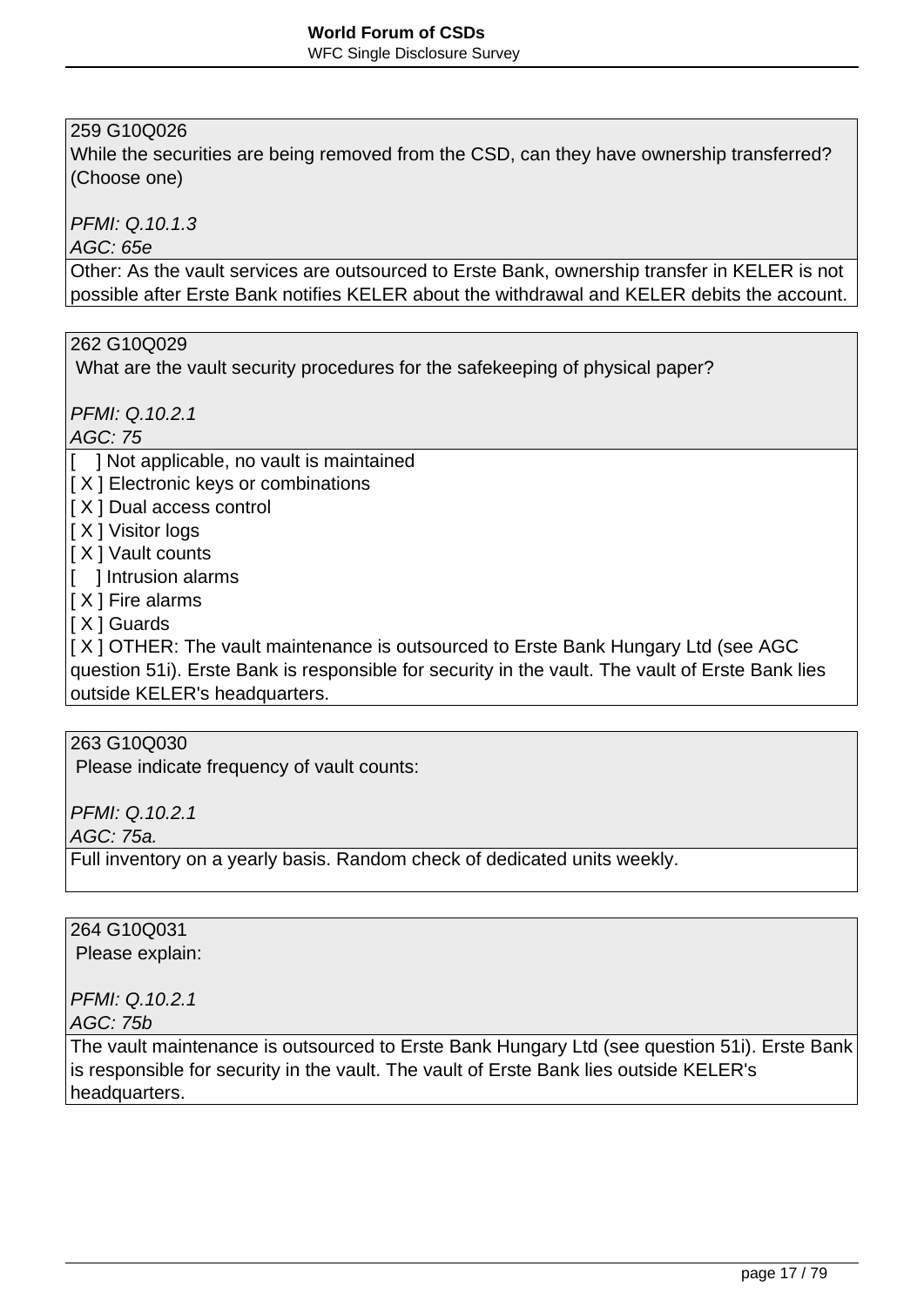259 G10Q026
While the securities are being removed from the CSD, can they have ownership transferred? (Choose one)

*PFMI: Q.10.1.3*
*AGC: 65e*

Other: As the vault services are outsourced to Erste Bank, ownership transfer in KELER is not possible after Erste Bank notifies KELER about the withdrawal and KELER debits the account.

262 G10Q029
What are the vault security procedures for the safekeeping of physical paper?

*PFMI: Q.10.2.1*
*AGC: 75*

[ ] Not applicable, no vault is maintained
[ X ] Electronic keys or combinations
[ X ] Dual access control
[ X ] Visitor logs
[ X ] Vault counts
[ ] Intrusion alarms
[ X ] Fire alarms
[ X ] Guards
[ X ] OTHER: The vault maintenance is outsourced to Erste Bank Hungary Ltd (see AGC question 51i). Erste Bank is responsible for security in the vault. The vault of Erste Bank lies outside KELER's headquarters.

263 G10Q030
Please indicate frequency of vault counts:

*PFMI: Q.10.2.1*
*AGC: 75a.*

Full inventory on a yearly basis. Random check of dedicated units weekly.

264 G10Q031
Please explain:

*PFMI: Q.10.2.1*
*AGC: 75b*

The vault maintenance is outsourced to Erste Bank Hungary Ltd (see question 51i). Erste Bank is responsible for security in the vault. The vault of Erste Bank lies outside KELER's headquarters.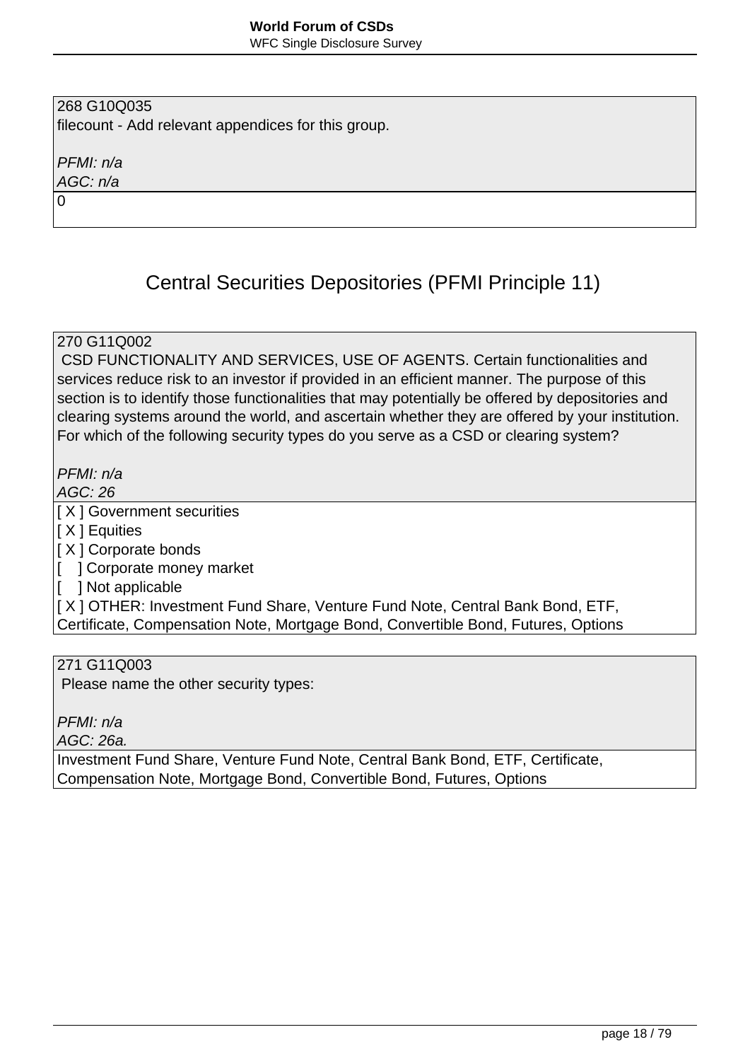| 268 G10Q035<br>filecount - Add relevant appendices for this group.<br><br>*PFMI: n/a*<br>*AGC: n/a* |
|---|
| 0 |

## Central Securities Depositories (PFMI Principle 11)

| 270 G11Q002<br>CSD FUNCTIONALITY AND SERVICES, USE OF AGENTS. Certain functionalities and services reduce risk to an investor if provided in an efficient manner. The purpose of this section is to identify those functionalities that may potentially be offered by depositories and clearing systems around the world, and ascertain whether they are offered by your institution. For which of the following security types do you serve as a CSD or clearing system?<br><br>*PFMI: n/a*<br>*AGC: 26* |
|---|
| [ X ] Government securities<br>[ X ] Equities<br>[ X ] Corporate bonds<br>[    ] Corporate money market<br>[    ] Not applicable<br>[ X ] OTHER: Investment Fund Share, Venture Fund Note, Central Bank Bond, ETF, Certificate, Compensation Note, Mortgage Bond, Convertible Bond, Futures, Options |

| 271 G11Q003<br>Please name the other security types:<br><br>*PFMI: n/a*<br>*AGC: 26a.* |
|---|
| Investment Fund Share, Venture Fund Note, Central Bank Bond, ETF, Certificate, Compensation Note, Mortgage Bond, Convertible Bond, Futures, Options |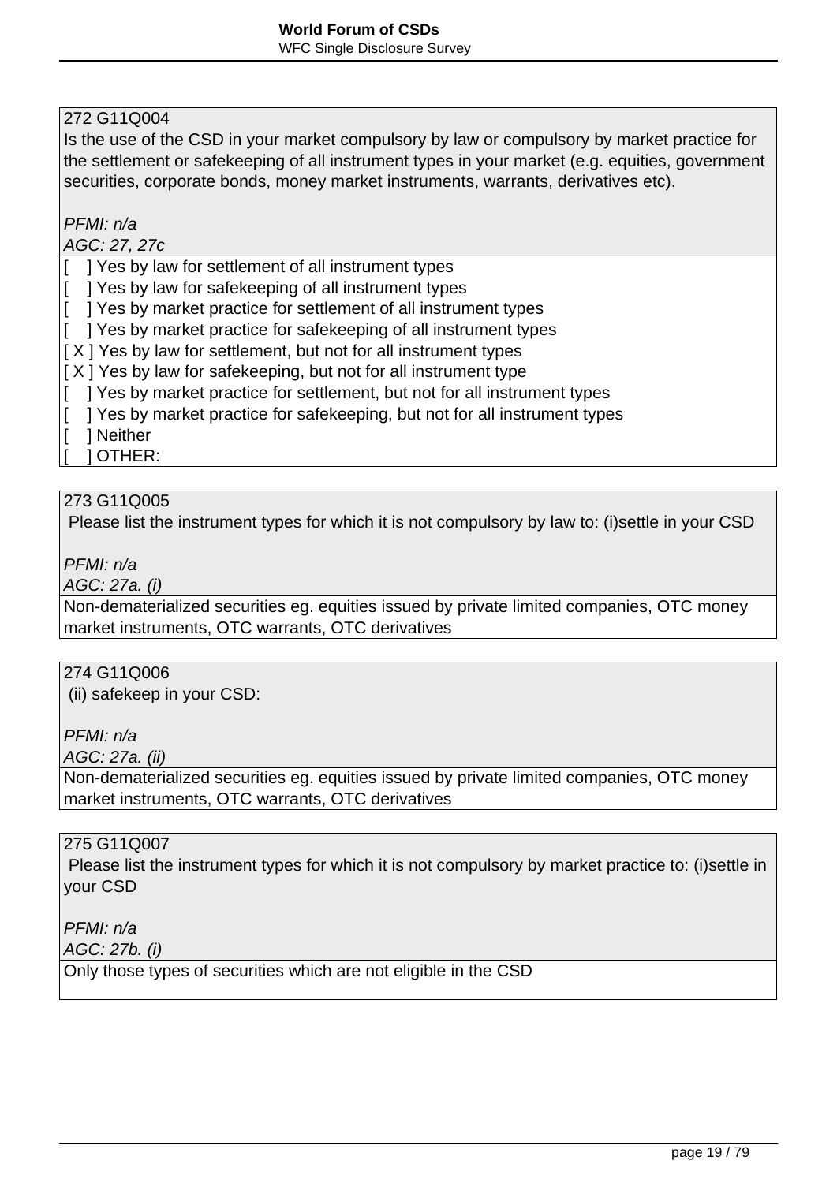272 G11Q004

Is the use of the CSD in your market compulsory by law or compulsory by market practice for the settlement or safekeeping of all instrument types in your market (e.g. equities, government securities, corporate bonds, money market instruments, warrants, derivatives etc).

*PFMI: n/a*
*AGC: 27, 27c*

[ ] Yes by law for settlement of all instrument types
[ ] Yes by law for safekeeping of all instrument types
[ ] Yes by market practice for settlement of all instrument types
[ ] Yes by market practice for safekeeping of all instrument types
[ X ] Yes by law for settlement, but not for all instrument types
[ X ] Yes by law for safekeeping, but not for all instrument type
[ ] Yes by market practice for settlement, but not for all instrument types
[ ] Yes by market practice for safekeeping, but not for all instrument types
[ ] Neither
[ ] OTHER:

273 G11Q005

Please list the instrument types for which it is not compulsory by law to: (i)settle in your CSD

*PFMI: n/a*
*AGC: 27a. (i)*

Non-dematerialized securities eg. equities issued by private limited companies, OTC money market instruments, OTC warrants, OTC derivatives

274 G11Q006

(ii) safekeep in your CSD:

*PFMI: n/a*
*AGC: 27a. (ii)*

Non-dematerialized securities eg. equities issued by private limited companies, OTC money market instruments, OTC warrants, OTC derivatives

275 G11Q007

Please list the instrument types for which it is not compulsory by market practice to: (i)settle in your CSD

*PFMI: n/a*
*AGC: 27b. (i)*

Only those types of securities which are not eligible in the CSD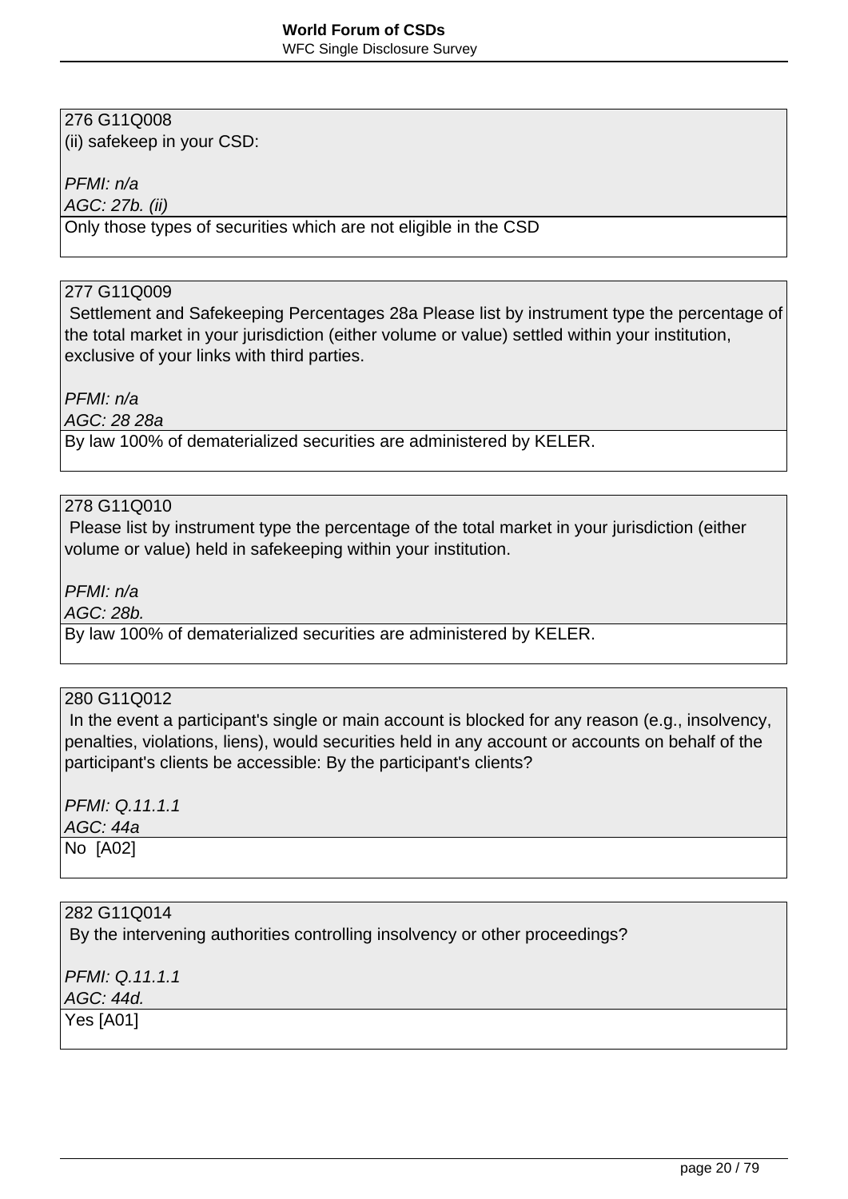276 G11Q008
(ii) safekeep in your CSD:

*PFMI: n/a*
*AGC: 27b. (ii)*

Only those types of securities which are not eligible in the CSD

277 G11Q009
Settlement and Safekeeping Percentages 28a Please list by instrument type the percentage of the total market in your jurisdiction (either volume or value) settled within your institution, exclusive of your links with third parties.

*PFMI: n/a*
*AGC: 28 28a*

By law 100% of dematerialized securities are administered by KELER.

278 G11Q010
Please list by instrument type the percentage of the total market in your jurisdiction (either volume or value) held in safekeeping within your institution.

*PFMI: n/a*
*AGC: 28b.*

By law 100% of dematerialized securities are administered by KELER.

280 G11Q012
In the event a participant's single or main account is blocked for any reason (e.g., insolvency, penalties, violations, liens), would securities held in any account or accounts on behalf of the participant's clients be accessible: By the participant's clients?

*PFMI: Q.11.1.1*
*AGC: 44a*

No [A02]

282 G11Q014
By the intervening authorities controlling insolvency or other proceedings?

*PFMI: Q.11.1.1*
*AGC: 44d.*

Yes [A01]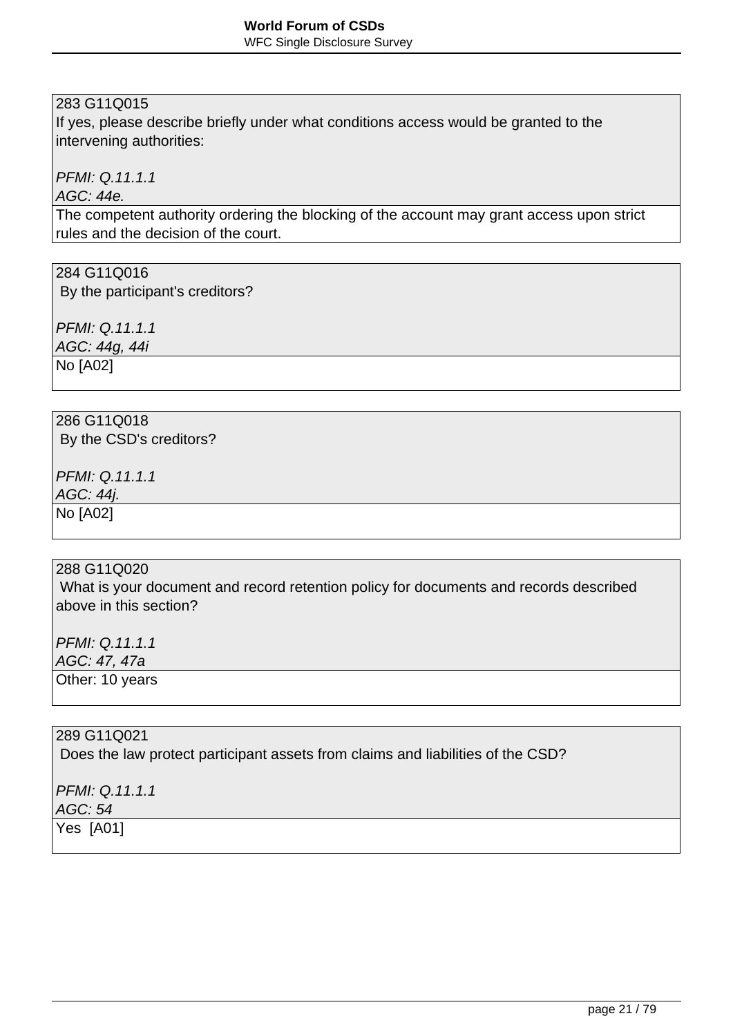283 G11Q015
If yes, please describe briefly under what conditions access would be granted to the intervening authorities:

*PFMI: Q.11.1.1*
*AGC: 44e.*

The competent authority ordering the blocking of the account may grant access upon strict rules and the decision of the court.

284 G11Q016
By the participant's creditors?

*PFMI: Q.11.1.1*
*AGC: 44g, 44i*

No [A02]

286 G11Q018
By the CSD's creditors?

*PFMI: Q.11.1.1*
*AGC: 44j.*

No [A02]

288 G11Q020
What is your document and record retention policy for documents and records described above in this section?

*PFMI: Q.11.1.1*
*AGC: 47, 47a*

Other: 10 years

289 G11Q021
Does the law protect participant assets from claims and liabilities of the CSD?

*PFMI: Q.11.1.1*
*AGC: 54*

Yes [A01]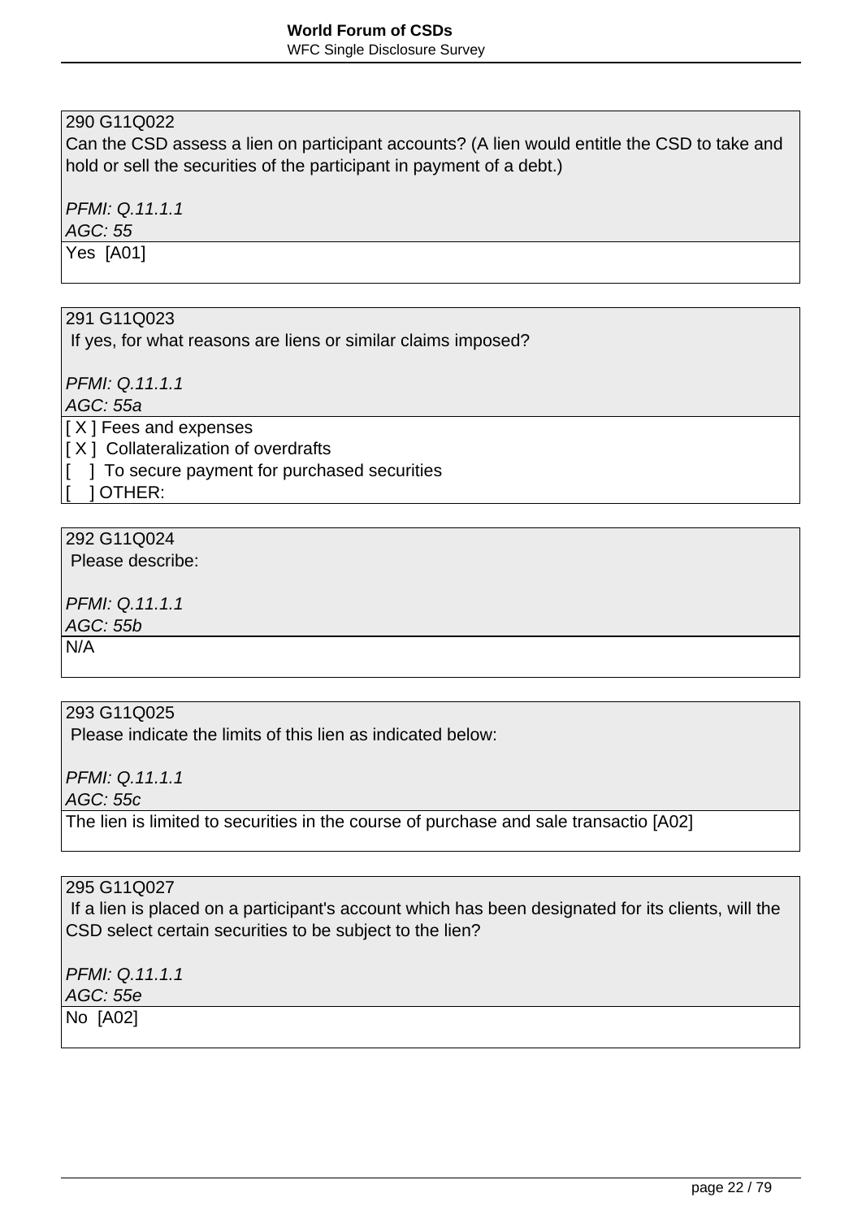290 G11Q022
Can the CSD assess a lien on participant accounts? (A lien would entitle the CSD to take and hold or sell the securities of the participant in payment of a debt.)

*PFMI: Q.11.1.1*
*AGC: 55*

Yes [A01]

291 G11Q023
If yes, for what reasons are liens or similar claims imposed?

*PFMI: Q.11.1.1*
*AGC: 55a*

[ X ] Fees and expenses
[ X ] Collateralization of overdrafts
[ ] To secure payment for purchased securities
[ ] OTHER:

292 G11Q024
Please describe:

*PFMI: Q.11.1.1*
*AGC: 55b*

N/A

293 G11Q025
Please indicate the limits of this lien as indicated below:

*PFMI: Q.11.1.1*
*AGC: 55c*

The lien is limited to securities in the course of purchase and sale transactio [A02]

295 G11Q027
If a lien is placed on a participant's account which has been designated for its clients, will the CSD select certain securities to be subject to the lien?

*PFMI: Q.11.1.1*
*AGC: 55e*

No [A02]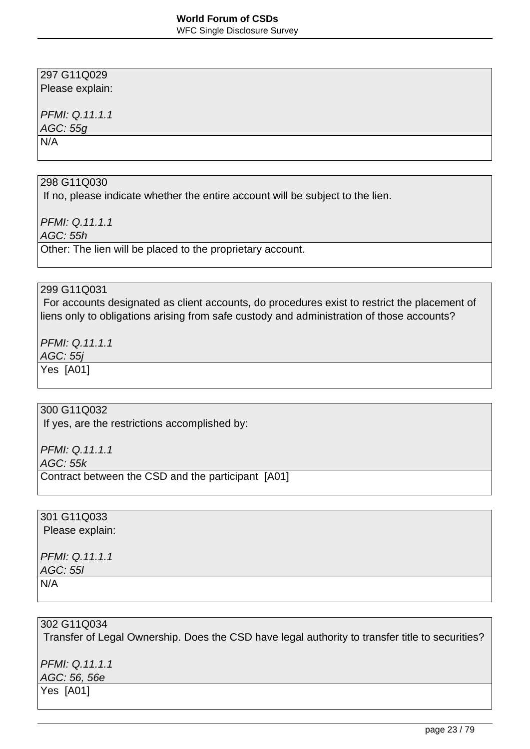297 G11Q029
Please explain:

*PFMI: Q.11.1.1*
*AGC: 55g*

N/A

298 G11Q030
If no, please indicate whether the entire account will be subject to the lien.

*PFMI: Q.11.1.1*
*AGC: 55h*

Other: The lien will be placed to the proprietary account.

299 G11Q031
For accounts designated as client accounts, do procedures exist to restrict the placement of liens only to obligations arising from safe custody and administration of those accounts?

*PFMI: Q.11.1.1*
*AGC: 55j*

Yes [A01]

300 G11Q032
If yes, are the restrictions accomplished by:

*PFMI: Q.11.1.1*
*AGC: 55k*

Contract between the CSD and the participant [A01]

301 G11Q033
Please explain:

*PFMI: Q.11.1.1*
*AGC: 55l*

N/A

302 G11Q034
Transfer of Legal Ownership. Does the CSD have legal authority to transfer title to securities?

*PFMI: Q.11.1.1*
*AGC: 56, 56e*

Yes [A01]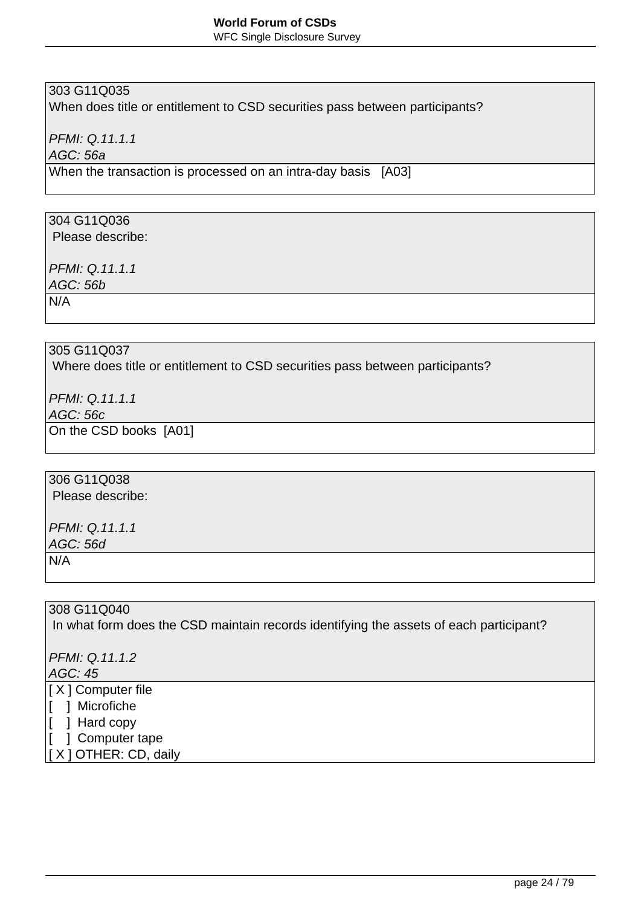303 G11Q035
When does title or entitlement to CSD securities pass between participants?

*PFMI: Q.11.1.1*
*AGC: 56a*

When the transaction is processed on an intra-day basis [A03]

---

304 G11Q036
Please describe:

*PFMI: Q.11.1.1*
*AGC: 56b*

N/A

---

305 G11Q037
Where does title or entitlement to CSD securities pass between participants?

*PFMI: Q.11.1.1*
*AGC: 56c*

On the CSD books [A01]

---

306 G11Q038
Please describe:

*PFMI: Q.11.1.1*
*AGC: 56d*

N/A

---

308 G11Q040
In what form does the CSD maintain records identifying the assets of each participant?

*PFMI: Q.11.1.2*
*AGC: 45*

[ X ] Computer file
[ ] Microfiche
[ ] Hard copy
[ ] Computer tape
[ X ] OTHER: CD, daily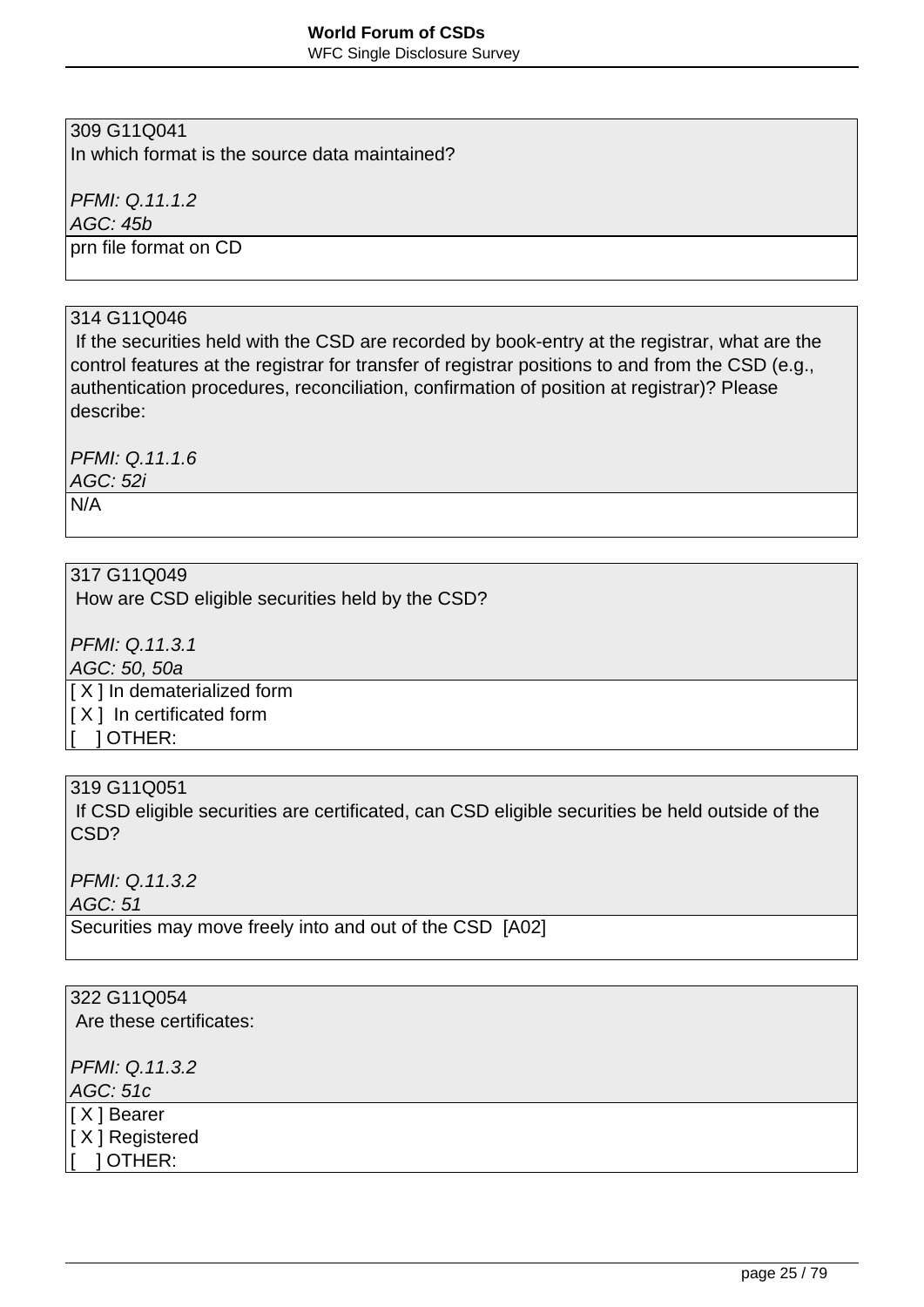309 G11Q041
In which format is the source data maintained?

*PFMI: Q.11.1.2*
*AGC: 45b*

prn file format on CD

---

314 G11Q046
If the securities held with the CSD are recorded by book-entry at the registrar, what are the control features at the registrar for transfer of registrar positions to and from the CSD (e.g., authentication procedures, reconciliation, confirmation of position at registrar)? Please describe:

*PFMI: Q.11.1.6*
*AGC: 52i*

N/A

---

317 G11Q049
How are CSD eligible securities held by the CSD?

*PFMI: Q.11.3.1*
*AGC: 50, 50a*

[ X ] In dematerialized form
[ X ] In certificated form
[ ] OTHER:

---

319 G11Q051
If CSD eligible securities are certificated, can CSD eligible securities be held outside of the CSD?

*PFMI: Q.11.3.2*
*AGC: 51*

Securities may move freely into and out of the CSD [A02]

---

322 G11Q054
Are these certificates:

*PFMI: Q.11.3.2*
*AGC: 51c*

[ X ] Bearer
[ X ] Registered
[ ] OTHER: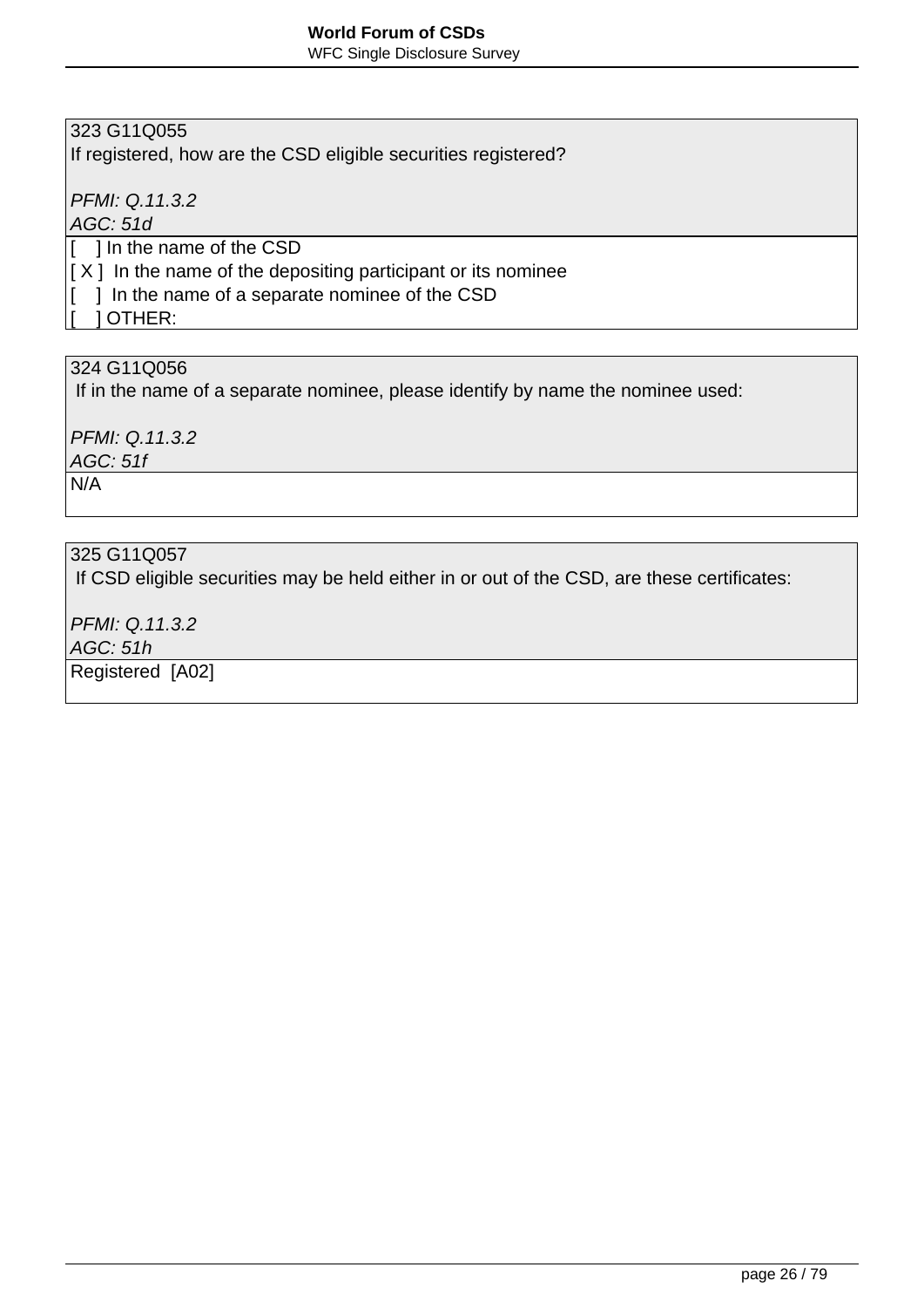323 G11Q055
If registered, how are the CSD eligible securities registered?

*PFMI: Q.11.3.2*
*AGC: 51d*

[ ] In the name of the CSD
[ X ] In the name of the depositing participant or its nominee
[ ] In the name of a separate nominee of the CSD
[ ] OTHER:

324 G11Q056
If in the name of a separate nominee, please identify by name the nominee used:

*PFMI: Q.11.3.2*
*AGC: 51f*

N/A

325 G11Q057
If CSD eligible securities may be held either in or out of the CSD, are these certificates:

*PFMI: Q.11.3.2*
*AGC: 51h*

Registered [A02]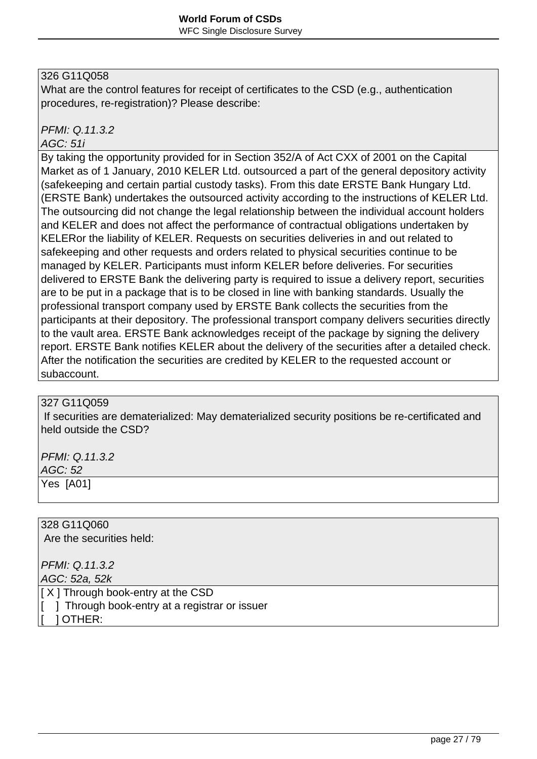326 G11Q058
What are the control features for receipt of certificates to the CSD (e.g., authentication procedures, re-registration)? Please describe:

*PFMI: Q.11.3.2*
*AGC: 51i*

By taking the opportunity provided for in Section 352/A of Act CXX of 2001 on the Capital Market as of 1 January, 2010 KELER Ltd. outsourced a part of the general depository activity (safekeeping and certain partial custody tasks). From this date ERSTE Bank Hungary Ltd. (ERSTE Bank) undertakes the outsourced activity according to the instructions of KELER Ltd. The outsourcing did not change the legal relationship between the individual account holders and KELER and does not affect the performance of contractual obligations undertaken by KELERor the liability of KELER. Requests on securities deliveries in and out related to safekeeping and other requests and orders related to physical securities continue to be managed by KELER. Participants must inform KELER before deliveries. For securities delivered to ERSTE Bank the delivering party is required to issue a delivery report, securities are to be put in a package that is to be closed in line with banking standards. Usually the professional transport company used by ERSTE Bank collects the securities from the participants at their depository. The professional transport company delivers securities directly to the vault area. ERSTE Bank acknowledges receipt of the package by signing the delivery report. ERSTE Bank notifies KELER about the delivery of the securities after a detailed check. After the notification the securities are credited by KELER to the requested account or subaccount.

327 G11Q059
If securities are dematerialized: May dematerialized security positions be re-certificated and held outside the CSD?

*PFMI: Q.11.3.2*
*AGC: 52*

Yes [A01]

328 G11Q060
Are the securities held:

*PFMI: Q.11.3.2*
*AGC: 52a, 52k*

[ X ] Through book-entry at the CSD
[ ] Through book-entry at a registrar or issuer
[ ] OTHER: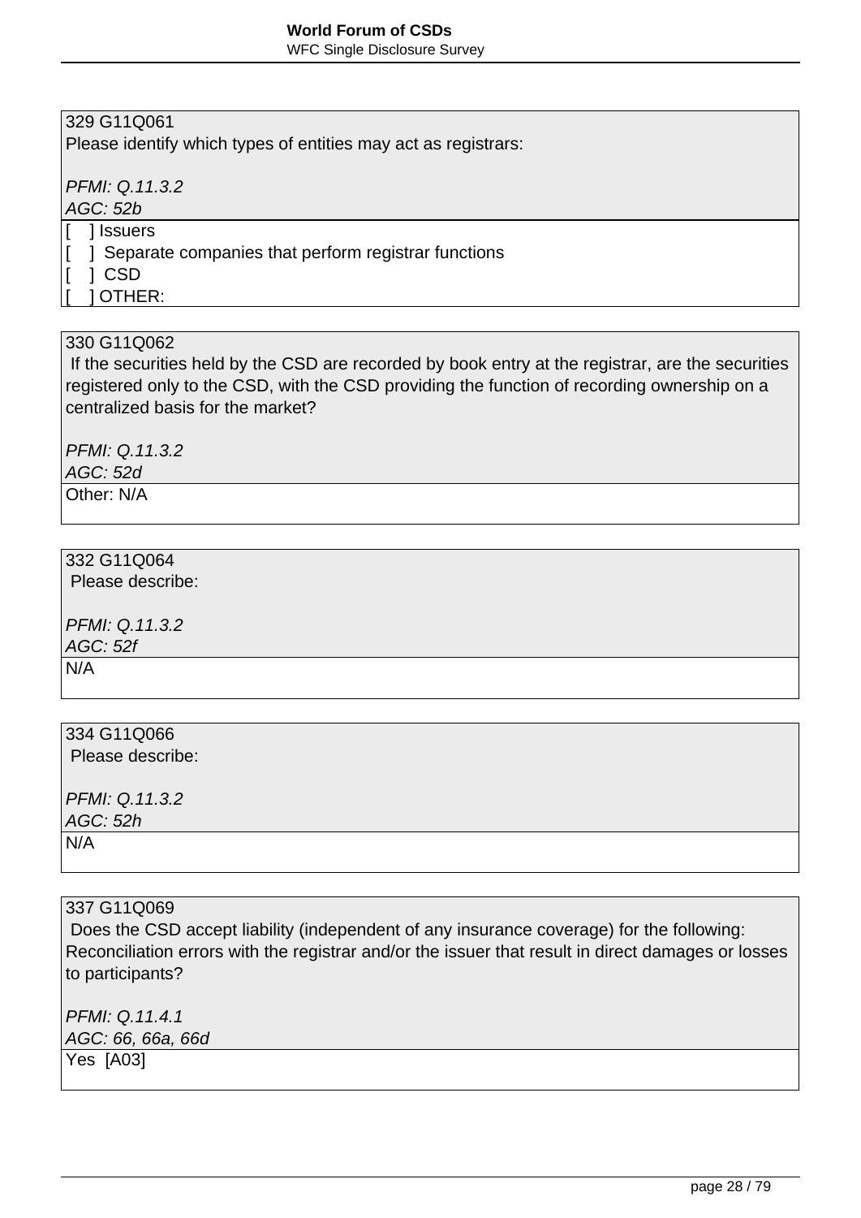329 G11Q061
Please identify which types of entities may act as registrars:

*PFMI: Q.11.3.2*
*AGC: 52b*

[ ] Issuers
[ ] Separate companies that perform registrar functions
[ ] CSD
[ ] OTHER:

330 G11Q062
If the securities held by the CSD are recorded by book entry at the registrar, are the securities registered only to the CSD, with the CSD providing the function of recording ownership on a centralized basis for the market?

*PFMI: Q.11.3.2*
*AGC: 52d*

Other: N/A

332 G11Q064
Please describe:

*PFMI: Q.11.3.2*
*AGC: 52f*

N/A

334 G11Q066
Please describe:

*PFMI: Q.11.3.2*
*AGC: 52h*

N/A

337 G11Q069
Does the CSD accept liability (independent of any insurance coverage) for the following: Reconciliation errors with the registrar and/or the issuer that result in direct damages or losses to participants?

*PFMI: Q.11.4.1*
*AGC: 66, 66a, 66d*

Yes [A03]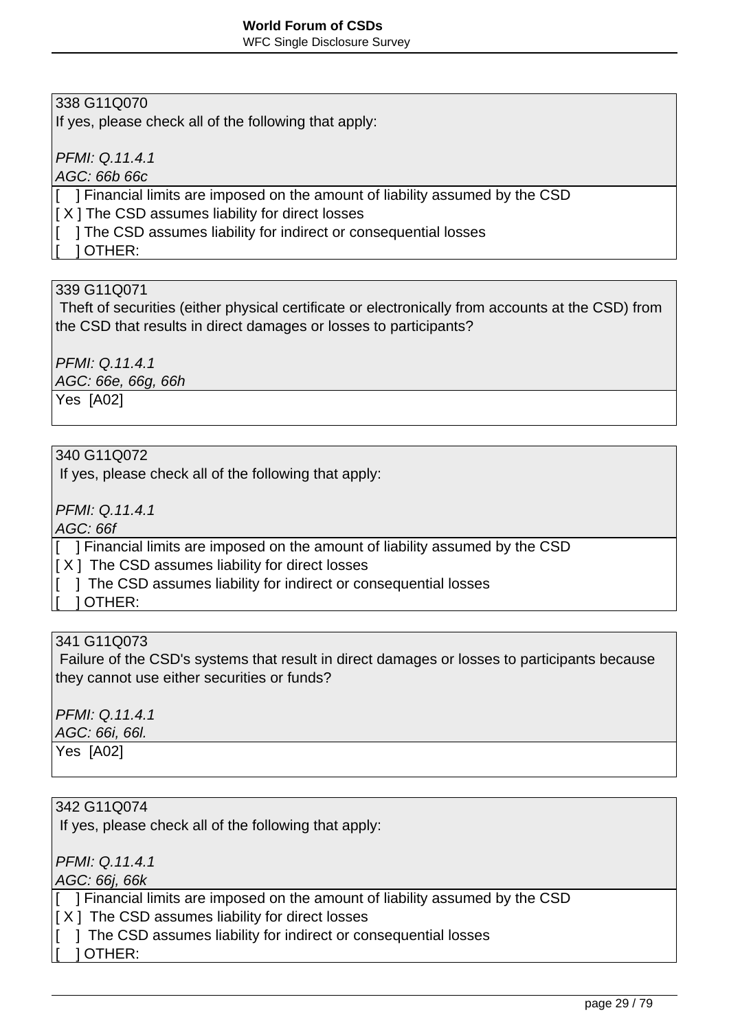338 G11Q070
If yes, please check all of the following that apply:

*PFMI: Q.11.4.1*
*AGC: 66b 66c*

[    ] Financial limits are imposed on the amount of liability assumed by the CSD
[ X ] The CSD assumes liability for direct losses
[    ] The CSD assumes liability for indirect or consequential losses
[    ] OTHER:

339 G11Q071
Theft of securities (either physical certificate or electronically from accounts at the CSD) from the CSD that results in direct damages or losses to participants?

*PFMI: Q.11.4.1*
*AGC: 66e, 66g, 66h*

Yes  [A02]

340 G11Q072
If yes, please check all of the following that apply:

*PFMI: Q.11.4.1*
*AGC: 66f*

[    ] Financial limits are imposed on the amount of liability assumed by the CSD
[ X ]  The CSD assumes liability for direct losses
[    ]  The CSD assumes liability for indirect or consequential losses
[    ] OTHER:

341 G11Q073
Failure of the CSD's systems that result in direct damages or losses to participants because they cannot use either securities or funds?

*PFMI: Q.11.4.1*
*AGC: 66i, 66l.*

Yes  [A02]

342 G11Q074
If yes, please check all of the following that apply:

*PFMI: Q.11.4.1*
*AGC: 66j, 66k*

[    ] Financial limits are imposed on the amount of liability assumed by the CSD
[ X ]  The CSD assumes liability for direct losses
[    ]  The CSD assumes liability for indirect or consequential losses
[    ] OTHER: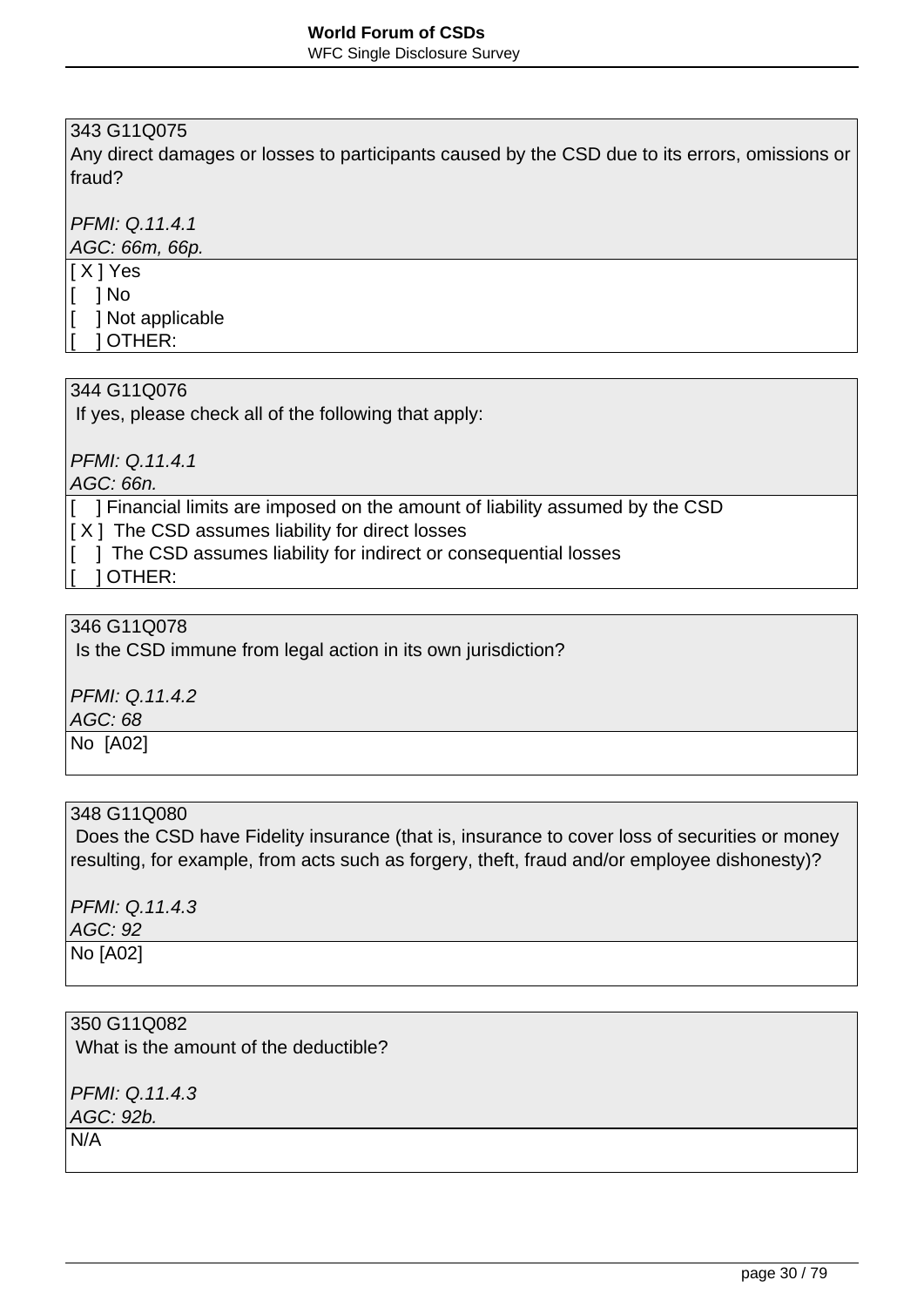343 G11Q075
Any direct damages or losses to participants caused by the CSD due to its errors, omissions or fraud?

*PFMI: Q.11.4.1*
*AGC: 66m, 66p.*

[ X ] Yes
[    ] No
[    ] Not applicable
[    ] OTHER:

344 G11Q076
If yes, please check all of the following that apply:

*PFMI: Q.11.4.1*
*AGC: 66n.*

[    ] Financial limits are imposed on the amount of liability assumed by the CSD
[ X ]  The CSD assumes liability for direct losses
[    ]  The CSD assumes liability for indirect or consequential losses
[    ] OTHER:

346 G11Q078
Is the CSD immune from legal action in its own jurisdiction?

*PFMI: Q.11.4.2*
*AGC: 68*

No  [A02]

348 G11Q080
Does the CSD have Fidelity insurance (that is, insurance to cover loss of securities or money resulting, for example, from acts such as forgery, theft, fraud and/or employee dishonesty)?

*PFMI: Q.11.4.3*
*AGC: 92*

No [A02]

350 G11Q082
What is the amount of the deductible?

*PFMI: Q.11.4.3*
*AGC: 92b.*

N/A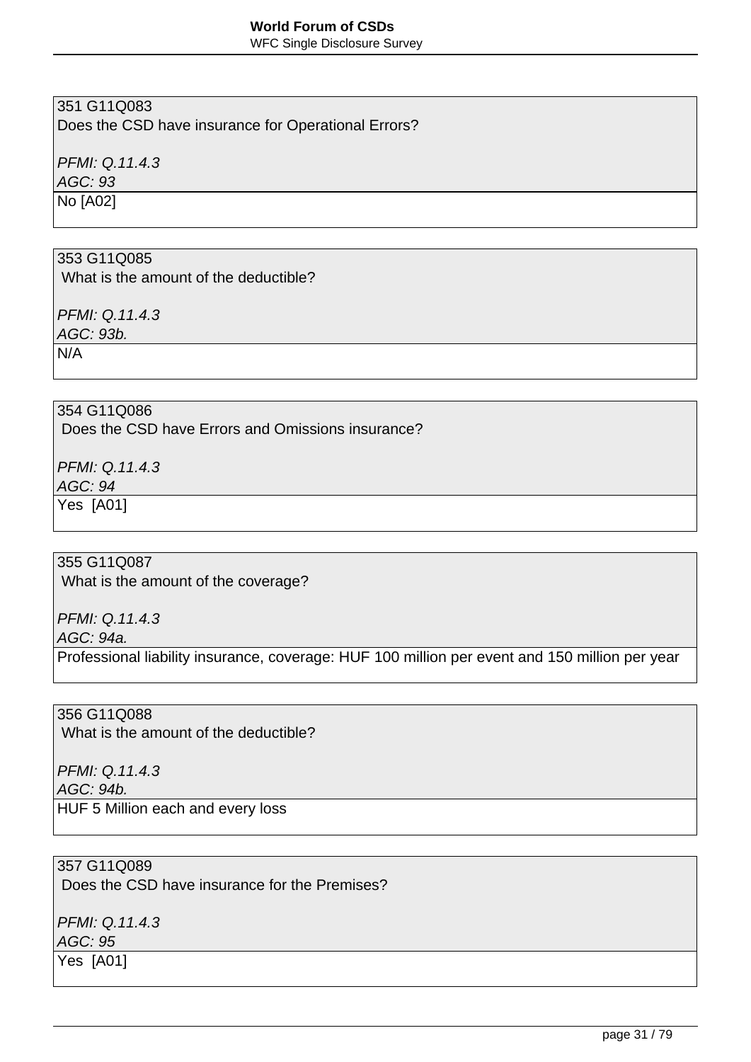351 G11Q083
Does the CSD have insurance for Operational Errors?

*PFMI: Q.11.4.3*
*AGC: 93*

No [A02]

353 G11Q085
What is the amount of the deductible?

*PFMI: Q.11.4.3*
*AGC: 93b.*

N/A

354 G11Q086
Does the CSD have Errors and Omissions insurance?

*PFMI: Q.11.4.3*
*AGC: 94*

Yes [A01]

355 G11Q087
What is the amount of the coverage?

*PFMI: Q.11.4.3*
*AGC: 94a.*

Professional liability insurance, coverage: HUF 100 million per event and 150 million per year

356 G11Q088
What is the amount of the deductible?

*PFMI: Q.11.4.3*
*AGC: 94b.*

HUF 5 Million each and every loss

357 G11Q089
Does the CSD have insurance for the Premises?

*PFMI: Q.11.4.3*
*AGC: 95*

Yes [A01]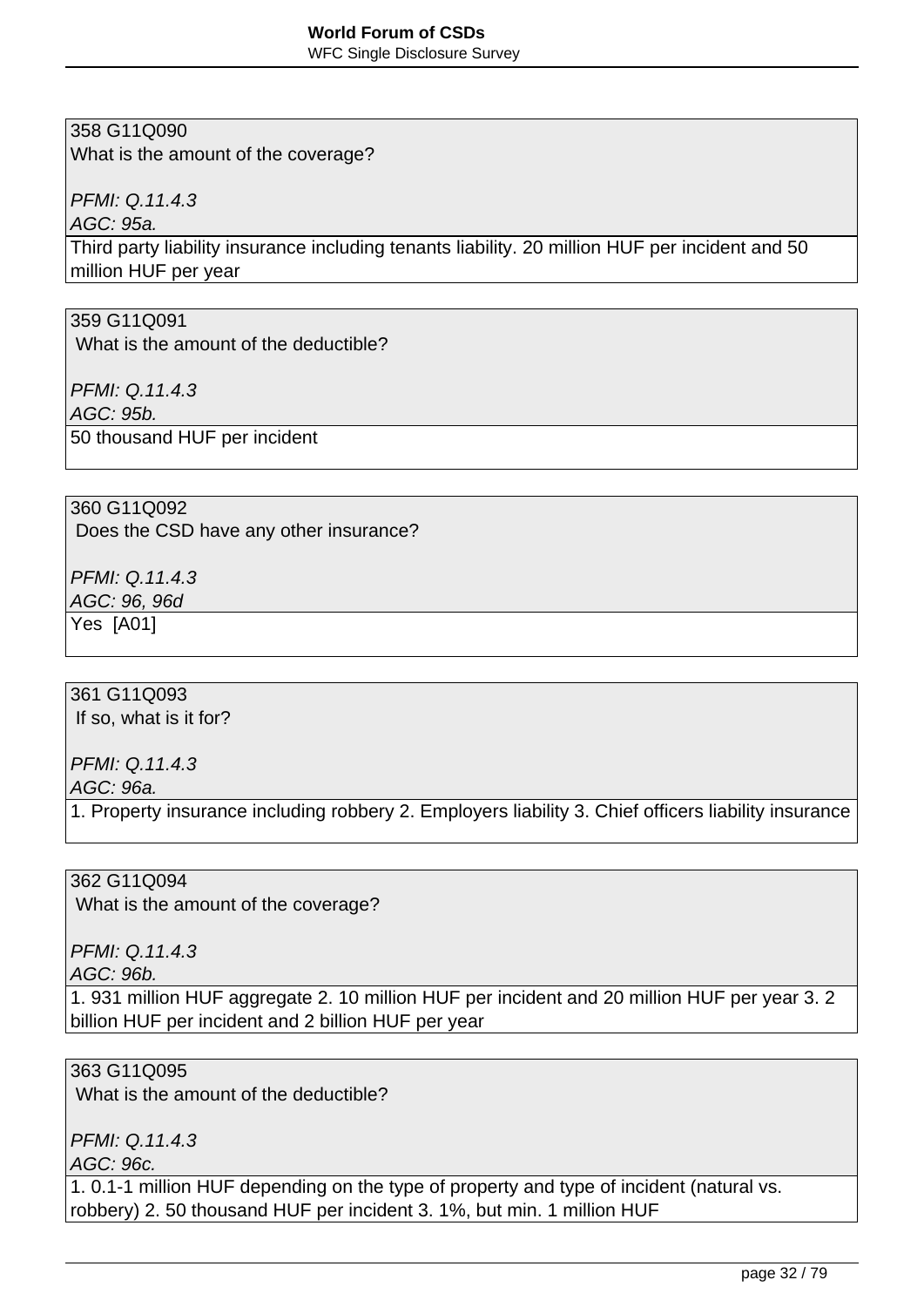358 G11Q090
What is the amount of the coverage?

*PFMI: Q.11.4.3*
*AGC: 95a.*

Third party liability insurance including tenants liability. 20 million HUF per incident and 50 million HUF per year

359 G11Q091
What is the amount of the deductible?

*PFMI: Q.11.4.3*
*AGC: 95b.*

50 thousand HUF per incident

360 G11Q092
Does the CSD have any other insurance?

*PFMI: Q.11.4.3*
*AGC: 96, 96d*

Yes [A01]

361 G11Q093
If so, what is it for?

*PFMI: Q.11.4.3*
*AGC: 96a.*

1. Property insurance including robbery 2. Employers liability 3. Chief officers liability insurance

362 G11Q094
What is the amount of the coverage?

*PFMI: Q.11.4.3*
*AGC: 96b.*

1. 931 million HUF aggregate 2. 10 million HUF per incident and 20 million HUF per year 3. 2 billion HUF per incident and 2 billion HUF per year

363 G11Q095
What is the amount of the deductible?

*PFMI: Q.11.4.3*
*AGC: 96c.*

1. 0.1-1 million HUF depending on the type of property and type of incident (natural vs. robbery) 2. 50 thousand HUF per incident 3. 1%, but min. 1 million HUF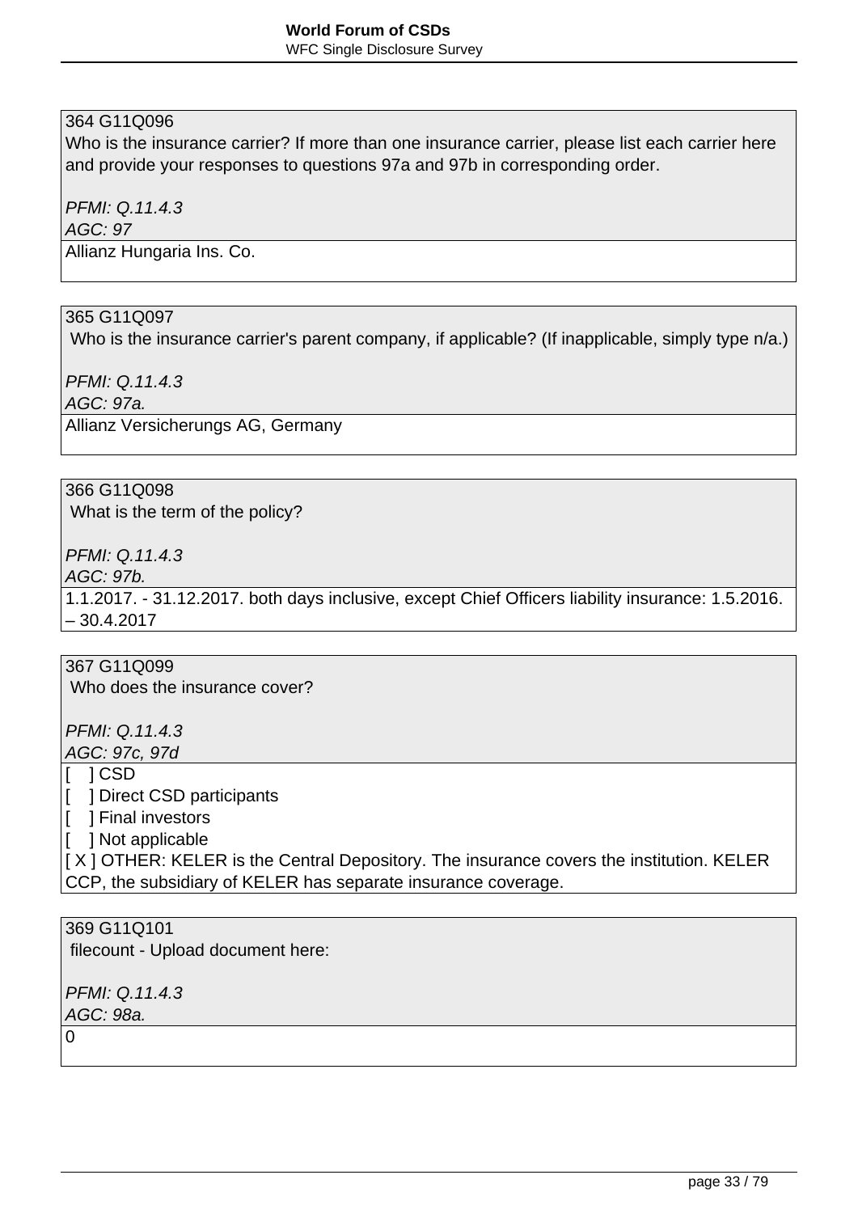364 G11Q096
Who is the insurance carrier? If more than one insurance carrier, please list each carrier here and provide your responses to questions 97a and 97b in corresponding order.

*PFMI: Q.11.4.3*
*AGC: 97*

Allianz Hungaria Ins. Co.

365 G11Q097
Who is the insurance carrier's parent company, if applicable? (If inapplicable, simply type n/a.)

*PFMI: Q.11.4.3*
*AGC: 97a.*

Allianz Versicherungs AG, Germany

366 G11Q098
What is the term of the policy?

*PFMI: Q.11.4.3*
*AGC: 97b.*

1.1.2017. - 31.12.2017. both days inclusive, except Chief Officers liability insurance: 1.5.2016. – 30.4.2017

367 G11Q099
Who does the insurance cover?

*PFMI: Q.11.4.3*
*AGC: 97c, 97d*

[ ] CSD
[ ] Direct CSD participants
[ ] Final investors
[ ] Not applicable
[ X ] OTHER: KELER is the Central Depository. The insurance covers the institution. KELER CCP, the subsidiary of KELER has separate insurance coverage.

369 G11Q101
filecount - Upload document here:

*PFMI: Q.11.4.3*
*AGC: 98a.*

0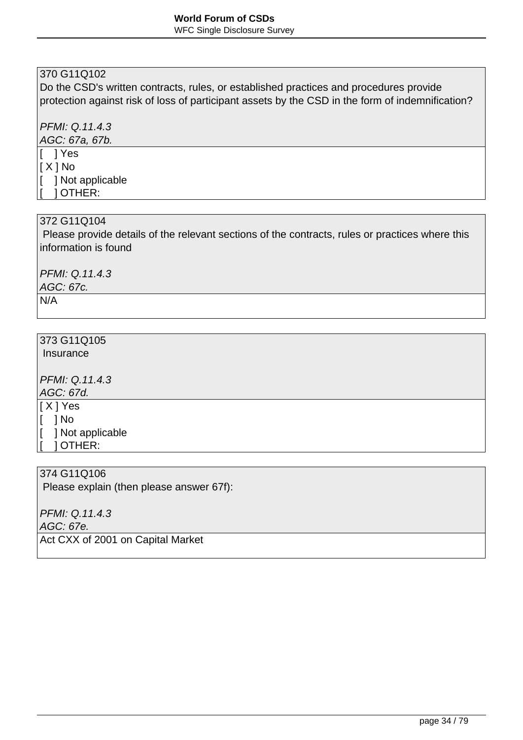370 G11Q102
Do the CSD's written contracts, rules, or established practices and procedures provide protection against risk of loss of participant assets by the CSD in the form of indemnification?

*PFMI: Q.11.4.3*
*AGC: 67a, 67b.*

[ ] Yes
[ X ] No
[ ] Not applicable
[ ] OTHER:

372 G11Q104
Please provide details of the relevant sections of the contracts, rules or practices where this information is found

*PFMI: Q.11.4.3*
*AGC: 67c.*

N/A

373 G11Q105
Insurance

*PFMI: Q.11.4.3*
*AGC: 67d.*

[ X ] Yes
[ ] No
[ ] Not applicable
[ ] OTHER:

374 G11Q106
Please explain (then please answer 67f):

*PFMI: Q.11.4.3*
*AGC: 67e.*

Act CXX of 2001 on Capital Market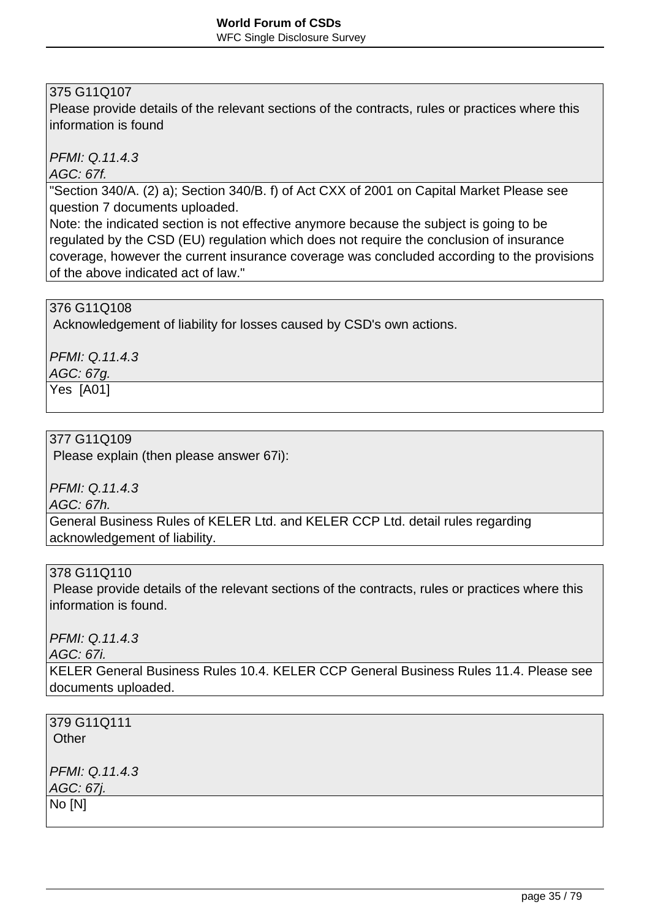375 G11Q107
Please provide details of the relevant sections of the contracts, rules or practices where this information is found

*PFMI: Q.11.4.3*
*AGC: 67f.*

"Section 340/A. (2) a); Section 340/B. f) of Act CXX of 2001 on Capital Market Please see question 7 documents uploaded.
Note: the indicated section is not effective anymore because the subject is going to be regulated by the CSD (EU) regulation which does not require the conclusion of insurance coverage, however the current insurance coverage was concluded according to the provisions of the above indicated act of law."

376 G11Q108
Acknowledgement of liability for losses caused by CSD's own actions.

*PFMI: Q.11.4.3*
*AGC: 67g.*

Yes [A01]

377 G11Q109
Please explain (then please answer 67i):

*PFMI: Q.11.4.3*
*AGC: 67h.*

General Business Rules of KELER Ltd. and KELER CCP Ltd. detail rules regarding acknowledgement of liability.

378 G11Q110
Please provide details of the relevant sections of the contracts, rules or practices where this information is found.

*PFMI: Q.11.4.3*
*AGC: 67i.*

KELER General Business Rules 10.4. KELER CCP General Business Rules 11.4. Please see documents uploaded.

379 G11Q111
Other

*PFMI: Q.11.4.3*
*AGC: 67j.*

No [N]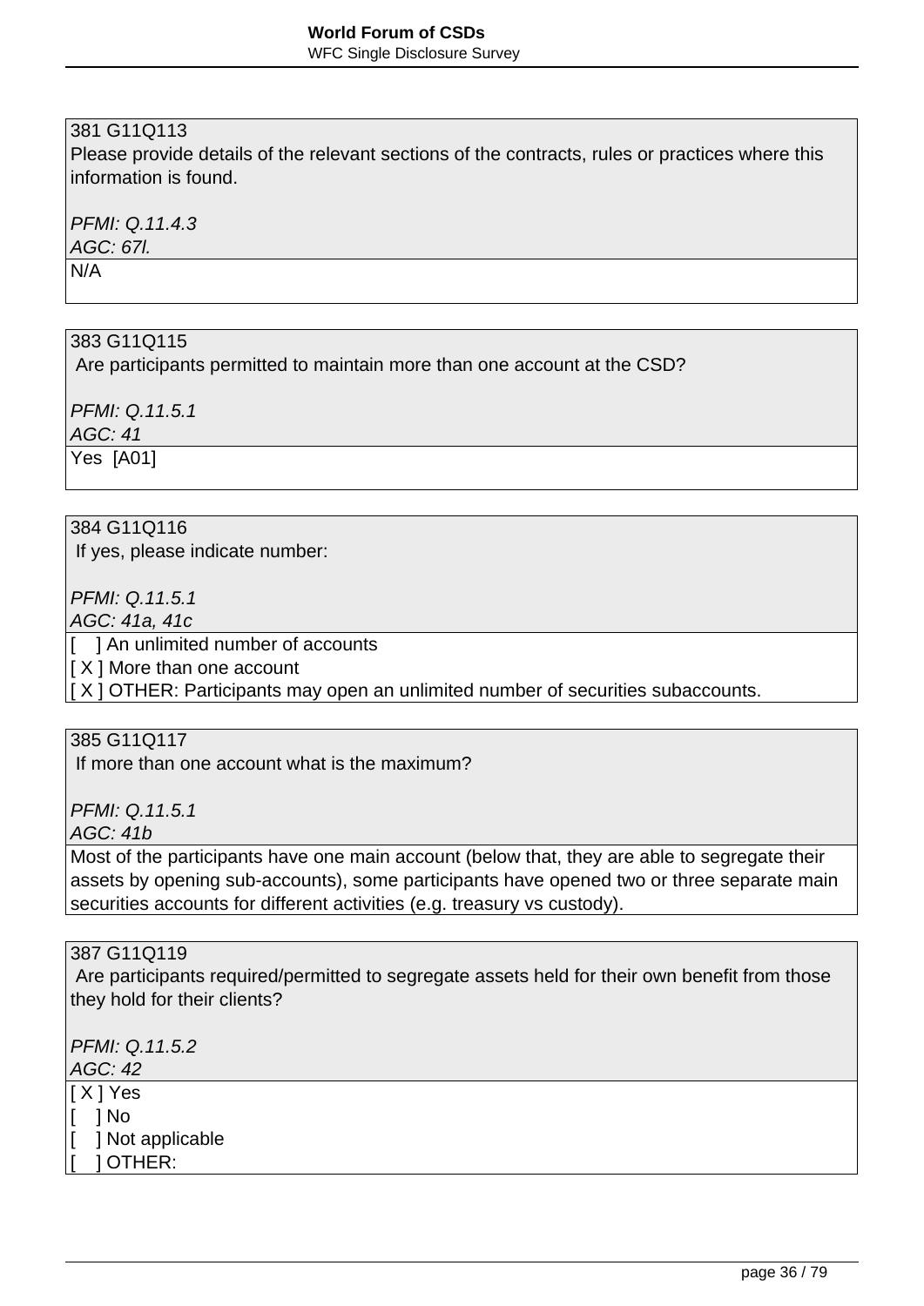381 G11Q113
Please provide details of the relevant sections of the contracts, rules or practices where this information is found.

*PFMI: Q.11.4.3*
*AGC: 67l.*

N/A

383 G11Q115
Are participants permitted to maintain more than one account at the CSD?

*PFMI: Q.11.5.1*
*AGC: 41*

Yes [A01]

384 G11Q116
If yes, please indicate number:

*PFMI: Q.11.5.1*
*AGC: 41a, 41c*

[ ] An unlimited number of accounts
[ X ] More than one account
[ X ] OTHER: Participants may open an unlimited number of securities subaccounts.

385 G11Q117
If more than one account what is the maximum?

*PFMI: Q.11.5.1*
*AGC: 41b*

Most of the participants have one main account (below that, they are able to segregate their assets by opening sub-accounts), some participants have opened two or three separate main securities accounts for different activities (e.g. treasury vs custody).

387 G11Q119
Are participants required/permitted to segregate assets held for their own benefit from those they hold for their clients?

*PFMI: Q.11.5.2*
*AGC: 42*

[ X ] Yes
[ ] No
[ ] Not applicable
[ ] OTHER: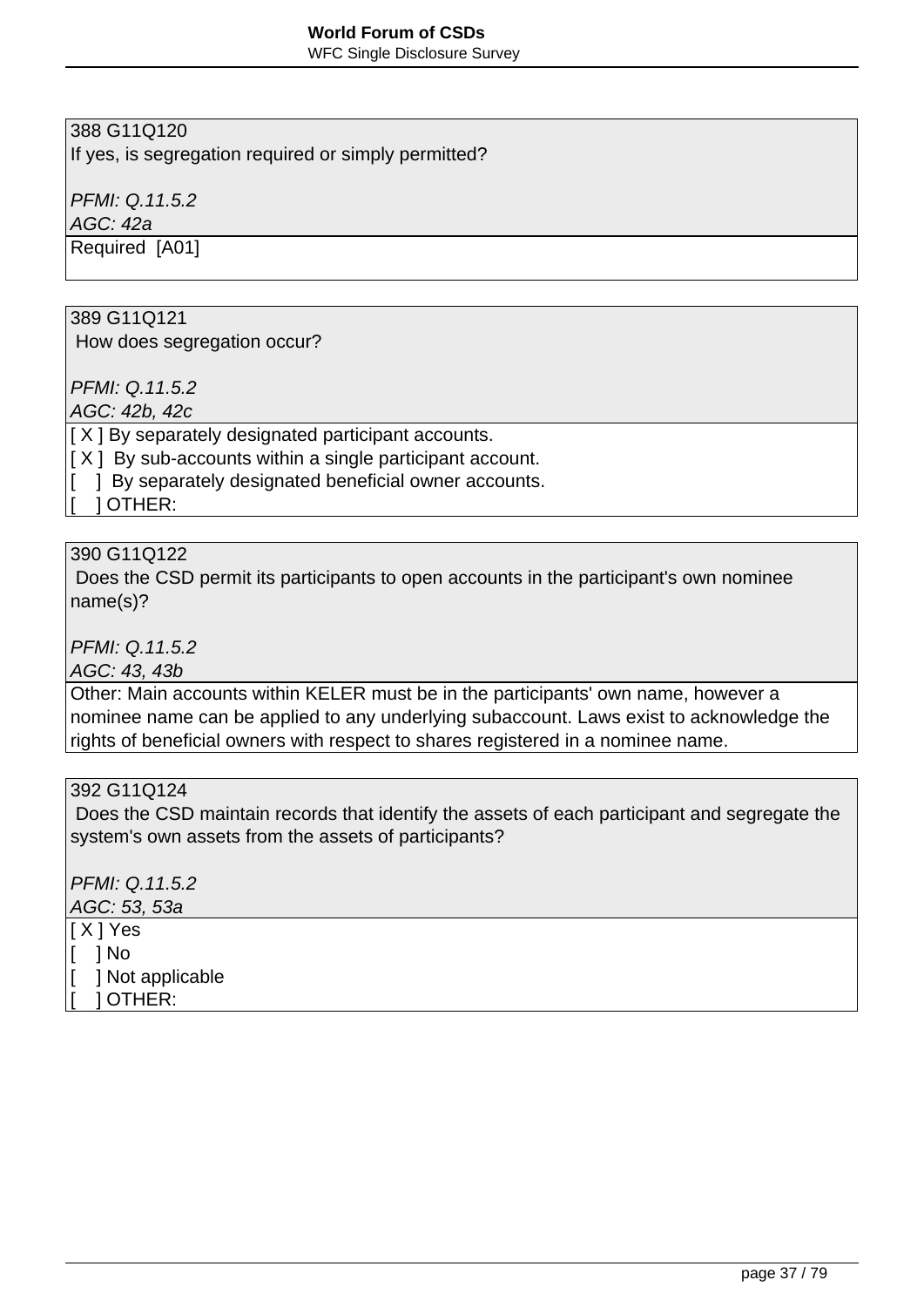388 G11Q120
If yes, is segregation required or simply permitted?

*PFMI: Q.11.5.2*
*AGC: 42a*

Required  [A01]

389 G11Q121
How does segregation occur?

*PFMI: Q.11.5.2*
*AGC: 42b, 42c*

[ X ] By separately designated participant accounts.
[ X ]  By sub-accounts within a single participant account.
[    ]  By separately designated beneficial owner accounts.
[    ] OTHER:

390 G11Q122
Does the CSD permit its participants to open accounts in the participant's own nominee name(s)?

*PFMI: Q.11.5.2*
*AGC: 43, 43b*

Other: Main accounts within KELER must be in the participants' own name, however a nominee name can be applied to any underlying subaccount. Laws exist to acknowledge the rights of beneficial owners with respect to shares registered in a nominee name.

392 G11Q124
Does the CSD maintain records that identify the assets of each participant and segregate the system's own assets from the assets of participants?

*PFMI: Q.11.5.2*
*AGC: 53, 53a*

[ X ] Yes
[    ] No
[    ] Not applicable
[    ] OTHER: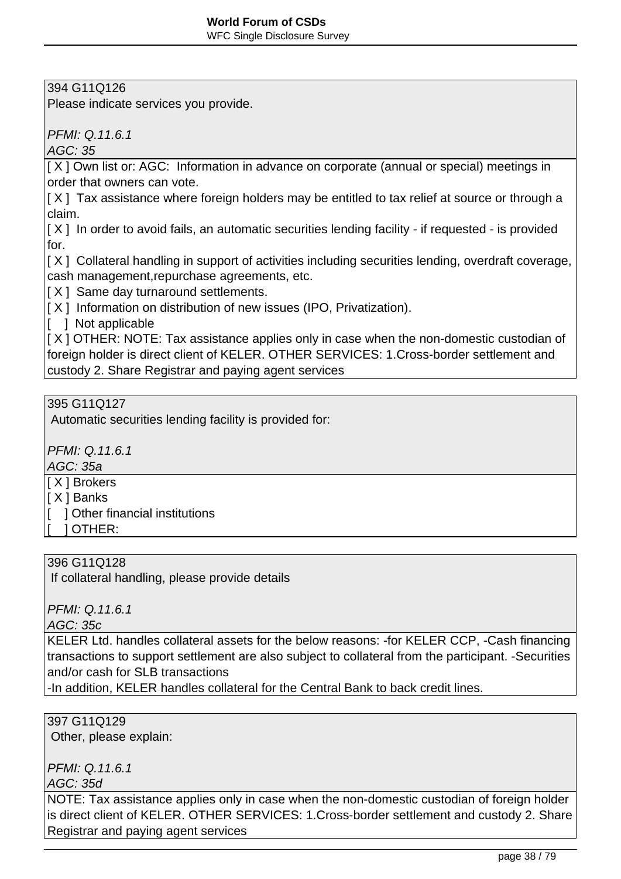394 G11Q126
Please indicate services you provide.

*PFMI: Q.11.6.1*
*AGC: 35*

[ X ] Own list or: AGC: Information in advance on corporate (annual or special) meetings in order that owners can vote.
[ X ] Tax assistance where foreign holders may be entitled to tax relief at source or through a claim.
[ X ] In order to avoid fails, an automatic securities lending facility - if requested - is provided for.
[ X ] Collateral handling in support of activities including securities lending, overdraft coverage, cash management,repurchase agreements, etc.
[ X ] Same day turnaround settlements.
[ X ] Information on distribution of new issues (IPO, Privatization).
[ ] Not applicable
[ X ] OTHER: NOTE: Tax assistance applies only in case when the non-domestic custodian of foreign holder is direct client of KELER. OTHER SERVICES: 1.Cross-border settlement and custody 2. Share Registrar and paying agent services

395 G11Q127
Automatic securities lending facility is provided for:

*PFMI: Q.11.6.1*
*AGC: 35a*

[ X ] Brokers
[ X ] Banks
[ ] Other financial institutions
[ ] OTHER:

396 G11Q128
If collateral handling, please provide details

*PFMI: Q.11.6.1*
*AGC: 35c*

KELER Ltd. handles collateral assets for the below reasons: -for KELER CCP, -Cash financing transactions to support settlement are also subject to collateral from the participant. -Securities and/or cash for SLB transactions
-In addition, KELER handles collateral for the Central Bank to back credit lines.

397 G11Q129
Other, please explain:

*PFMI: Q.11.6.1*
*AGC: 35d*

NOTE: Tax assistance applies only in case when the non-domestic custodian of foreign holder is direct client of KELER. OTHER SERVICES: 1.Cross-border settlement and custody 2. Share Registrar and paying agent services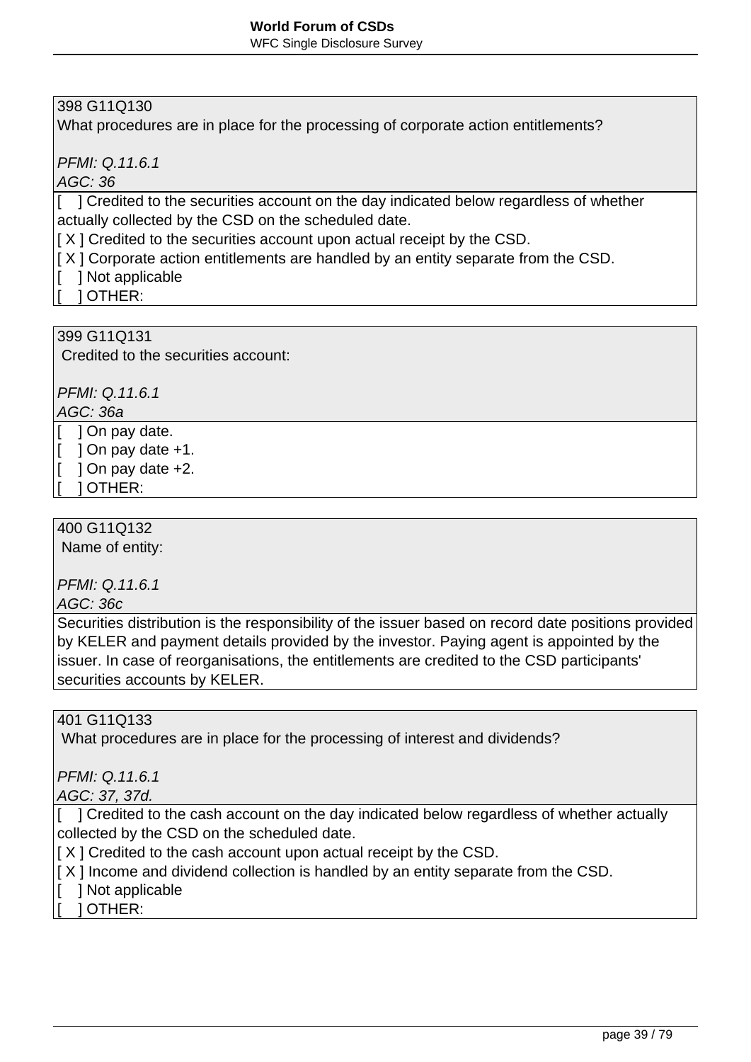398 G11Q130
What procedures are in place for the processing of corporate action entitlements?

*PFMI: Q.11.6.1*
*AGC: 36*

[ ] Credited to the securities account on the day indicated below regardless of whether actually collected by the CSD on the scheduled date.
[ X ] Credited to the securities account upon actual receipt by the CSD.
[ X ] Corporate action entitlements are handled by an entity separate from the CSD.
[ ] Not applicable
[ ] OTHER:

399 G11Q131
Credited to the securities account:

*PFMI: Q.11.6.1*
*AGC: 36a*

[ ] On pay date.
[ ] On pay date +1.
[ ] On pay date +2.
[ ] OTHER:

400 G11Q132
Name of entity:

*PFMI: Q.11.6.1*
*AGC: 36c*

Securities distribution is the responsibility of the issuer based on record date positions provided by KELER and payment details provided by the investor. Paying agent is appointed by the issuer. In case of reorganisations, the entitlements are credited to the CSD participants' securities accounts by KELER.

401 G11Q133
What procedures are in place for the processing of interest and dividends?

*PFMI: Q.11.6.1*
*AGC: 37, 37d.*

[ ] Credited to the cash account on the day indicated below regardless of whether actually collected by the CSD on the scheduled date.
[ X ] Credited to the cash account upon actual receipt by the CSD.
[ X ] Income and dividend collection is handled by an entity separate from the CSD.
[ ] Not applicable
[ ] OTHER: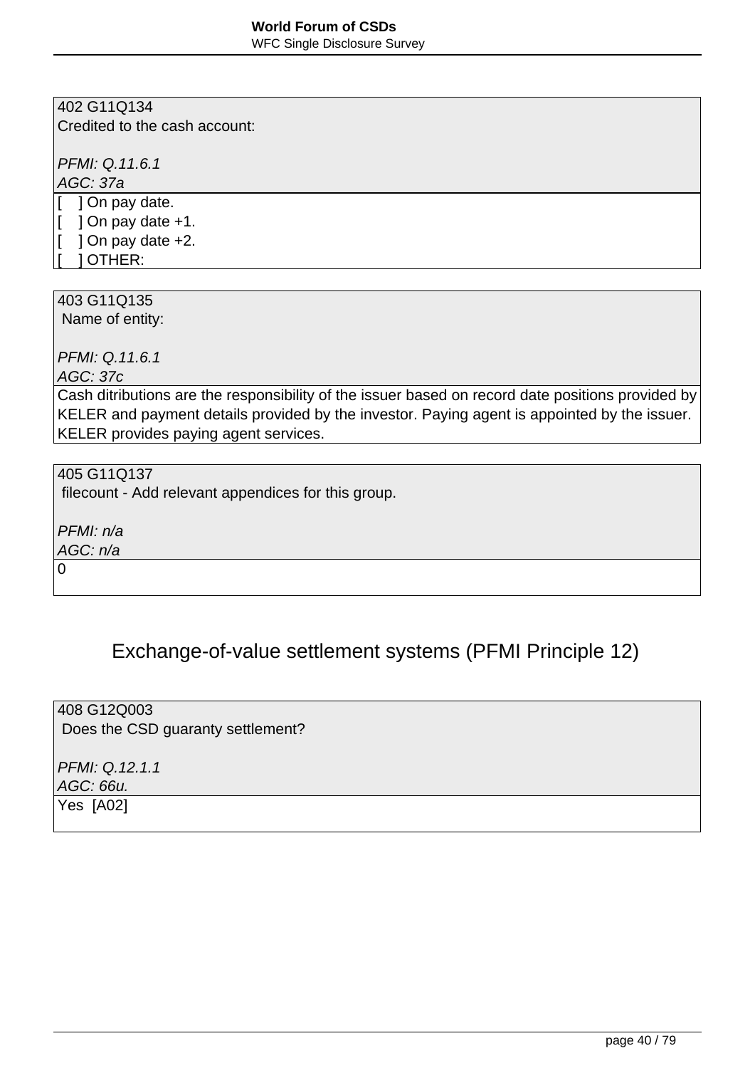| 402 G11Q134<br>Credited to the cash account:<br><br>*PFMI: Q.11.6.1*<br>*AGC: 37a* |
|---|
| [    ] On pay date.<br>[    ] On pay date +1.<br>[    ] On pay date +2.<br>[    ] OTHER: |

| 403 G11Q135<br>Name of entity:<br><br>*PFMI: Q.11.6.1*<br>*AGC: 37c* |
|---|
| Cash ditributions are the responsibility of the issuer based on record date positions provided by KELER and payment details provided by the investor. Paying agent is appointed by the issuer. KELER provides paying agent services. |

| 405 G11Q137<br>filecount - Add relevant appendices for this group.<br><br>*PFMI: n/a*<br>*AGC: n/a* |
|---|
| 0 |

## Exchange-of-value settlement systems (PFMI Principle 12)

| 408 G12Q003<br>Does the CSD guaranty settlement?<br><br>*PFMI: Q.12.1.1*<br>*AGC: 66u.* |
|---|
| Yes  [A02] |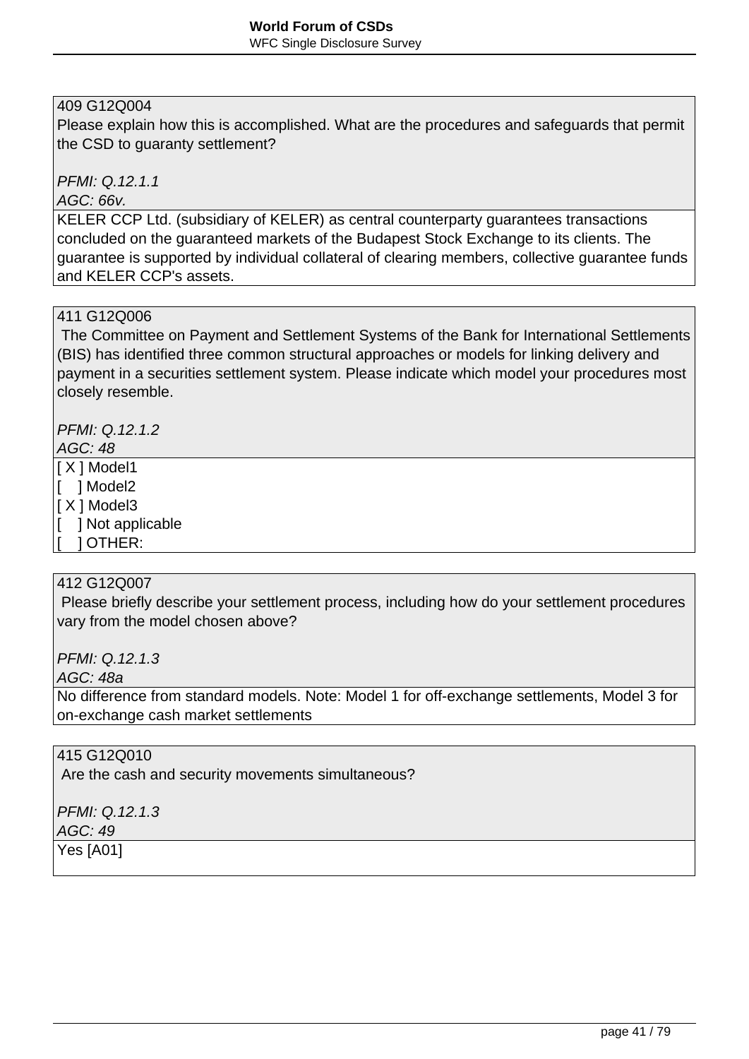| 409 G12Q004<br>Please explain how this is accomplished. What are the procedures and safeguards that permit the CSD to guaranty settlement?<br><br>*PFMI: Q.12.1.1*<br>*AGC: 66v.* |
|---|
| KELER CCP Ltd. (subsidiary of KELER) as central counterparty guarantees transactions concluded on the guaranteed markets of the Budapest Stock Exchange to its clients. The guarantee is supported by individual collateral of clearing members, collective guarantee funds and KELER CCP's assets. |

| 411 G12Q006<br>The Committee on Payment and Settlement Systems of the Bank for International Settlements (BIS) has identified three common structural approaches or models for linking delivery and payment in a securities settlement system. Please indicate which model your procedures most closely resemble.<br><br>*PFMI: Q.12.1.2*<br>*AGC: 48* |
|---|
| [ X ] Model1<br>[    ] Model2<br>[ X ] Model3<br>[    ] Not applicable<br>[    ] OTHER: |

| 412 G12Q007<br>Please briefly describe your settlement process, including how do your settlement procedures vary from the model chosen above?<br><br>*PFMI: Q.12.1.3*<br>*AGC: 48a* |
|---|
| No difference from standard models. Note: Model 1 for off-exchange settlements, Model 3 for on-exchange cash market settlements |

| 415 G12Q010<br>Are the cash and security movements simultaneous?<br><br>*PFMI: Q.12.1.3*<br>*AGC: 49* |
|---|
| Yes [A01] |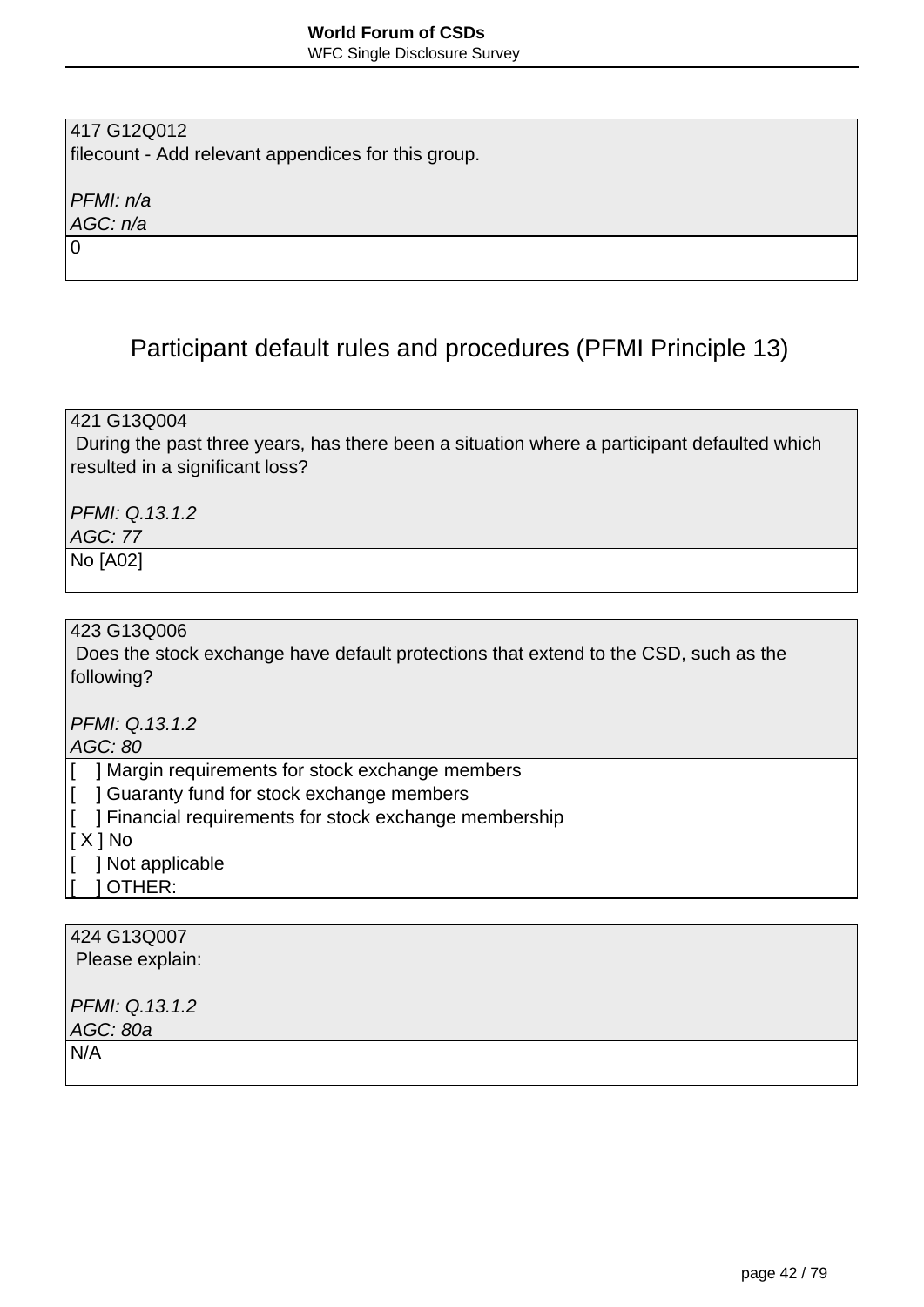| 417 G12Q012<br>filecount - Add relevant appendices for this group.<br><br>*PFMI: n/a*<br>*AGC: n/a* |
|---|
| 0 |

## Participant default rules and procedures (PFMI Principle 13)

| 421 G13Q004<br>During the past three years, has there been a situation where a participant defaulted which resulted in a significant loss?<br><br>*PFMI: Q.13.1.2*<br>*AGC: 77* |
|---|
| No [A02] |

| 423 G13Q006<br>Does the stock exchange have default protections that extend to the CSD, such as the following?<br><br>*PFMI: Q.13.1.2*<br>*AGC: 80* |
|---|
| [ ] Margin requirements for stock exchange members<br>[ ] Guaranty fund for stock exchange members<br>[ ] Financial requirements for stock exchange membership<br>[ X ] No<br>[ ] Not applicable<br>[ ] OTHER: |

| 424 G13Q007<br>Please explain:<br><br>*PFMI: Q.13.1.2*<br>*AGC: 80a* |
|---|
| N/A |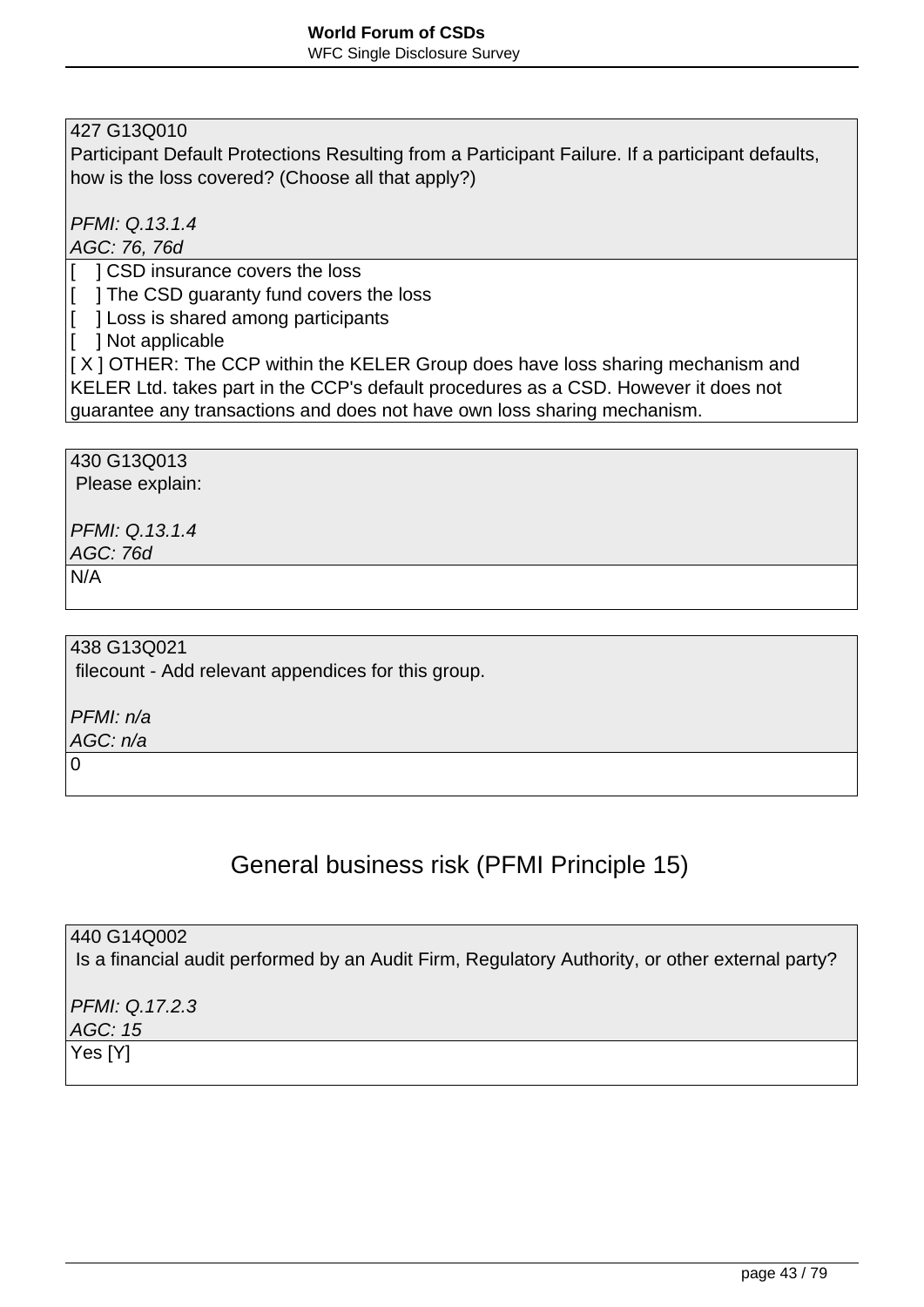| 427 G13Q010<br>Participant Default Protections Resulting from a Participant Failure. If a participant defaults, how is the loss covered? (Choose all that apply?)<br><br>*PFMI: Q.13.1.4*<br>*AGC: 76, 76d* |
| --- |
| [    ] CSD insurance covers the loss<br>[    ] The CSD guaranty fund covers the loss<br>[    ] Loss is shared among participants<br>[    ] Not applicable<br>[ X ] OTHER: The CCP within the KELER Group does have loss sharing mechanism and KELER Ltd. takes part in the CCP's default procedures as a CSD. However it does not guarantee any transactions and does not have own loss sharing mechanism. |

| 430 G13Q013<br>Please explain:<br><br>*PFMI: Q.13.1.4*<br>*AGC: 76d* |
| --- |
| N/A |

| 438 G13Q021<br>filecount - Add relevant appendices for this group.<br><br>*PFMI: n/a*<br>*AGC: n/a* |
| --- |
| 0 |

## General business risk (PFMI Principle 15)

| 440 G14Q002<br>Is a financial audit performed by an Audit Firm, Regulatory Authority, or other external party?<br><br>*PFMI: Q.17.2.3*<br>*AGC: 15* |
| --- |
| Yes [Y] |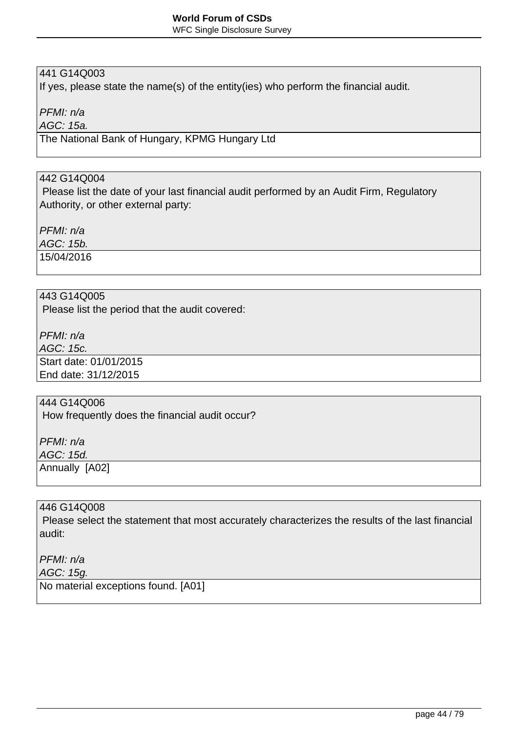441 G14Q003
If yes, please state the name(s) of the entity(ies) who perform the financial audit.

*PFMI: n/a*
*AGC: 15a.*

The National Bank of Hungary, KPMG Hungary Ltd

442 G14Q004
Please list the date of your last financial audit performed by an Audit Firm, Regulatory Authority, or other external party:

*PFMI: n/a*
*AGC: 15b.*

15/04/2016

443 G14Q005
Please list the period that the audit covered:

*PFMI: n/a*
*AGC: 15c.*

Start date: 01/01/2015
End date: 31/12/2015

444 G14Q006
How frequently does the financial audit occur?

*PFMI: n/a*
*AGC: 15d.*

Annually [A02]

446 G14Q008
Please select the statement that most accurately characterizes the results of the last financial audit:

*PFMI: n/a*
*AGC: 15g.*

No material exceptions found. [A01]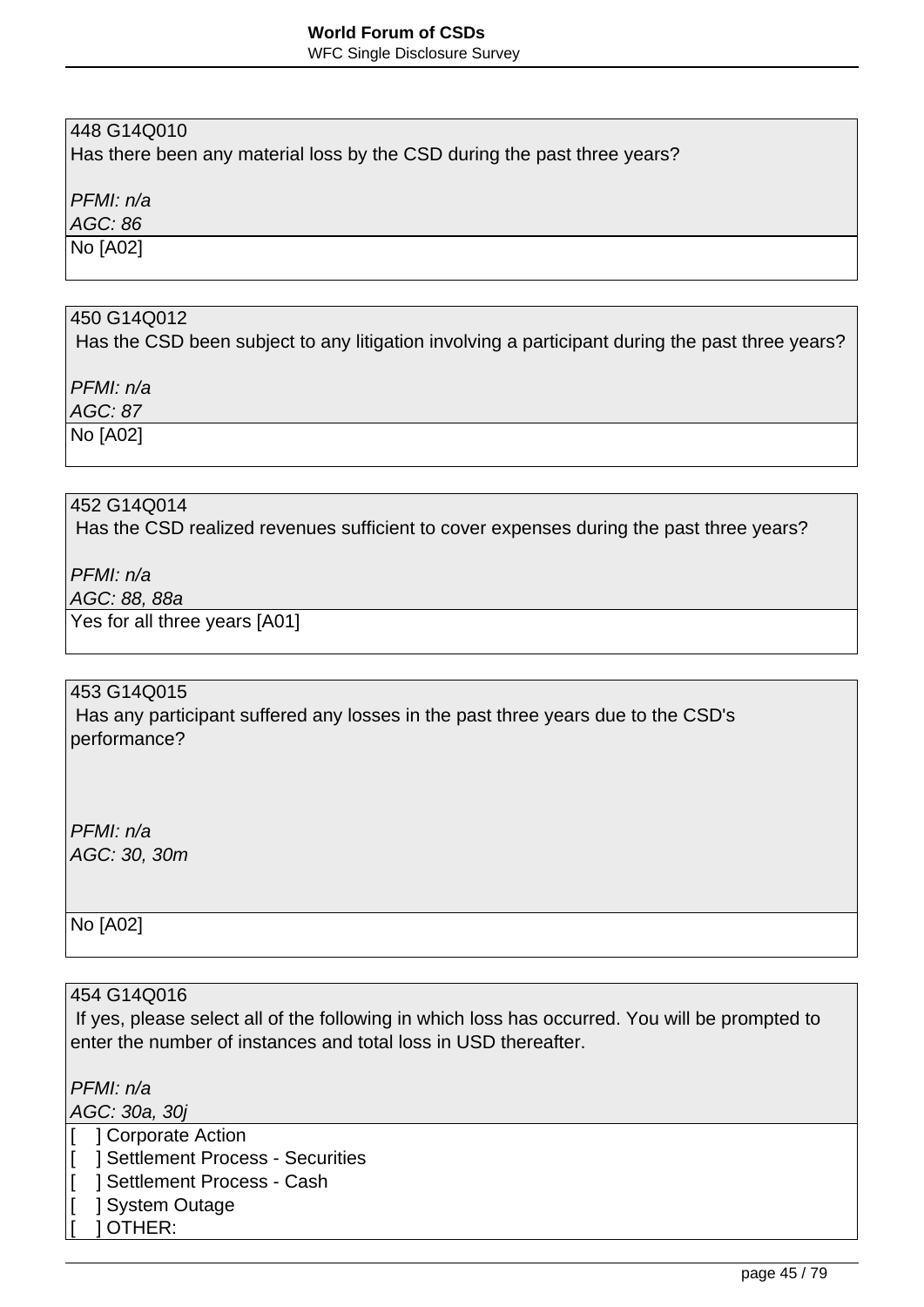448 G14Q010
Has there been any material loss by the CSD during the past three years?

*PFMI: n/a*
*AGC: 86*

No [A02]

450 G14Q012
Has the CSD been subject to any litigation involving a participant during the past three years?

*PFMI: n/a*
*AGC: 87*

No [A02]

452 G14Q014
Has the CSD realized revenues sufficient to cover expenses during the past three years?

*PFMI: n/a*
*AGC: 88, 88a*

Yes for all three years [A01]

453 G14Q015
Has any participant suffered any losses in the past three years due to the CSD's performance?

*PFMI: n/a*
*AGC: 30, 30m*

No [A02]

454 G14Q016
If yes, please select all of the following in which loss has occurred. You will be prompted to enter the number of instances and total loss in USD thereafter.

*PFMI: n/a*
*AGC: 30a, 30j*

[ ] Corporate Action
[ ] Settlement Process - Securities
[ ] Settlement Process - Cash
[ ] System Outage
[ ] OTHER: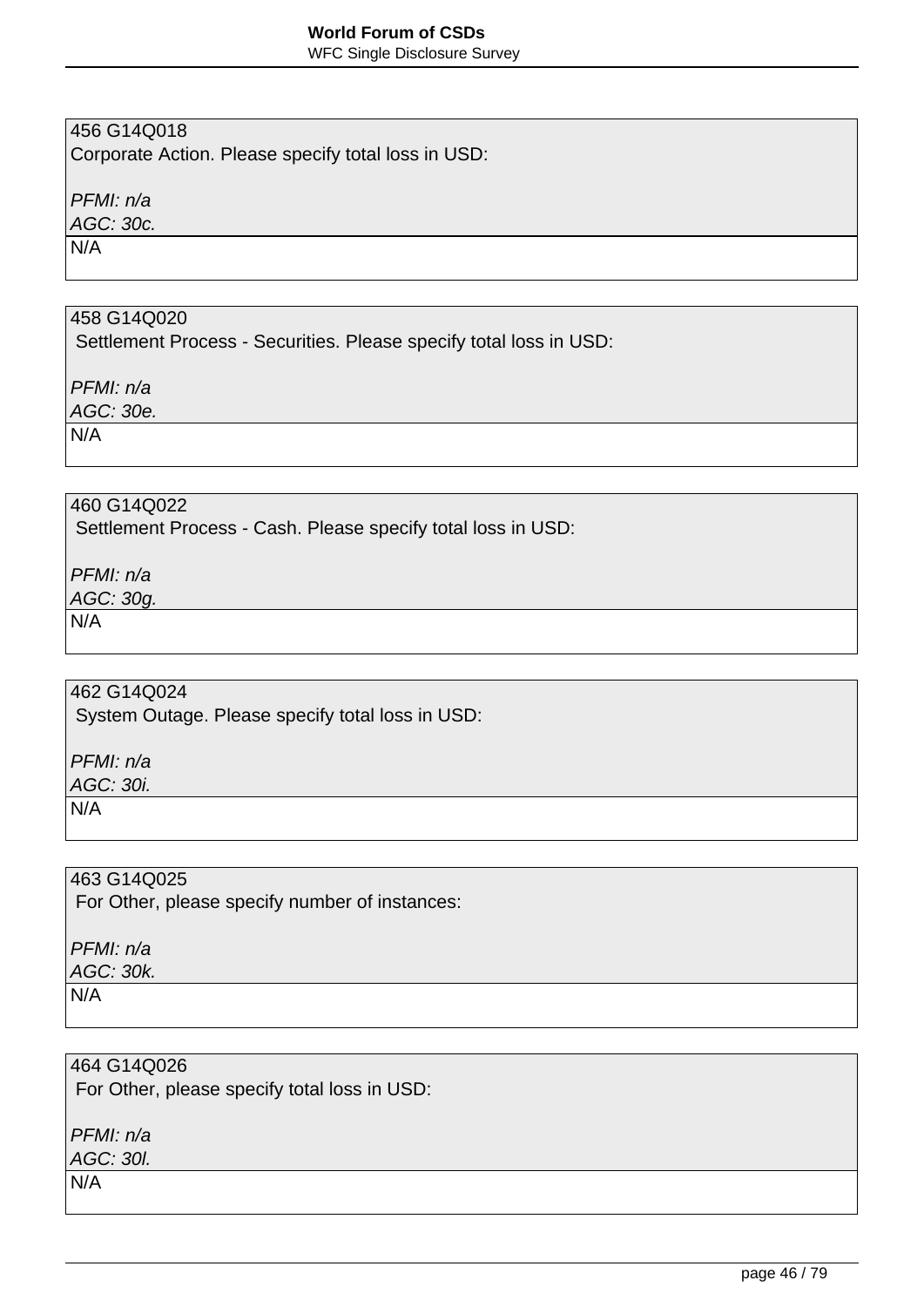456 G14Q018
Corporate Action. Please specify total loss in USD:

*PFMI: n/a*
*AGC: 30c.*

N/A

458 G14Q020
Settlement Process - Securities. Please specify total loss in USD:

*PFMI: n/a*
*AGC: 30e.*

N/A

460 G14Q022
Settlement Process - Cash. Please specify total loss in USD:

*PFMI: n/a*
*AGC: 30g.*

N/A

462 G14Q024
System Outage. Please specify total loss in USD:

*PFMI: n/a*
*AGC: 30i.*

N/A

463 G14Q025
For Other, please specify number of instances:

*PFMI: n/a*
*AGC: 30k.*

N/A

464 G14Q026
For Other, please specify total loss in USD:

*PFMI: n/a*
*AGC: 30l.*

N/A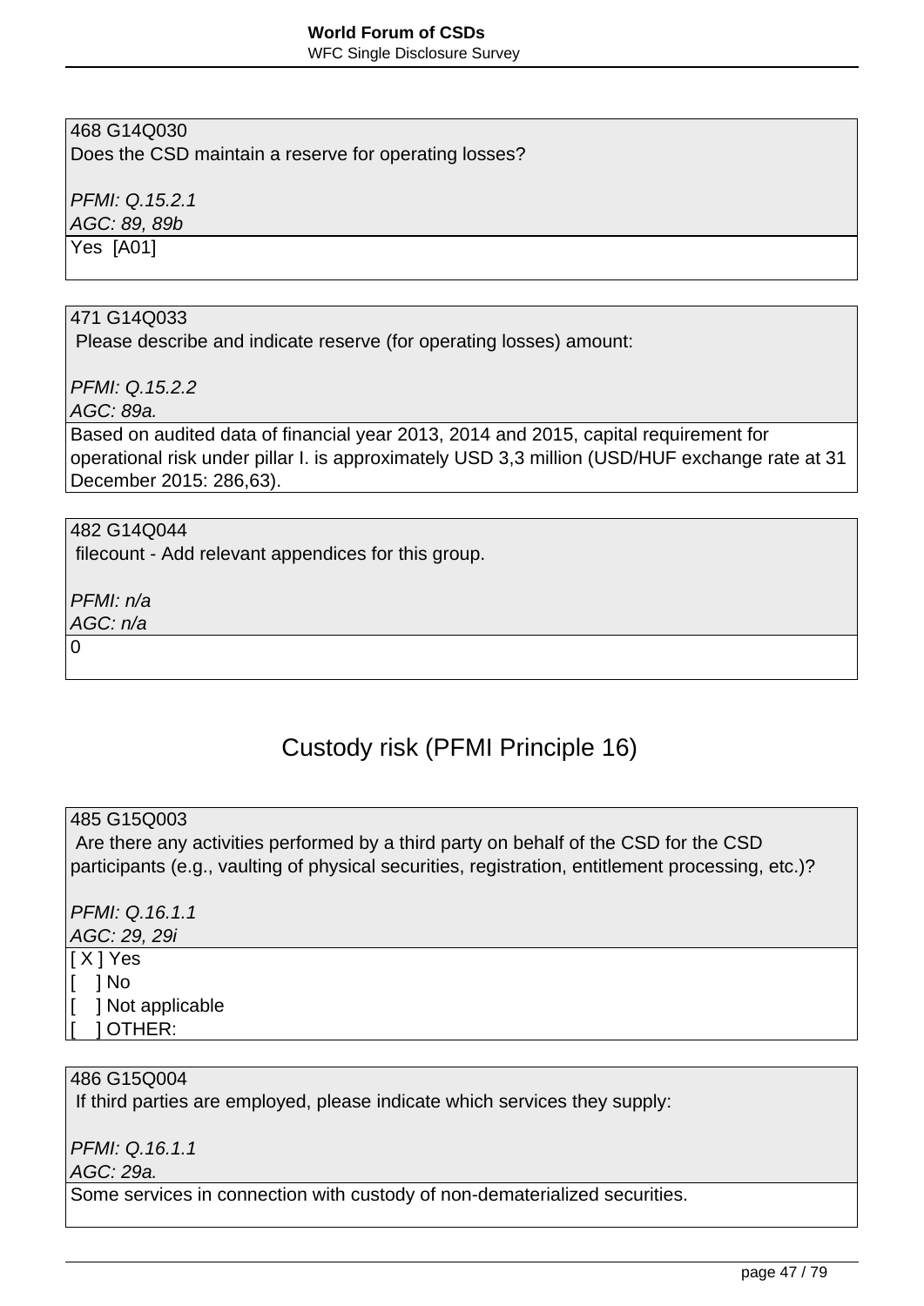468 G14Q030
Does the CSD maintain a reserve for operating losses?

*PFMI: Q.15.2.1*
*AGC: 89, 89b*

Yes [A01]

471 G14Q033
Please describe and indicate reserve (for operating losses) amount:

*PFMI: Q.15.2.2*
*AGC: 89a.*

Based on audited data of financial year 2013, 2014 and 2015, capital requirement for operational risk under pillar I. is approximately USD 3,3 million (USD/HUF exchange rate at 31 December 2015: 286,63).

482 G14Q044
filecount - Add relevant appendices for this group.

*PFMI: n/a*
*AGC: n/a*

0

## Custody risk (PFMI Principle 16)

485 G15Q003
Are there any activities performed by a third party on behalf of the CSD for the CSD participants (e.g., vaulting of physical securities, registration, entitlement processing, etc.)?

*PFMI: Q.16.1.1*
*AGC: 29, 29i*

[ X ] Yes
[ ] No
[ ] Not applicable
[ ] OTHER:

486 G15Q004
If third parties are employed, please indicate which services they supply:

*PFMI: Q.16.1.1*
*AGC: 29a.*

Some services in connection with custody of non-dematerialized securities.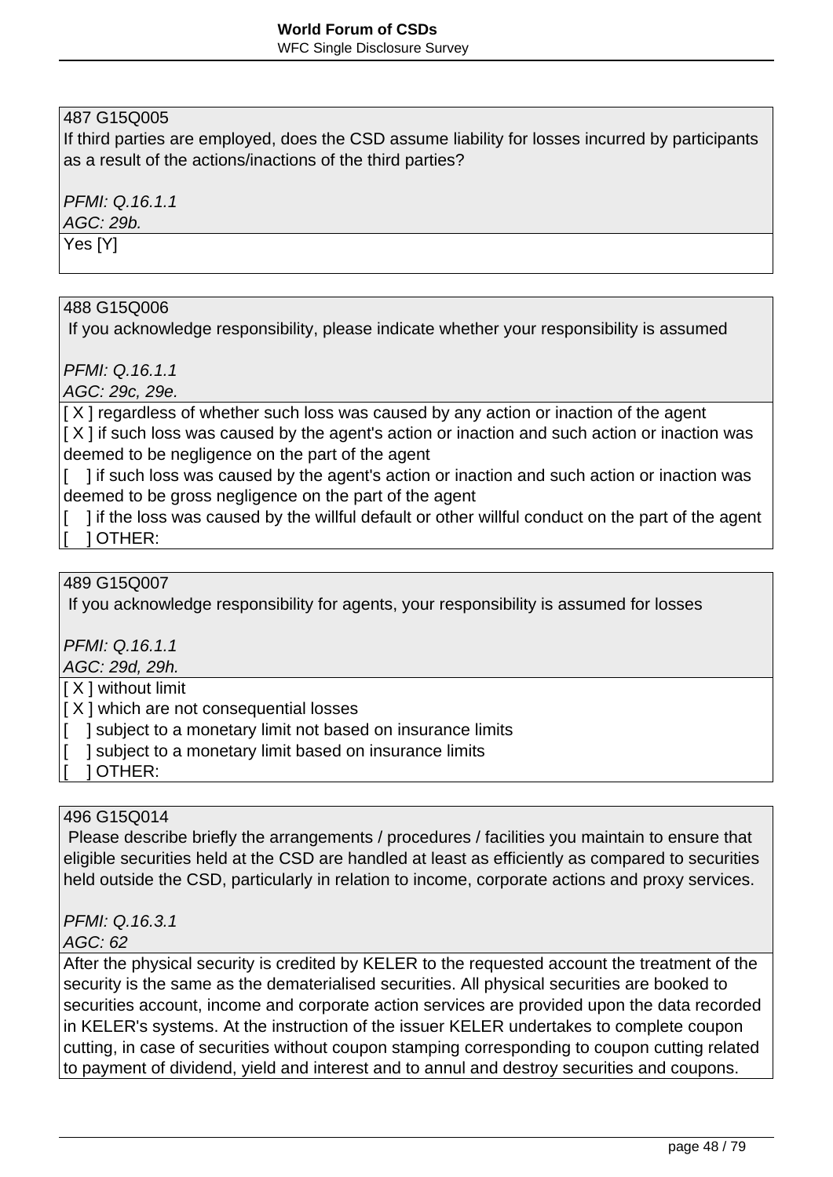487 G15Q005
If third parties are employed, does the CSD assume liability for losses incurred by participants as a result of the actions/inactions of the third parties?

*PFMI: Q.16.1.1*
*AGC: 29b.*

Yes [Y]

488 G15Q006
If you acknowledge responsibility, please indicate whether your responsibility is assumed

*PFMI: Q.16.1.1*
*AGC: 29c, 29e.*

[ X ] regardless of whether such loss was caused by any action or inaction of the agent
[ X ] if such loss was caused by the agent's action or inaction and such action or inaction was deemed to be negligence on the part of the agent
[ ] if such loss was caused by the agent's action or inaction and such action or inaction was deemed to be gross negligence on the part of the agent
[ ] if the loss was caused by the willful default or other willful conduct on the part of the agent
[ ] OTHER:

489 G15Q007
If you acknowledge responsibility for agents, your responsibility is assumed for losses

*PFMI: Q.16.1.1*
*AGC: 29d, 29h.*

[ X ] without limit
[ X ] which are not consequential losses
[ ] subject to a monetary limit not based on insurance limits
[ ] subject to a monetary limit based on insurance limits
[ ] OTHER:

496 G15Q014
Please describe briefly the arrangements / procedures / facilities you maintain to ensure that eligible securities held at the CSD are handled at least as efficiently as compared to securities held outside the CSD, particularly in relation to income, corporate actions and proxy services.

*PFMI: Q.16.3.1*
*AGC: 62*

After the physical security is credited by KELER to the requested account the treatment of the security is the same as the dematerialised securities. All physical securities are booked to securities account, income and corporate action services are provided upon the data recorded in KELER's systems. At the instruction of the issuer KELER undertakes to complete coupon cutting, in case of securities without coupon stamping corresponding to coupon cutting related to payment of dividend, yield and interest and to annul and destroy securities and coupons.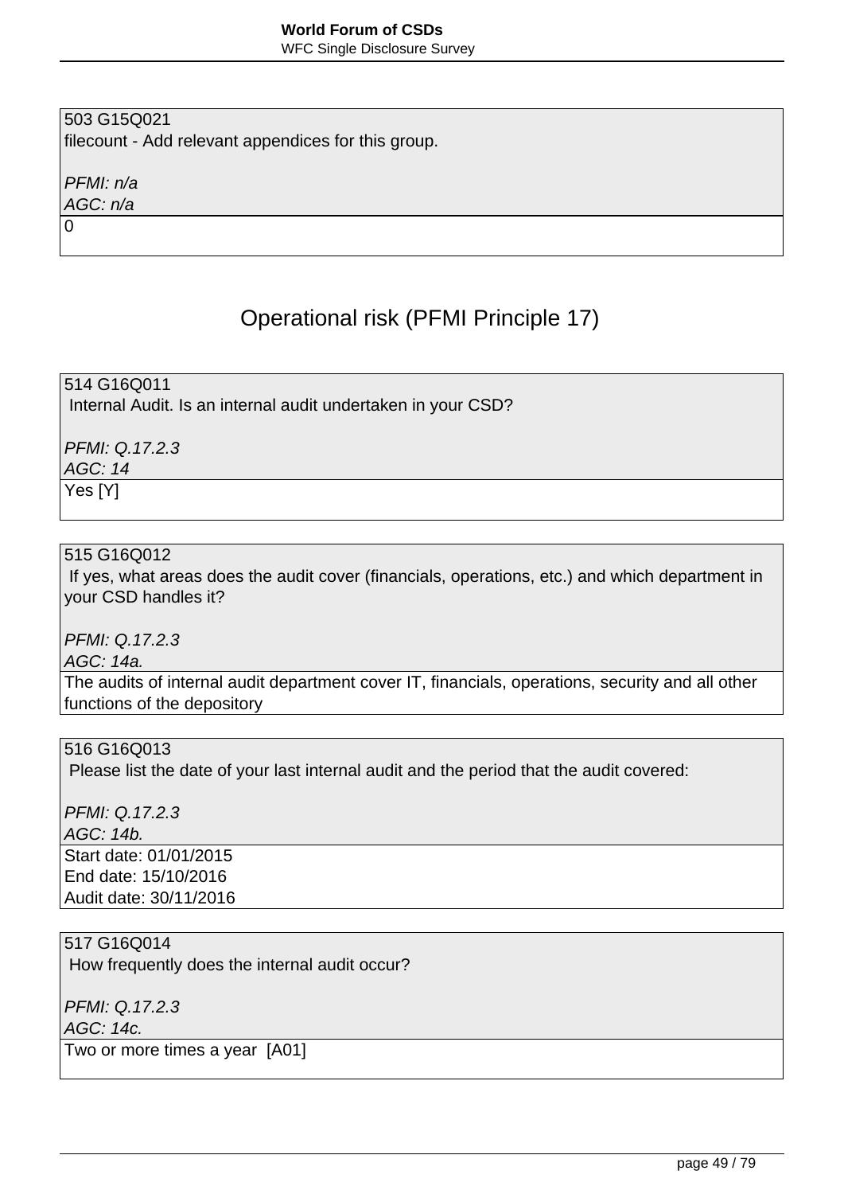503 G15Q021
filecount - Add relevant appendices for this group.

*PFMI: n/a*
*AGC: n/a*

0

## Operational risk (PFMI Principle 17)

514 G16Q011
Internal Audit. Is an internal audit undertaken in your CSD?

*PFMI: Q.17.2.3*
*AGC: 14*

Yes [Y]

515 G16Q012
If yes, what areas does the audit cover (financials, operations, etc.) and which department in your CSD handles it?

*PFMI: Q.17.2.3*
*AGC: 14a.*

The audits of internal audit department cover IT, financials, operations, security and all other functions of the depository

516 G16Q013
Please list the date of your last internal audit and the period that the audit covered:

*PFMI: Q.17.2.3*
*AGC: 14b.*

Start date: 01/01/2015
End date: 15/10/2016
Audit date: 30/11/2016

517 G16Q014
How frequently does the internal audit occur?

*PFMI: Q.17.2.3*
*AGC: 14c.*

Two or more times a year [A01]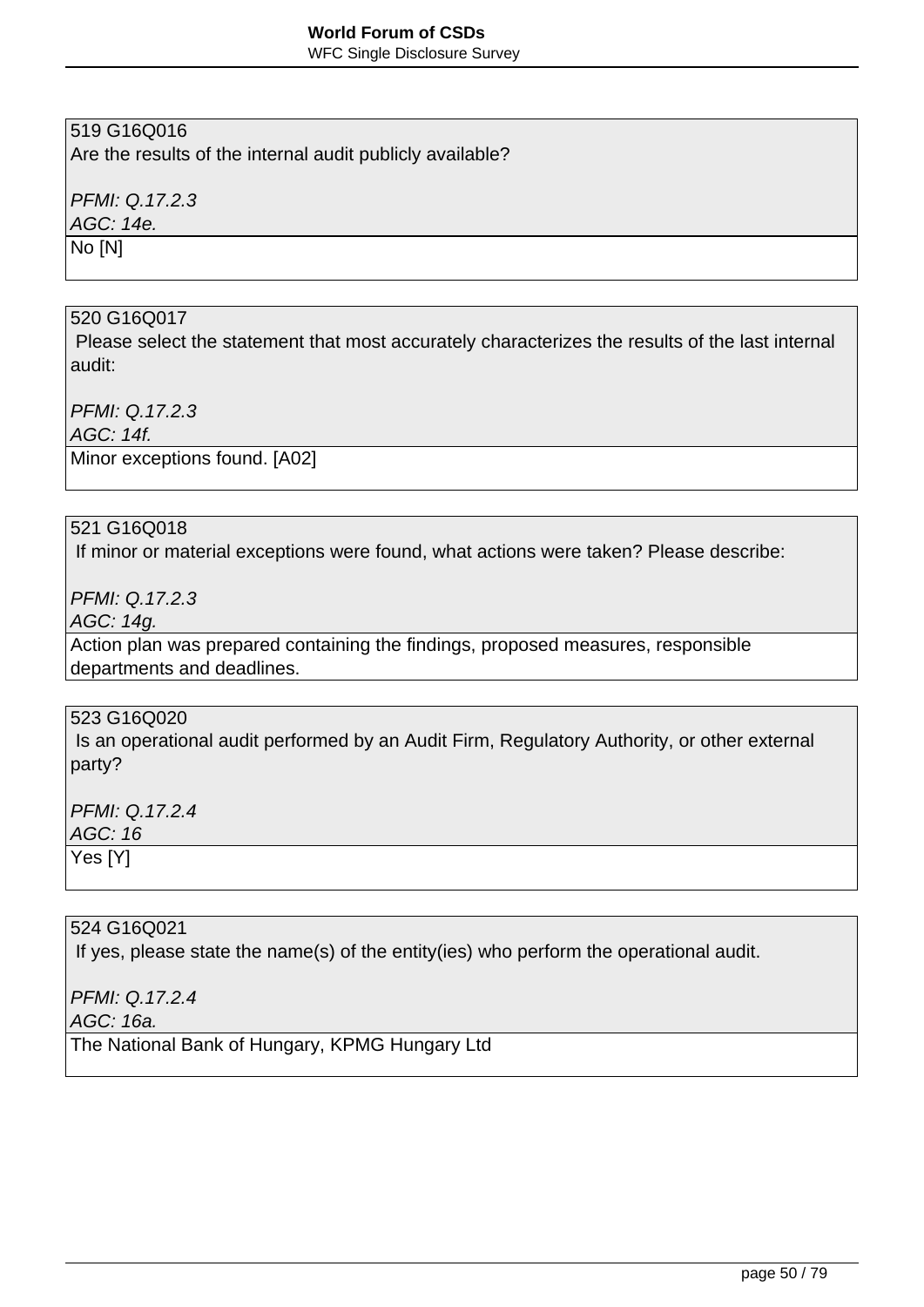519 G16Q016
Are the results of the internal audit publicly available?

*PFMI: Q.17.2.3*
*AGC: 14e.*

No [N]

520 G16Q017
Please select the statement that most accurately characterizes the results of the last internal audit:

*PFMI: Q.17.2.3*
*AGC: 14f.*

Minor exceptions found. [A02]

521 G16Q018
If minor or material exceptions were found, what actions were taken? Please describe:

*PFMI: Q.17.2.3*
*AGC: 14g.*

Action plan was prepared containing the findings, proposed measures, responsible departments and deadlines.

523 G16Q020
Is an operational audit performed by an Audit Firm, Regulatory Authority, or other external party?

*PFMI: Q.17.2.4*
*AGC: 16*

Yes [Y]

524 G16Q021
If yes, please state the name(s) of the entity(ies) who perform the operational audit.

*PFMI: Q.17.2.4*
*AGC: 16a.*

The National Bank of Hungary, KPMG Hungary Ltd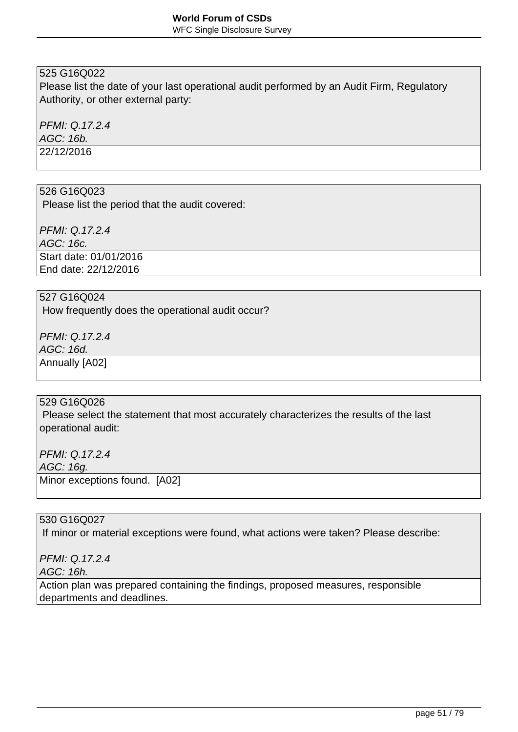525 G16Q022
Please list the date of your last operational audit performed by an Audit Firm, Regulatory Authority, or other external party:

*PFMI: Q.17.2.4*
*AGC: 16b.*

22/12/2016

526 G16Q023
Please list the period that the audit covered:

*PFMI: Q.17.2.4*
*AGC: 16c.*

Start date: 01/01/2016
End date: 22/12/2016

527 G16Q024
How frequently does the operational audit occur?

*PFMI: Q.17.2.4*
*AGC: 16d.*

Annually [A02]

529 G16Q026
Please select the statement that most accurately characterizes the results of the last operational audit:

*PFMI: Q.17.2.4*
*AGC: 16g.*

Minor exceptions found. [A02]

530 G16Q027
If minor or material exceptions were found, what actions were taken? Please describe:

*PFMI: Q.17.2.4*
*AGC: 16h.*

Action plan was prepared containing the findings, proposed measures, responsible departments and deadlines.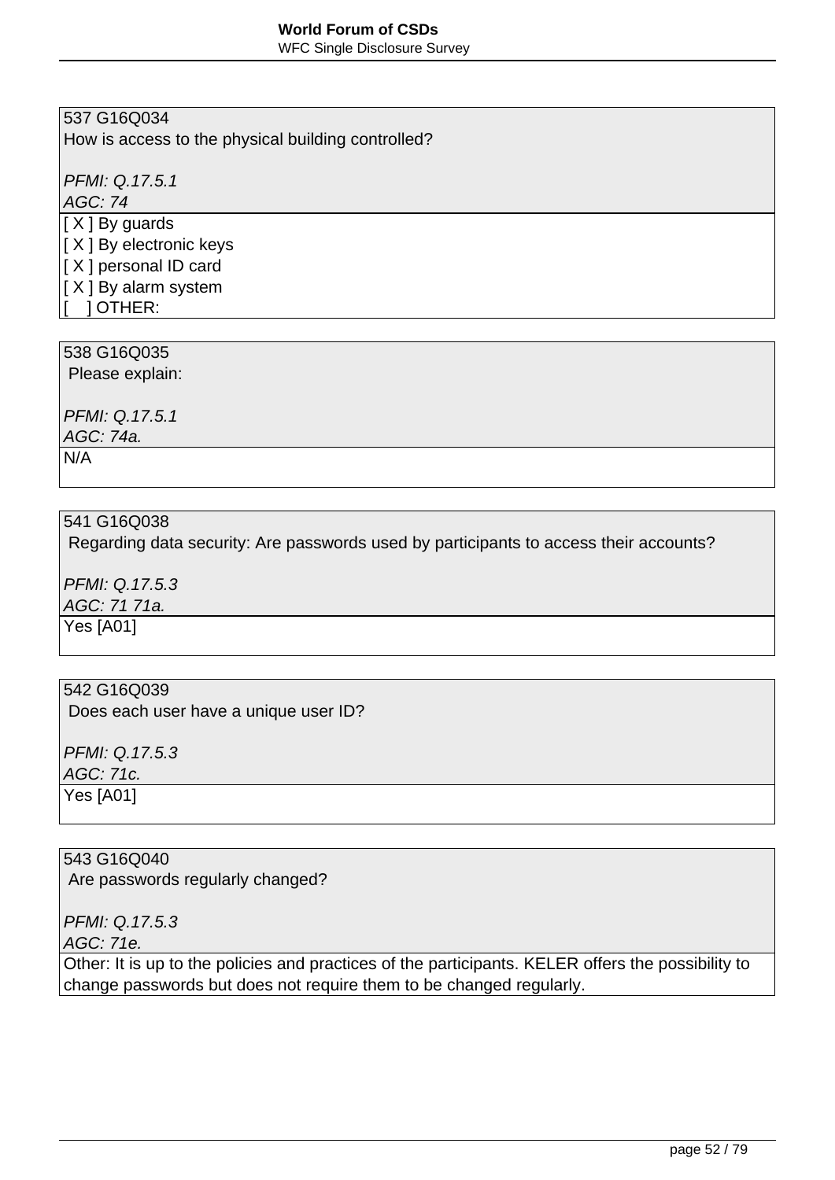537 G16Q034
How is access to the physical building controlled?

*PFMI: Q.17.5.1*
*AGC: 74*

[ X ] By guards
[ X ] By electronic keys
[ X ] personal ID card
[ X ] By alarm system
[    ] OTHER:

538 G16Q035
Please explain:

*PFMI: Q.17.5.1*
*AGC: 74a.*

N/A

541 G16Q038
Regarding data security: Are passwords used by participants to access their accounts?

*PFMI: Q.17.5.3*
*AGC: 71 71a.*

Yes [A01]

542 G16Q039
Does each user have a unique user ID?

*PFMI: Q.17.5.3*
*AGC: 71c.*

Yes [A01]

543 G16Q040
Are passwords regularly changed?

*PFMI: Q.17.5.3*
*AGC: 71e.*

Other: It is up to the policies and practices of the participants. KELER offers the possibility to change passwords but does not require them to be changed regularly.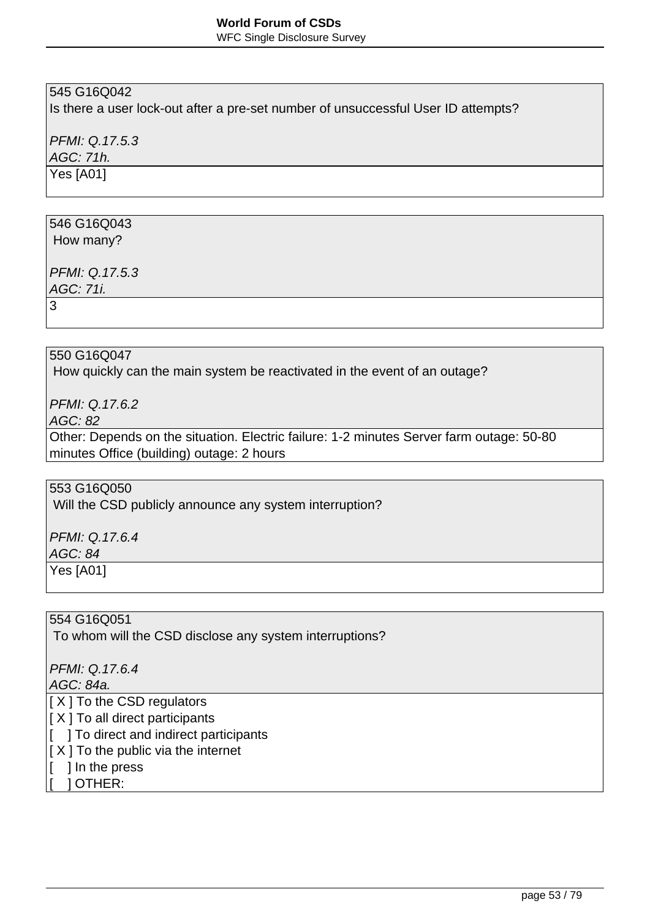545 G16Q042
Is there a user lock-out after a pre-set number of unsuccessful User ID attempts?

*PFMI: Q.17.5.3*
*AGC: 71h.*

Yes [A01]

546 G16Q043
How many?

*PFMI: Q.17.5.3*
*AGC: 71i.*

3

550 G16Q047
How quickly can the main system be reactivated in the event of an outage?

*PFMI: Q.17.6.2*
*AGC: 82*

Other: Depends on the situation. Electric failure: 1-2 minutes Server farm outage: 50-80 minutes Office (building) outage: 2 hours

553 G16Q050
Will the CSD publicly announce any system interruption?

*PFMI: Q.17.6.4*
*AGC: 84*

Yes [A01]

554 G16Q051
To whom will the CSD disclose any system interruptions?

*PFMI: Q.17.6.4*
*AGC: 84a.*

[ X ] To the CSD regulators
[ X ] To all direct participants
[    ] To direct and indirect participants
[ X ] To the public via the internet
[    ] In the press
[    ] OTHER: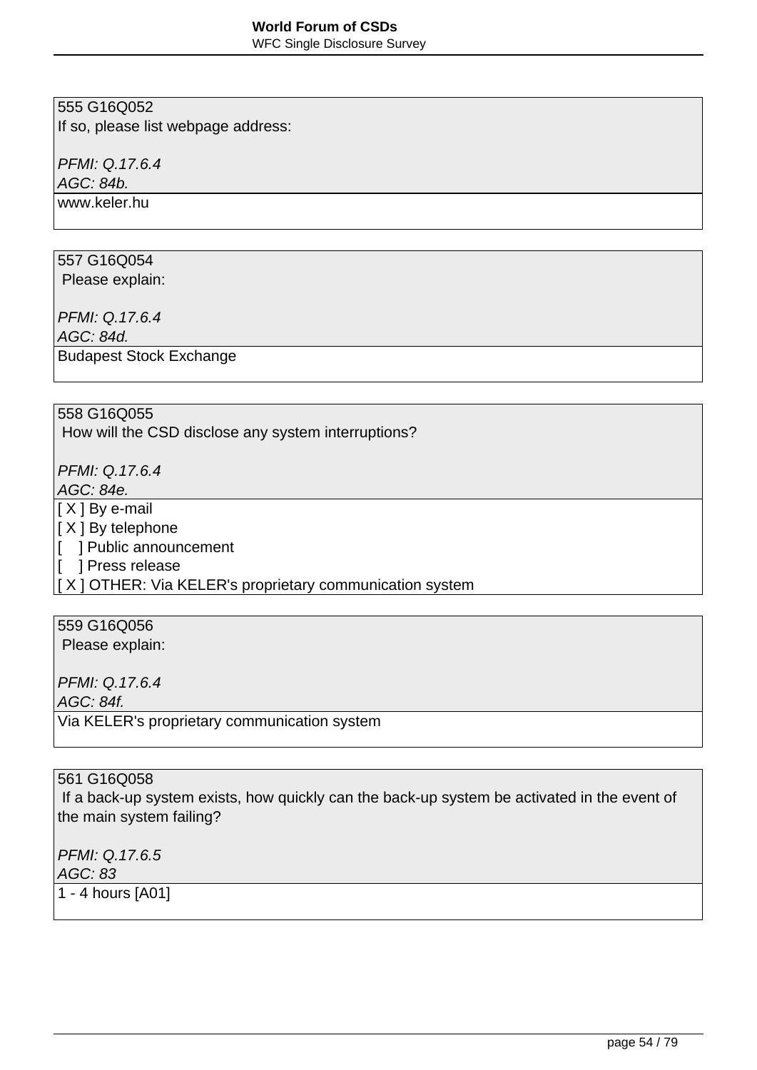555 G16Q052
If so, please list webpage address:

*PFMI: Q.17.6.4*
*AGC: 84b.*

www.keler.hu

557 G16Q054
Please explain:

*PFMI: Q.17.6.4*
*AGC: 84d.*

Budapest Stock Exchange

558 G16Q055
How will the CSD disclose any system interruptions?

*PFMI: Q.17.6.4*
*AGC: 84e.*

[ X ] By e-mail
[ X ] By telephone
[    ] Public announcement
[    ] Press release
[ X ] OTHER: Via KELER's proprietary communication system

559 G16Q056
Please explain:

*PFMI: Q.17.6.4*
*AGC: 84f.*

Via KELER's proprietary communication system

561 G16Q058
If a back-up system exists, how quickly can the back-up system be activated in the event of the main system failing?

*PFMI: Q.17.6.5*
*AGC: 83*

1 - 4 hours [A01]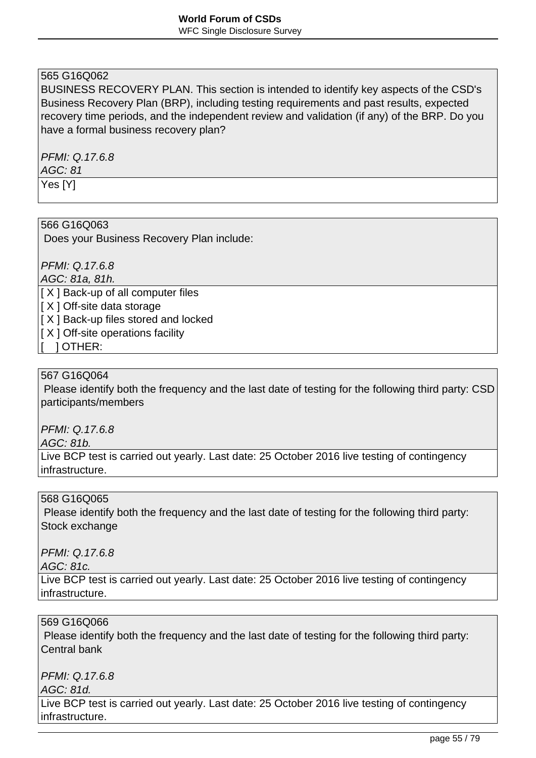565 G16Q062
BUSINESS RECOVERY PLAN. This section is intended to identify key aspects of the CSD's Business Recovery Plan (BRP), including testing requirements and past results, expected recovery time periods, and the independent review and validation (if any) of the BRP. Do you have a formal business recovery plan?

*PFMI: Q.17.6.8*
*AGC: 81*

Yes [Y]

566 G16Q063
Does your Business Recovery Plan include:

*PFMI: Q.17.6.8*
*AGC: 81a, 81h.*

[ X ] Back-up of all computer files
[ X ] Off-site data storage
[ X ] Back-up files stored and locked
[ X ] Off-site operations facility
[    ] OTHER:

567 G16Q064
Please identify both the frequency and the last date of testing for the following third party: CSD participants/members

*PFMI: Q.17.6.8*
*AGC: 81b.*

Live BCP test is carried out yearly. Last date: 25 October 2016 live testing of contingency infrastructure.

568 G16Q065
Please identify both the frequency and the last date of testing for the following third party: Stock exchange

*PFMI: Q.17.6.8*
*AGC: 81c.*

Live BCP test is carried out yearly. Last date: 25 October 2016 live testing of contingency infrastructure.

569 G16Q066
Please identify both the frequency and the last date of testing for the following third party: Central bank

*PFMI: Q.17.6.8*
*AGC: 81d.*

Live BCP test is carried out yearly. Last date: 25 October 2016 live testing of contingency infrastructure.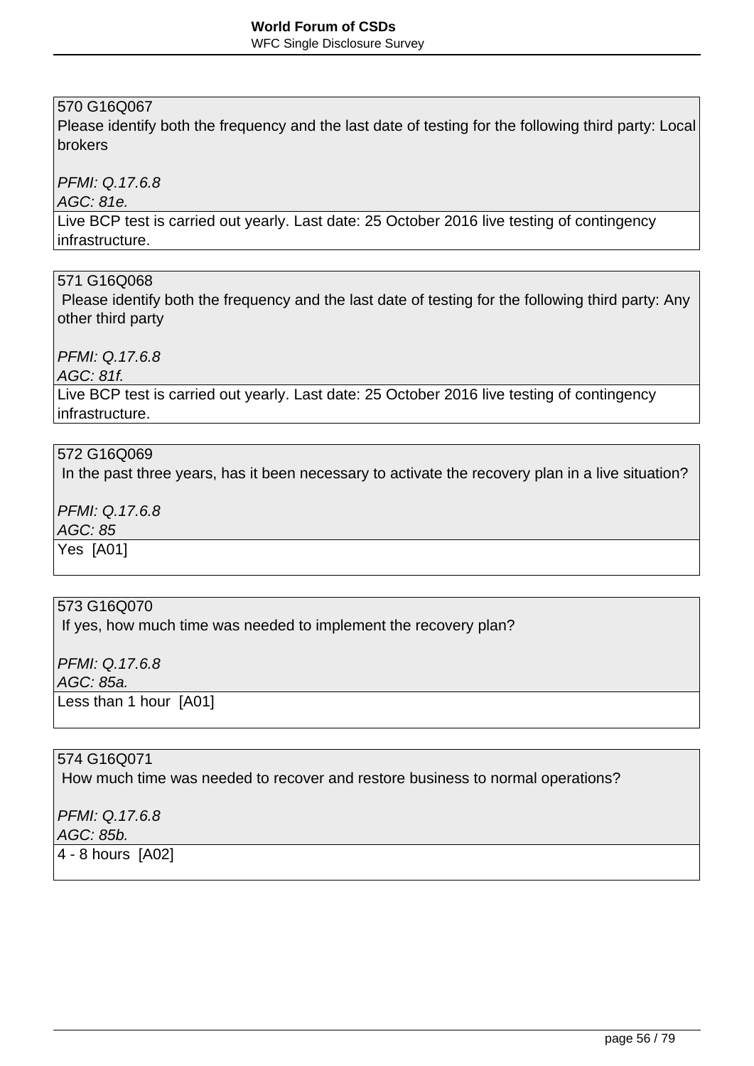570 G16Q067
Please identify both the frequency and the last date of testing for the following third party: Local brokers

*PFMI: Q.17.6.8*
*AGC: 81e.*

Live BCP test is carried out yearly. Last date: 25 October 2016 live testing of contingency infrastructure.

571 G16Q068
Please identify both the frequency and the last date of testing for the following third party: Any other third party

*PFMI: Q.17.6.8*
*AGC: 81f.*

Live BCP test is carried out yearly. Last date: 25 October 2016 live testing of contingency infrastructure.

572 G16Q069
In the past three years, has it been necessary to activate the recovery plan in a live situation?

*PFMI: Q.17.6.8*
*AGC: 85*

Yes [A01]

573 G16Q070
If yes, how much time was needed to implement the recovery plan?

*PFMI: Q.17.6.8*
*AGC: 85a.*

Less than 1 hour [A01]

574 G16Q071
How much time was needed to recover and restore business to normal operations?

*PFMI: Q.17.6.8*
*AGC: 85b.*

4 - 8 hours [A02]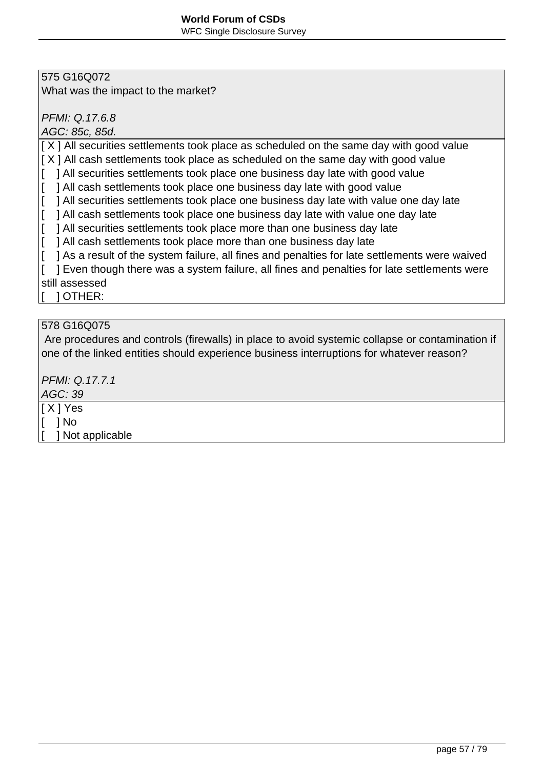575 G16Q072
What was the impact to the market?

*PFMI: Q.17.6.8*
*AGC: 85c, 85d.*

[ X ] All securities settlements took place as scheduled on the same day with good value
[ X ] All cash settlements took place as scheduled on the same day with good value
[    ] All securities settlements took place one business day late with good value
[    ] All cash settlements took place one business day late with good value
[    ] All securities settlements took place one business day late with value one day late
[    ] All cash settlements took place one business day late with value one day late
[    ] All securities settlements took place more than one business day late
[    ] All cash settlements took place more than one business day late
[    ] As a result of the system failure, all fines and penalties for late settlements were waived
[    ] Even though there was a system failure, all fines and penalties for late settlements were still assessed
[    ] OTHER:

578 G16Q075
Are procedures and controls (firewalls) in place to avoid systemic collapse or contamination if one of the linked entities should experience business interruptions for whatever reason?

*PFMI: Q.17.7.1*
*AGC: 39*

[ X ] Yes
[    ] No
[    ] Not applicable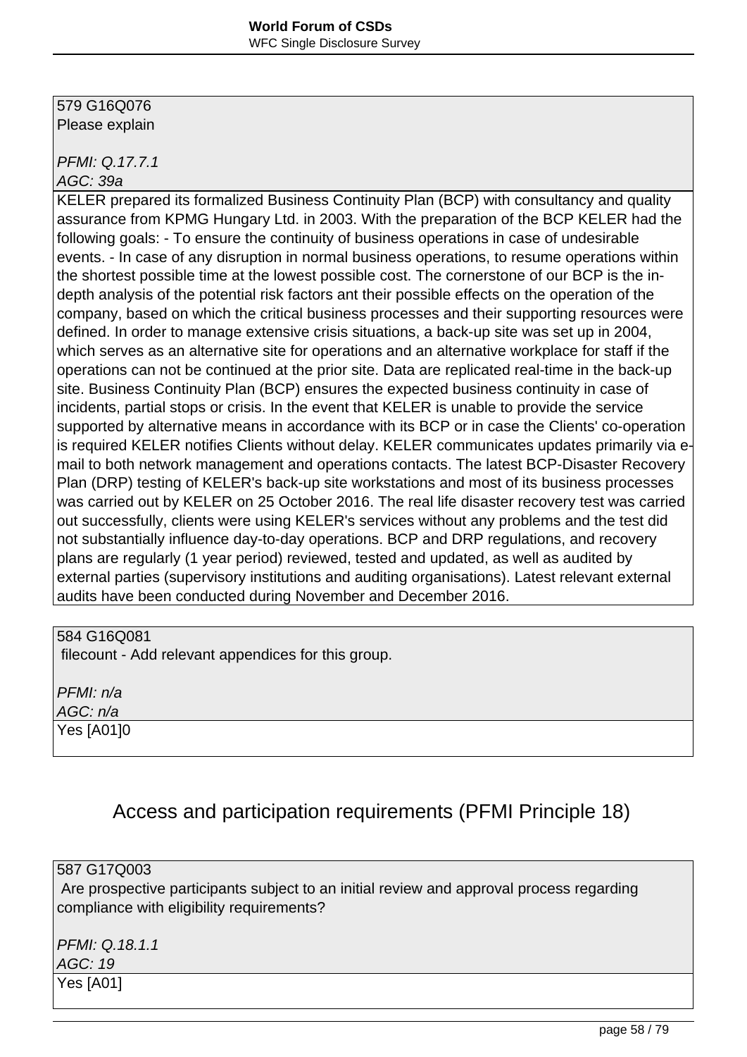579 G16Q076
Please explain

*PFMI: Q.17.7.1*
*AGC: 39a*

KELER prepared its formalized Business Continuity Plan (BCP) with consultancy and quality assurance from KPMG Hungary Ltd. in 2003. With the preparation of the BCP KELER had the following goals: - To ensure the continuity of business operations in case of undesirable events. - In case of any disruption in normal business operations, to resume operations within the shortest possible time at the lowest possible cost. The cornerstone of our BCP is the in-depth analysis of the potential risk factors ant their possible effects on the operation of the company, based on which the critical business processes and their supporting resources were defined. In order to manage extensive crisis situations, a back-up site was set up in 2004, which serves as an alternative site for operations and an alternative workplace for staff if the operations can not be continued at the prior site. Data are replicated real-time in the back-up site. Business Continuity Plan (BCP) ensures the expected business continuity in case of incidents, partial stops or crisis. In the event that KELER is unable to provide the service supported by alternative means in accordance with its BCP or in case the Clients' co-operation is required KELER notifies Clients without delay. KELER communicates updates primarily via e-mail to both network management and operations contacts. The latest BCP-Disaster Recovery Plan (DRP) testing of KELER's back-up site workstations and most of its business processes was carried out by KELER on 25 October 2016. The real life disaster recovery test was carried out successfully, clients were using KELER's services without any problems and the test did not substantially influence day-to-day operations. BCP and DRP regulations, and recovery plans are regularly (1 year period) reviewed, tested and updated, as well as audited by external parties (supervisory institutions and auditing organisations). Latest relevant external audits have been conducted during November and December 2016.

584 G16Q081
filecount - Add relevant appendices for this group.

*PFMI: n/a*
*AGC: n/a*

Yes [A01]0

## Access and participation requirements (PFMI Principle 18)

587 G17Q003
Are prospective participants subject to an initial review and approval process regarding compliance with eligibility requirements?

*PFMI: Q.18.1.1*
*AGC: 19*

Yes [A01]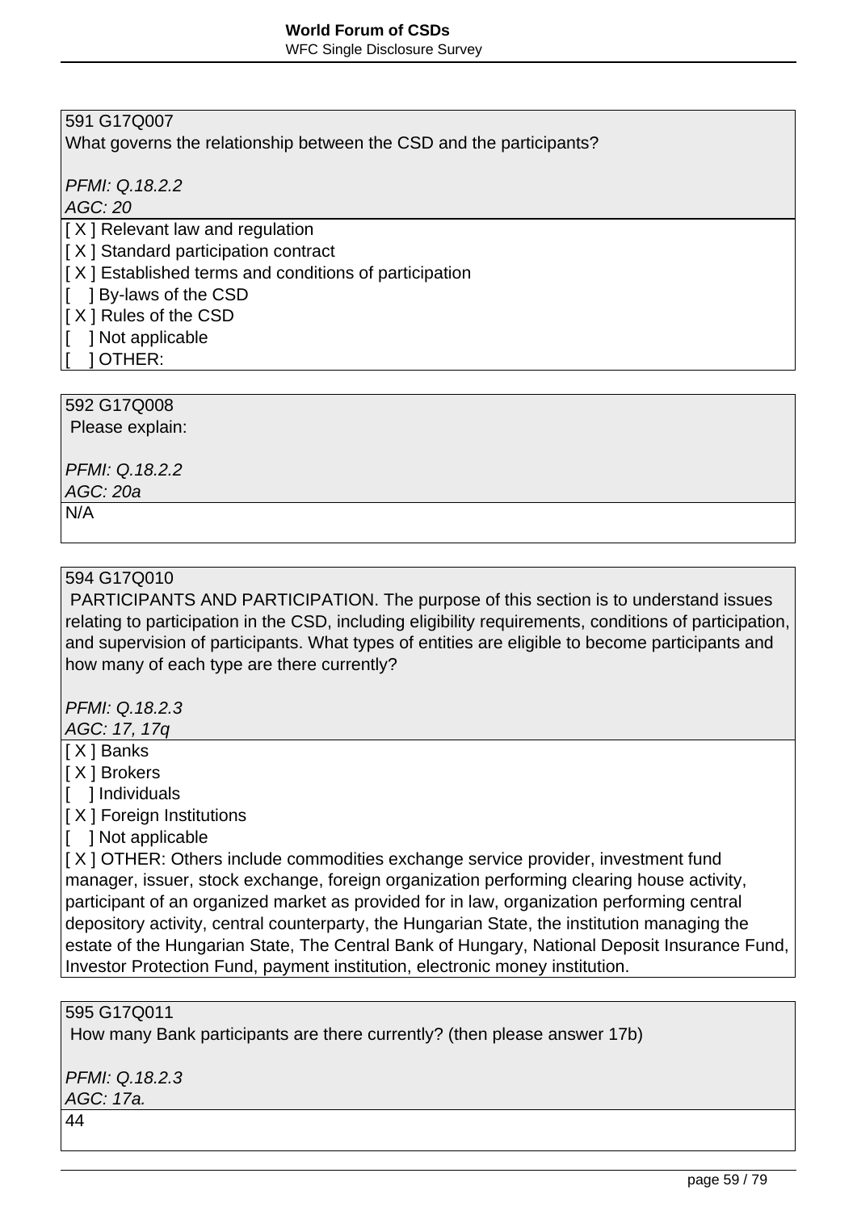591 G17Q007
What governs the relationship between the CSD and the participants?

*PFMI: Q.18.2.2*
*AGC: 20*

[ X ] Relevant law and regulation
[ X ] Standard participation contract
[ X ] Established terms and conditions of participation
[    ] By-laws of the CSD
[ X ] Rules of the CSD
[    ] Not applicable
[    ] OTHER:

592 G17Q008
Please explain:

*PFMI: Q.18.2.2*
*AGC: 20a*

N/A

594 G17Q010
PARTICIPANTS AND PARTICIPATION. The purpose of this section is to understand issues relating to participation in the CSD, including eligibility requirements, conditions of participation, and supervision of participants. What types of entities are eligible to become participants and how many of each type are there currently?

*PFMI: Q.18.2.3*
*AGC: 17, 17q*

[ X ] Banks
[ X ] Brokers
[    ] Individuals
[ X ] Foreign Institutions
[    ] Not applicable
[ X ] OTHER: Others include commodities exchange service provider, investment fund manager, issuer, stock exchange, foreign organization performing clearing house activity, participant of an organized market as provided for in law, organization performing central depository activity, central counterparty, the Hungarian State, the institution managing the estate of the Hungarian State, The Central Bank of Hungary, National Deposit Insurance Fund, Investor Protection Fund, payment institution, electronic money institution.

595 G17Q011
How many Bank participants are there currently? (then please answer 17b)

*PFMI: Q.18.2.3*
*AGC: 17a.*

44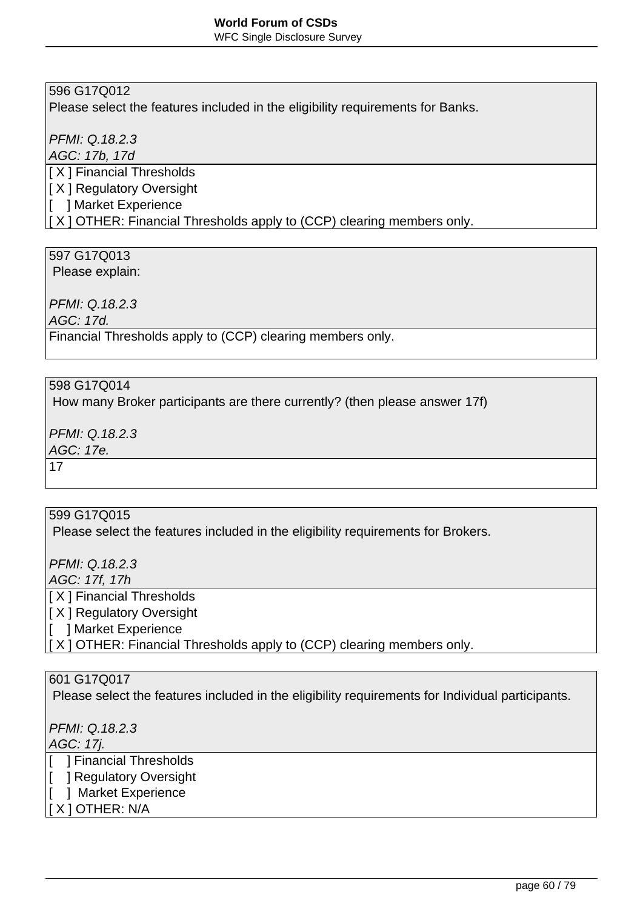596 G17Q012
Please select the features included in the eligibility requirements for Banks.

*PFMI: Q.18.2.3*
*AGC: 17b, 17d*

[ X ] Financial Thresholds
[ X ] Regulatory Oversight
[    ] Market Experience
[ X ] OTHER: Financial Thresholds apply to (CCP) clearing members only.

597 G17Q013
Please explain:

*PFMI: Q.18.2.3*
*AGC: 17d.*

Financial Thresholds apply to (CCP) clearing members only.

598 G17Q014
How many Broker participants are there currently? (then please answer 17f)

*PFMI: Q.18.2.3*
*AGC: 17e.*

17

599 G17Q015
Please select the features included in the eligibility requirements for Brokers.

*PFMI: Q.18.2.3*
*AGC: 17f, 17h*

[ X ] Financial Thresholds
[ X ] Regulatory Oversight
[    ] Market Experience
[ X ] OTHER: Financial Thresholds apply to (CCP) clearing members only.

601 G17Q017
Please select the features included in the eligibility requirements for Individual participants.

*PFMI: Q.18.2.3*
*AGC: 17j.*

[    ] Financial Thresholds
[    ] Regulatory Oversight
[    ] Market Experience
[ X ] OTHER: N/A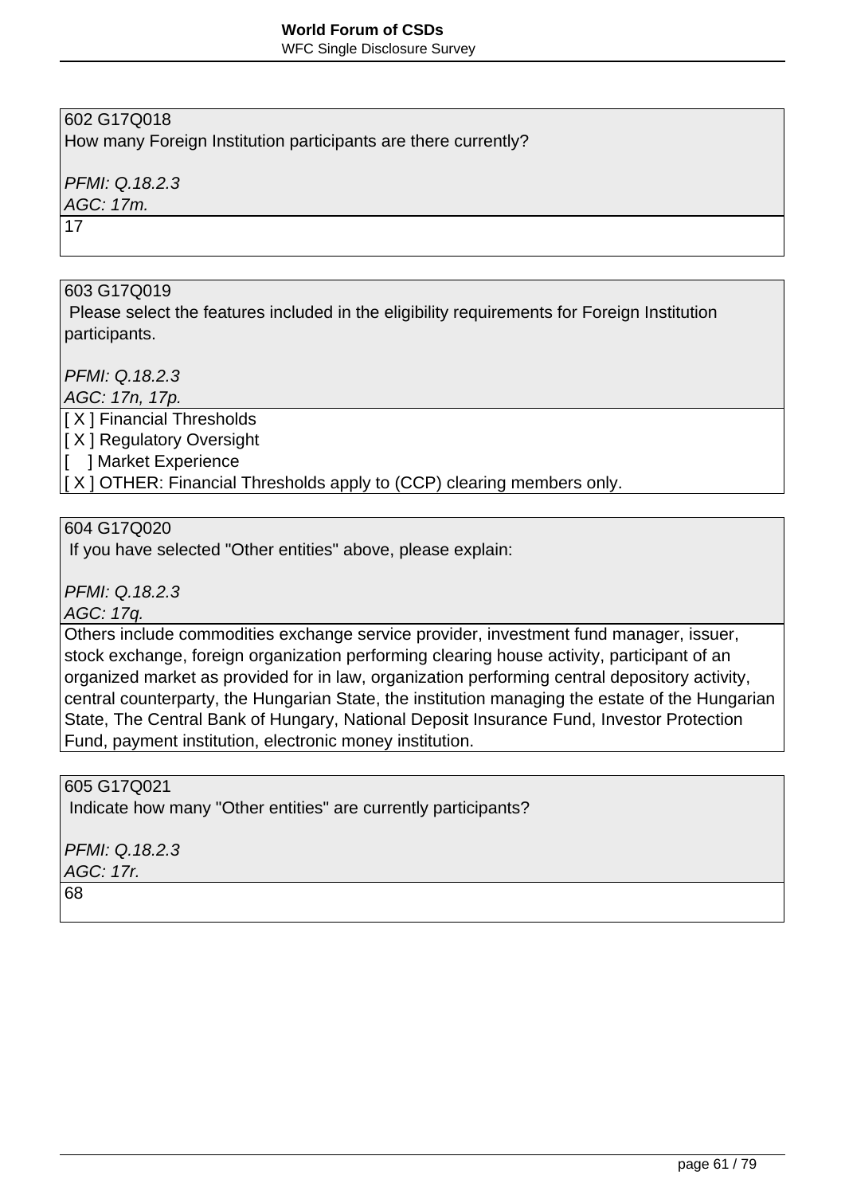602 G17Q018
How many Foreign Institution participants are there currently?

*PFMI: Q.18.2.3*
*AGC: 17m.*

17

603 G17Q019
Please select the features included in the eligibility requirements for Foreign Institution participants.

*PFMI: Q.18.2.3*
*AGC: 17n, 17p.*

[ X ] Financial Thresholds
[ X ] Regulatory Oversight
[    ] Market Experience
[ X ] OTHER: Financial Thresholds apply to (CCP) clearing members only.

604 G17Q020
If you have selected "Other entities" above, please explain:

*PFMI: Q.18.2.3*
*AGC: 17q.*

Others include commodities exchange service provider, investment fund manager, issuer, stock exchange, foreign organization performing clearing house activity, participant of an organized market as provided for in law, organization performing central depository activity, central counterparty, the Hungarian State, the institution managing the estate of the Hungarian State, The Central Bank of Hungary, National Deposit Insurance Fund, Investor Protection Fund, payment institution, electronic money institution.

605 G17Q021
Indicate how many "Other entities" are currently participants?

*PFMI: Q.18.2.3*
*AGC: 17r.*

68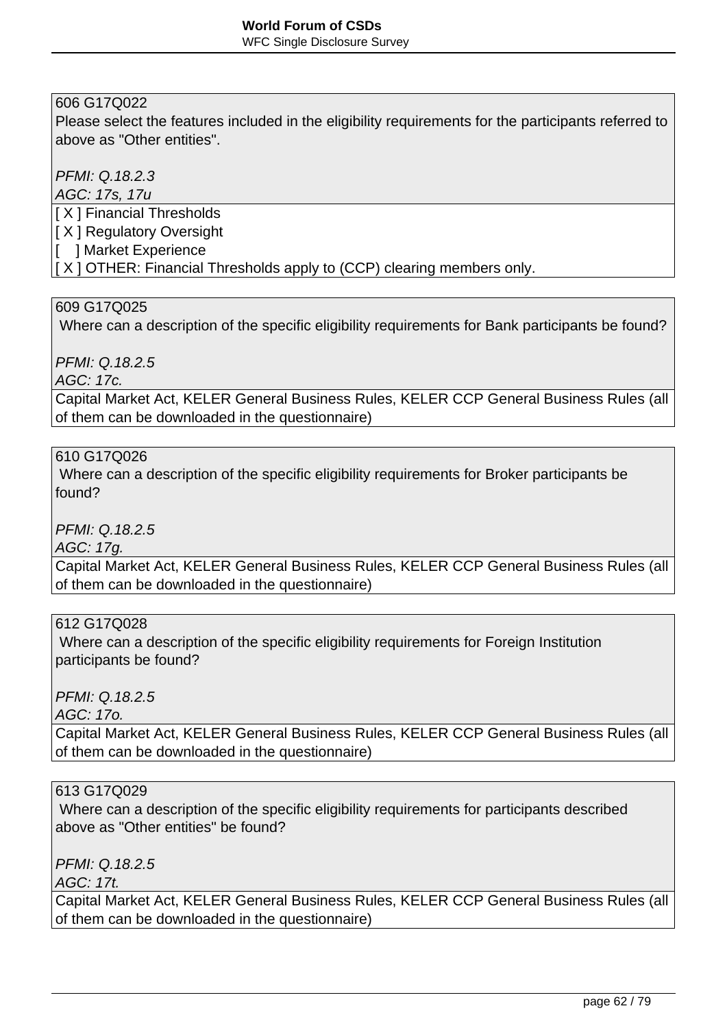606 G17Q022
Please select the features included in the eligibility requirements for the participants referred to above as "Other entities".

*PFMI: Q.18.2.3*
*AGC: 17s, 17u*

[ X ] Financial Thresholds
[ X ] Regulatory Oversight
[    ] Market Experience
[ X ] OTHER: Financial Thresholds apply to (CCP) clearing members only.

609 G17Q025
Where can a description of the specific eligibility requirements for Bank participants be found?

*PFMI: Q.18.2.5*
*AGC: 17c.*

Capital Market Act, KELER General Business Rules, KELER CCP General Business Rules (all of them can be downloaded in the questionnaire)

610 G17Q026
Where can a description of the specific eligibility requirements for Broker participants be found?

*PFMI: Q.18.2.5*
*AGC: 17g.*

Capital Market Act, KELER General Business Rules, KELER CCP General Business Rules (all of them can be downloaded in the questionnaire)

612 G17Q028
Where can a description of the specific eligibility requirements for Foreign Institution participants be found?

*PFMI: Q.18.2.5*
*AGC: 17o.*

Capital Market Act, KELER General Business Rules, KELER CCP General Business Rules (all of them can be downloaded in the questionnaire)

613 G17Q029
Where can a description of the specific eligibility requirements for participants described above as "Other entities" be found?

*PFMI: Q.18.2.5*
*AGC: 17t.*

Capital Market Act, KELER General Business Rules, KELER CCP General Business Rules (all of them can be downloaded in the questionnaire)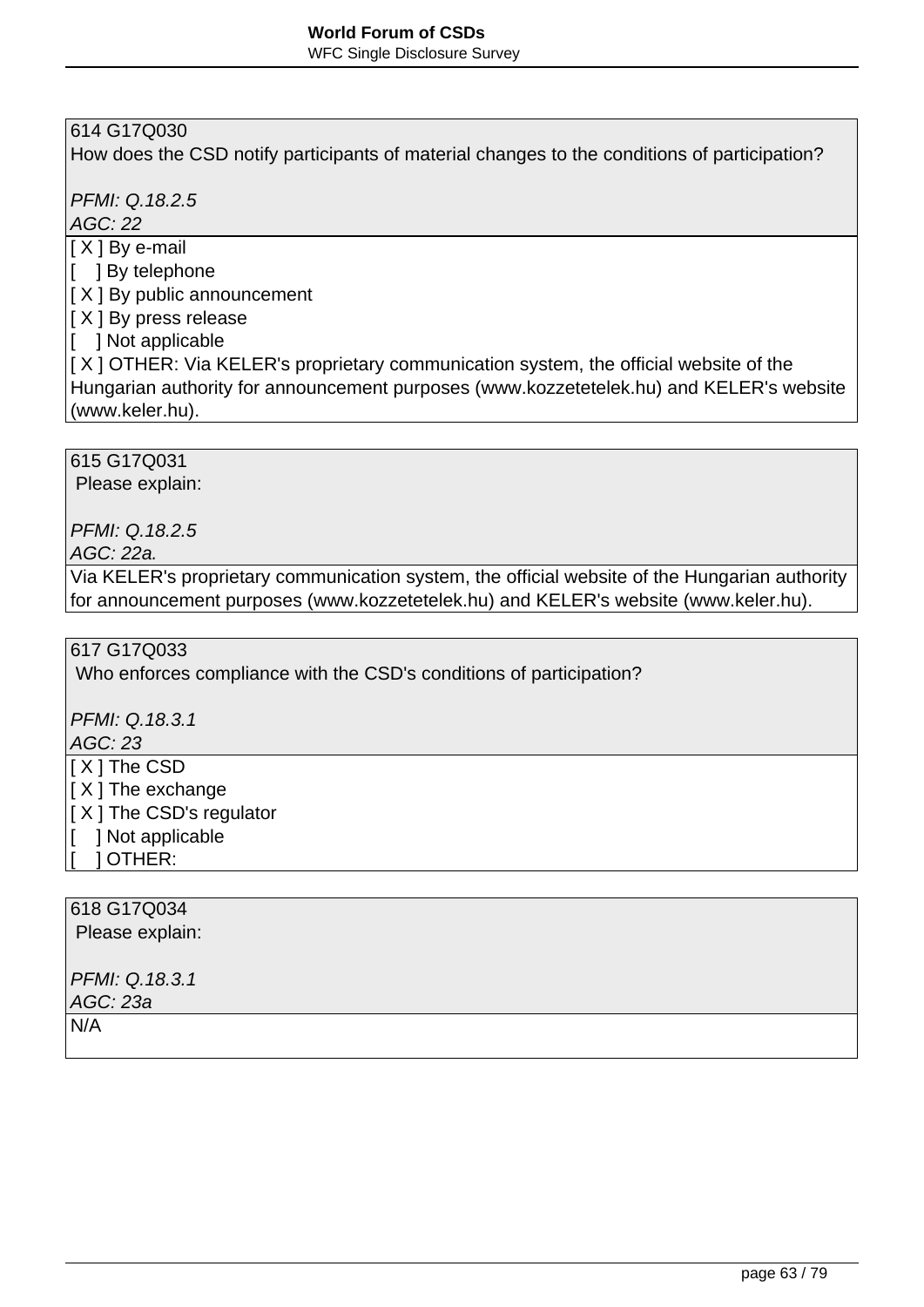614 G17Q030
How does the CSD notify participants of material changes to the conditions of participation?

*PFMI: Q.18.2.5*
*AGC: 22*

[ X ] By e-mail
[   ] By telephone
[ X ] By public announcement
[ X ] By press release
[   ] Not applicable
[ X ] OTHER: Via KELER's proprietary communication system, the official website of the Hungarian authority for announcement purposes (www.kozzetetelek.hu) and KELER's website (www.keler.hu).

615 G17Q031
Please explain:

*PFMI: Q.18.2.5*
*AGC: 22a.*

Via KELER's proprietary communication system, the official website of the Hungarian authority for announcement purposes (www.kozzetetelek.hu) and KELER's website (www.keler.hu).

617 G17Q033
Who enforces compliance with the CSD's conditions of participation?

*PFMI: Q.18.3.1*
*AGC: 23*

[ X ] The CSD
[ X ] The exchange
[ X ] The CSD's regulator
[   ] Not applicable
[   ] OTHER:

618 G17Q034
Please explain:

*PFMI: Q.18.3.1*
*AGC: 23a*

N/A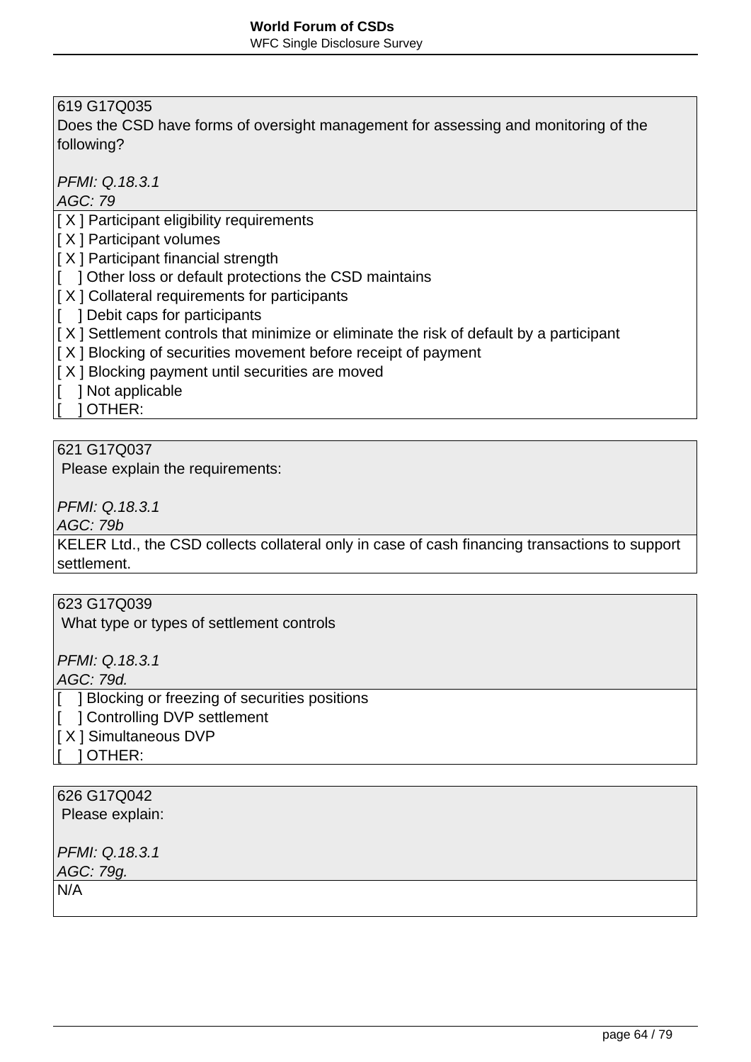619 G17Q035
Does the CSD have forms of oversight management for assessing and monitoring of the following?

*PFMI: Q.18.3.1*
*AGC: 79*

[ X ] Participant eligibility requirements
[ X ] Participant volumes
[ X ] Participant financial strength
[    ] Other loss or default protections the CSD maintains
[ X ] Collateral requirements for participants
[    ] Debit caps for participants
[ X ] Settlement controls that minimize or eliminate the risk of default by a participant
[ X ] Blocking of securities movement before receipt of payment
[ X ] Blocking payment until securities are moved
[    ] Not applicable
[    ] OTHER:

621 G17Q037
Please explain the requirements:

*PFMI: Q.18.3.1*
*AGC: 79b*

KELER Ltd., the CSD collects collateral only in case of cash financing transactions to support settlement.

623 G17Q039
What type or types of settlement controls

*PFMI: Q.18.3.1*
*AGC: 79d.*

[    ] Blocking or freezing of securities positions
[    ] Controlling DVP settlement
[ X ] Simultaneous DVP
[    ] OTHER:

626 G17Q042
Please explain:

*PFMI: Q.18.3.1*
*AGC: 79g.*

N/A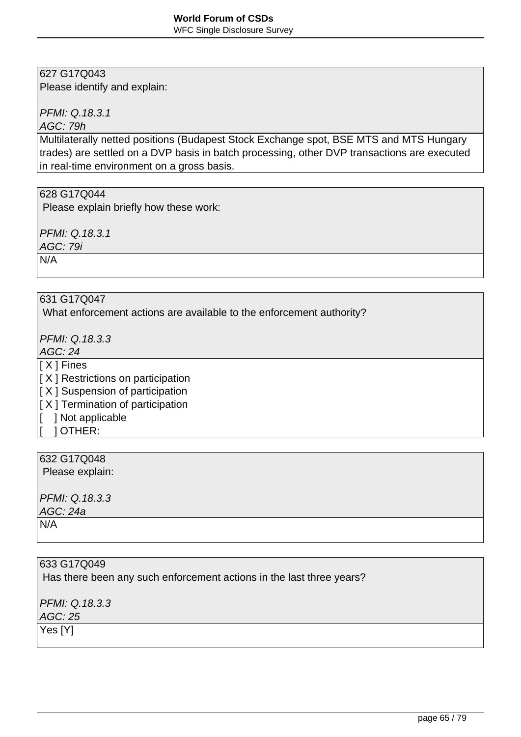627 G17Q043
Please identify and explain:

*PFMI: Q.18.3.1*
*AGC: 79h*

Multilaterally netted positions (Budapest Stock Exchange spot, BSE MTS and MTS Hungary trades) are settled on a DVP basis in batch processing, other DVP transactions are executed in real-time environment on a gross basis.

628 G17Q044
Please explain briefly how these work:

*PFMI: Q.18.3.1*
*AGC: 79i*

N/A

631 G17Q047
What enforcement actions are available to the enforcement authority?

*PFMI: Q.18.3.3*
*AGC: 24*

[ X ] Fines
[ X ] Restrictions on participation
[ X ] Suspension of participation
[ X ] Termination of participation
[    ] Not applicable
[    ] OTHER:

632 G17Q048
Please explain:

*PFMI: Q.18.3.3*
*AGC: 24a*

N/A

633 G17Q049
Has there been any such enforcement actions in the last three years?

*PFMI: Q.18.3.3*
*AGC: 25*

Yes [Y]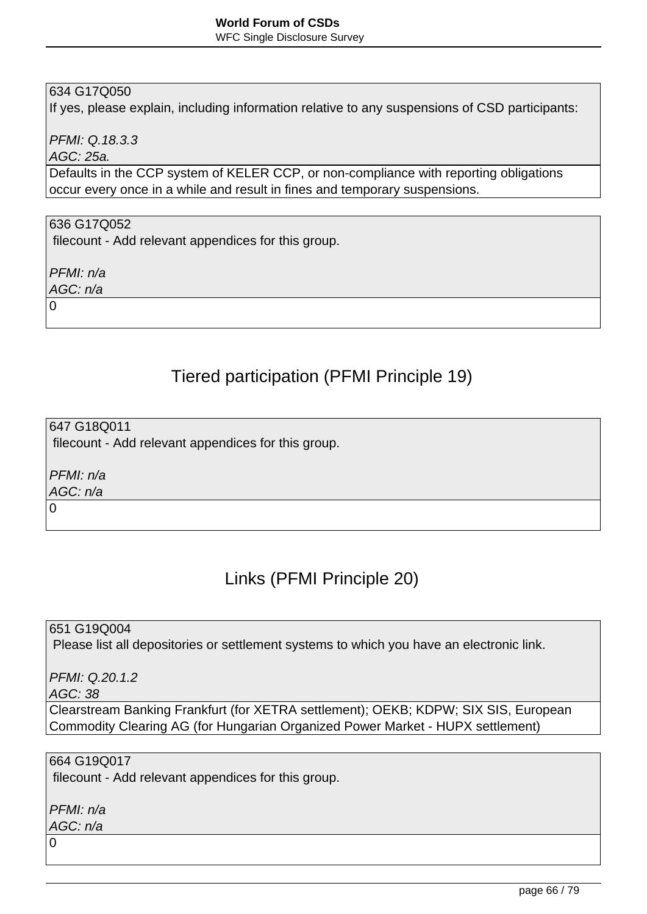| 634 G17Q050<br>If yes, please explain, including information relative to any suspensions of CSD participants:<br><br>*PFMI: Q.18.3.3*<br>*AGC: 25a.* |
|---|
| Defaults in the CCP system of KELER CCP, or non-compliance with reporting obligations occur every once in a while and result in fines and temporary suspensions. |

| 636 G17Q052<br>filecount - Add relevant appendices for this group.<br><br>*PFMI: n/a*<br>*AGC: n/a* |
|---|
| 0 |

## Tiered participation (PFMI Principle 19)

| 647 G18Q011<br>filecount - Add relevant appendices for this group.<br><br>*PFMI: n/a*<br>*AGC: n/a* |
|---|
| 0 |

## Links (PFMI Principle 20)

| 651 G19Q004<br>Please list all depositories or settlement systems to which you have an electronic link.<br><br>*PFMI: Q.20.1.2*<br>*AGC: 38* |
|---|
| Clearstream Banking Frankfurt (for XETRA settlement); OEKB; KDPW; SIX SIS, European Commodity Clearing AG (for Hungarian Organized Power Market - HUPX settlement) |

| 664 G19Q017<br>filecount - Add relevant appendices for this group.<br><br>*PFMI: n/a*<br>*AGC: n/a* |
|---|
| 0 |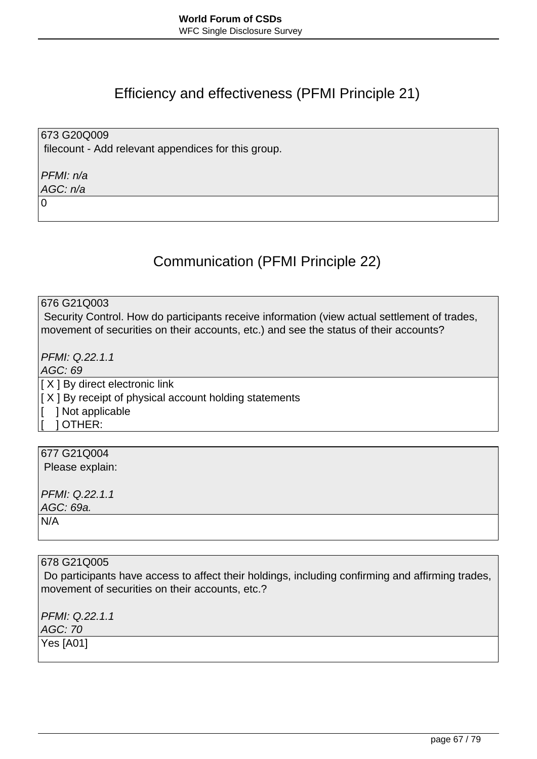## Efficiency and effectiveness (PFMI Principle 21)

| 673 G20Q009<br>filecount - Add relevant appendices for this group.<br><br>*PFMI: n/a*<br>*AGC: n/a* |
|---|
| 0 |

## Communication (PFMI Principle 22)

| 676 G21Q003<br>Security Control. How do participants receive information (view actual settlement of trades, movement of securities on their accounts, etc.) and see the status of their accounts?<br><br>*PFMI: Q.22.1.1*<br>*AGC: 69* |
|---|
| [ X ] By direct electronic link<br>[ X ] By receipt of physical account holding statements<br>[    ] Not applicable<br>[    ] OTHER: |

| 677 G21Q004<br>Please explain:<br><br>*PFMI: Q.22.1.1*<br>*AGC: 69a.* |
|---|
| N/A |

| 678 G21Q005<br>Do participants have access to affect their holdings, including confirming and affirming trades, movement of securities on their accounts, etc.?<br><br>*PFMI: Q.22.1.1*<br>*AGC: 70* |
|---|
| Yes [A01] |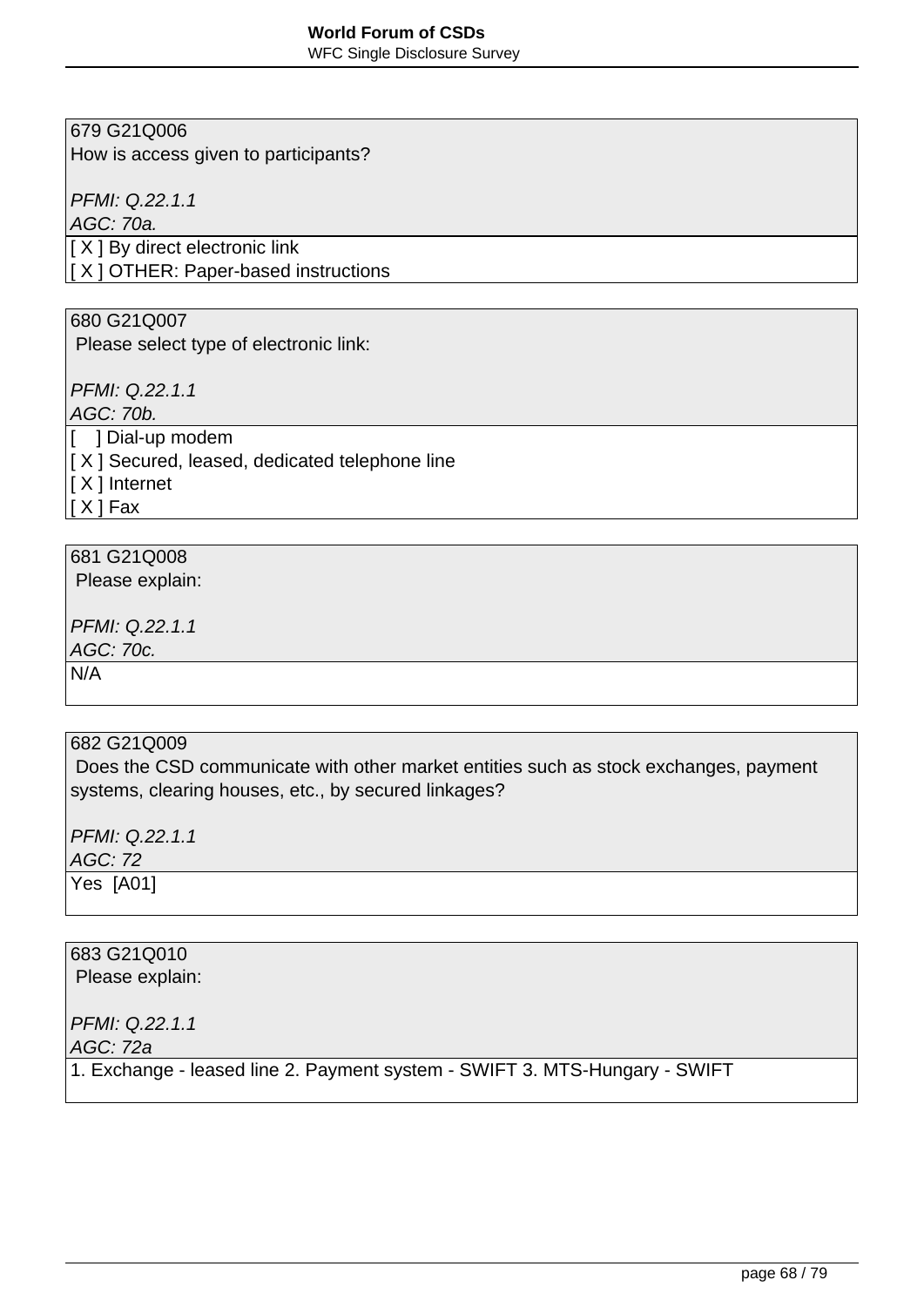679 G21Q006
How is access given to participants?

*PFMI: Q.22.1.1*
*AGC: 70a.*

[ X ] By direct electronic link
[ X ] OTHER: Paper-based instructions

680 G21Q007
Please select type of electronic link:

*PFMI: Q.22.1.1*
*AGC: 70b.*

[    ] Dial-up modem
[ X ] Secured, leased, dedicated telephone line
[ X ] Internet
[ X ] Fax

681 G21Q008
Please explain:

*PFMI: Q.22.1.1*
*AGC: 70c.*

N/A

682 G21Q009
Does the CSD communicate with other market entities such as stock exchanges, payment systems, clearing houses, etc., by secured linkages?

*PFMI: Q.22.1.1*
*AGC: 72*

Yes  [A01]

683 G21Q010
Please explain:

*PFMI: Q.22.1.1*
*AGC: 72a*

1. Exchange - leased line 2. Payment system - SWIFT 3. MTS-Hungary - SWIFT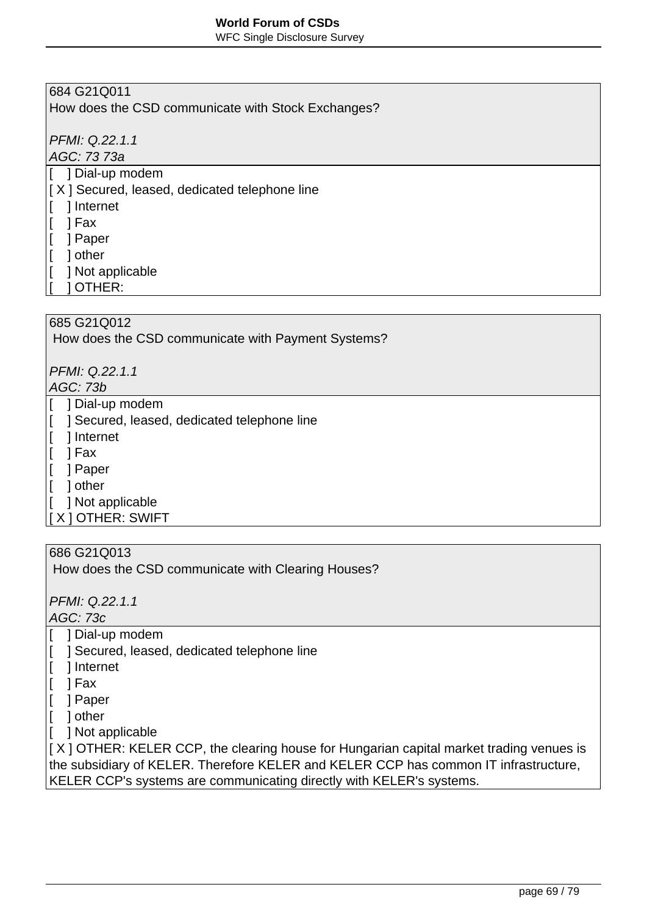684 G21Q011
How does the CSD communicate with Stock Exchanges?

*PFMI: Q.22.1.1*
*AGC: 73 73a*

[   ] Dial-up modem
[ X ] Secured, leased, dedicated telephone line
[   ] Internet
[   ] Fax
[   ] Paper
[   ] other
[   ] Not applicable
[   ] OTHER:

685 G21Q012
How does the CSD communicate with Payment Systems?

*PFMI: Q.22.1.1*
*AGC: 73b*

[   ] Dial-up modem
[   ] Secured, leased, dedicated telephone line
[   ] Internet
[   ] Fax
[   ] Paper
[   ] other
[   ] Not applicable
[ X ] OTHER: SWIFT

686 G21Q013
How does the CSD communicate with Clearing Houses?

*PFMI: Q.22.1.1*
*AGC: 73c*

[   ] Dial-up modem
[   ] Secured, leased, dedicated telephone line
[   ] Internet
[   ] Fax
[   ] Paper
[   ] other
[   ] Not applicable
[ X ] OTHER: KELER CCP, the clearing house for Hungarian capital market trading venues is the subsidiary of KELER. Therefore KELER and KELER CCP has common IT infrastructure, KELER CCP's systems are communicating directly with KELER's systems.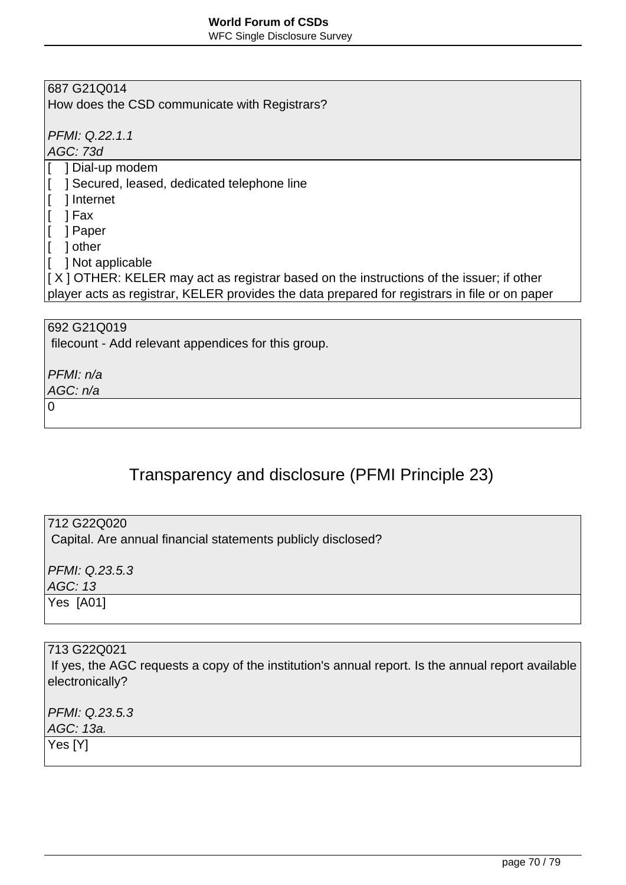687 G21Q014
How does the CSD communicate with Registrars?

*PFMI: Q.22.1.1*
*AGC: 73d*

[    ] Dial-up modem
[    ] Secured, leased, dedicated telephone line
[    ] Internet
[    ] Fax
[    ] Paper
[    ] other
[    ] Not applicable
[ X ] OTHER: KELER may act as registrar based on the instructions of the issuer; if other player acts as registrar, KELER provides the data prepared for registrars in file or on paper

692 G21Q019
filecount - Add relevant appendices for this group.

*PFMI: n/a*
*AGC: n/a*

0

## Transparency and disclosure (PFMI Principle 23)

712 G22Q020
Capital. Are annual financial statements publicly disclosed?

*PFMI: Q.23.5.3*
*AGC: 13*

Yes  [A01]

713 G22Q021
If yes, the AGC requests a copy of the institution's annual report. Is the annual report available electronically?

*PFMI: Q.23.5.3*
*AGC: 13a.*

Yes [Y]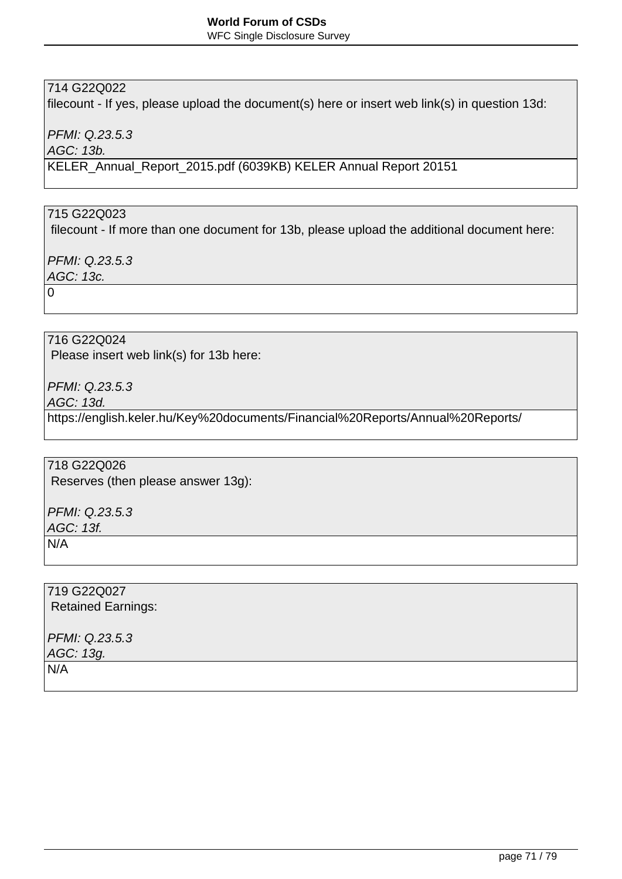714 G22Q022
filecount - If yes, please upload the document(s) here or insert web link(s) in question 13d:

*PFMI: Q.23.5.3*
*AGC: 13b.*

KELER_Annual_Report_2015.pdf (6039KB) KELER Annual Report 20151

715 G22Q023
filecount - If more than one document for 13b, please upload the additional document here:

*PFMI: Q.23.5.3*
*AGC: 13c.*

0

716 G22Q024
Please insert web link(s) for 13b here:

*PFMI: Q.23.5.3*
*AGC: 13d.*

https://english.keler.hu/Key%20documents/Financial%20Reports/Annual%20Reports/

718 G22Q026
Reserves (then please answer 13g):

*PFMI: Q.23.5.3*
*AGC: 13f.*

N/A

719 G22Q027
Retained Earnings:

*PFMI: Q.23.5.3*
*AGC: 13g.*

N/A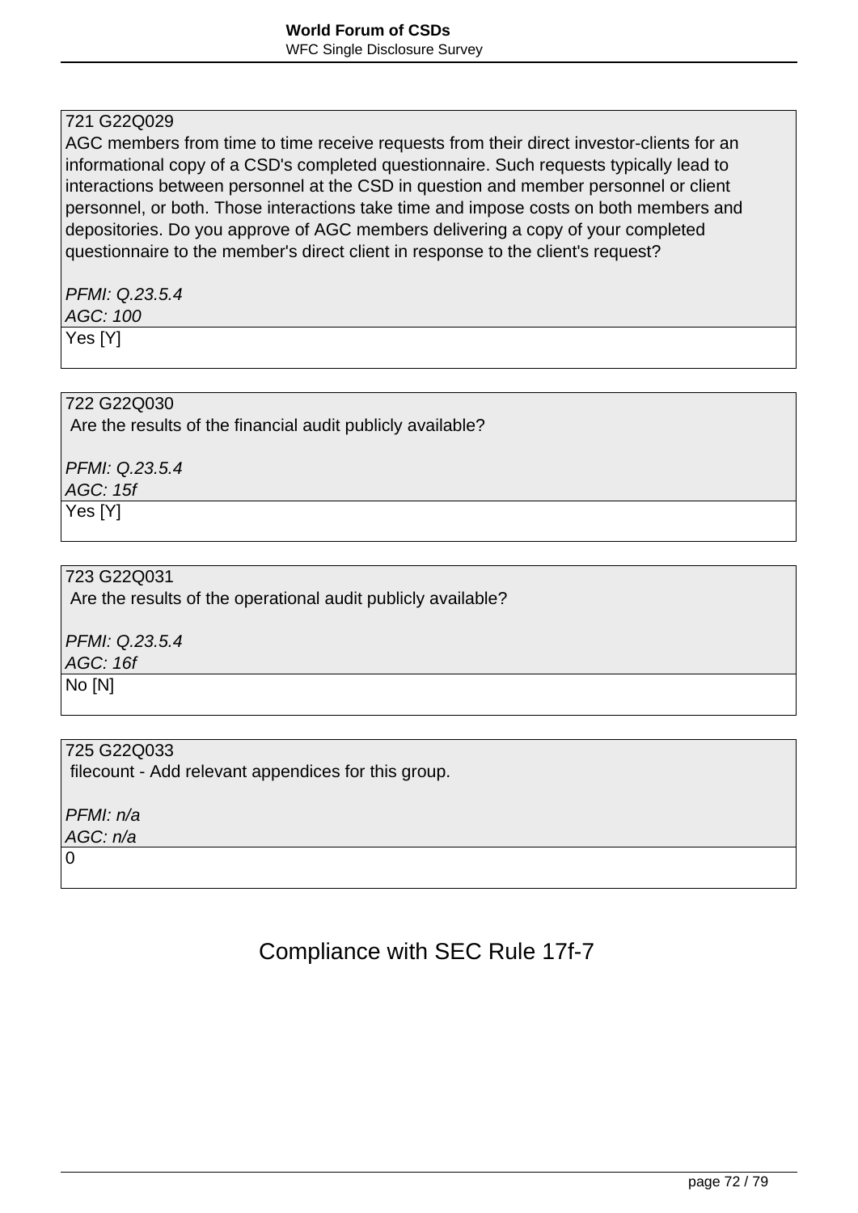721 G22Q029
AGC members from time to time receive requests from their direct investor-clients for an informational copy of a CSD's completed questionnaire. Such requests typically lead to interactions between personnel at the CSD in question and member personnel or client personnel, or both. Those interactions take time and impose costs on both members and depositories. Do you approve of AGC members delivering a copy of your completed questionnaire to the member's direct client in response to the client's request?

*PFMI: Q.23.5.4*
*AGC: 100*

Yes [Y]

722 G22Q030
Are the results of the financial audit publicly available?

*PFMI: Q.23.5.4*
*AGC: 15f*

Yes [Y]

723 G22Q031
Are the results of the operational audit publicly available?

*PFMI: Q.23.5.4*
*AGC: 16f*

No [N]

725 G22Q033
filecount - Add relevant appendices for this group.

*PFMI: n/a*
*AGC: n/a*

0

## Compliance with SEC Rule 17f-7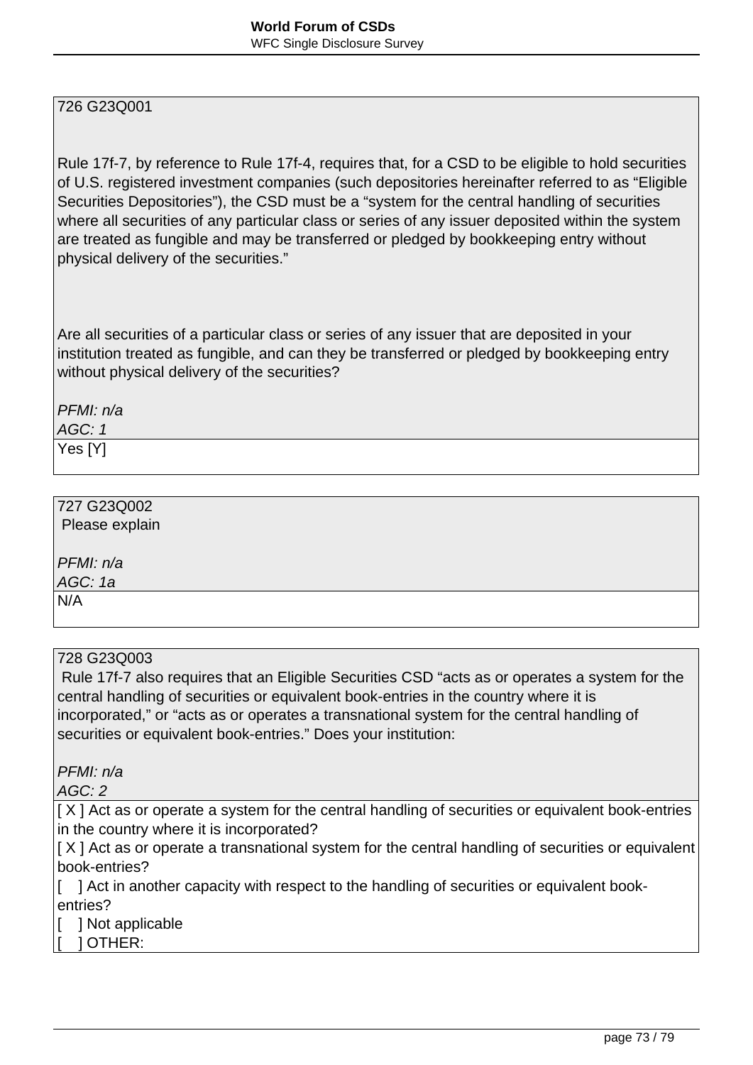726 G23Q001

Rule 17f-7, by reference to Rule 17f-4, requires that, for a CSD to be eligible to hold securities of U.S. registered investment companies (such depositories hereinafter referred to as “Eligible Securities Depositories”), the CSD must be a “system for the central handling of securities where all securities of any particular class or series of any issuer deposited within the system are treated as fungible and may be transferred or pledged by bookkeeping entry without physical delivery of the securities.”

Are all securities of a particular class or series of any issuer that are deposited in your institution treated as fungible, and can they be transferred or pledged by bookkeeping entry without physical delivery of the securities?

*PFMI: n/a*
*AGC: 1*

Yes [Y]

---

727 G23Q002
Please explain

*PFMI: n/a*
*AGC: 1a*

N/A

---

728 G23Q003
Rule 17f-7 also requires that an Eligible Securities CSD “acts as or operates a system for the central handling of securities or equivalent book-entries in the country where it is incorporated,” or “acts as or operates a transnational system for the central handling of securities or equivalent book-entries.” Does your institution:

*PFMI: n/a*
*AGC: 2*

[ X ] Act as or operate a system for the central handling of securities or equivalent book-entries in the country where it is incorporated?
[ X ] Act as or operate a transnational system for the central handling of securities or equivalent book-entries?
[ ] Act in another capacity with respect to the handling of securities or equivalent book-entries?
[ ] Not applicable
[ ] OTHER: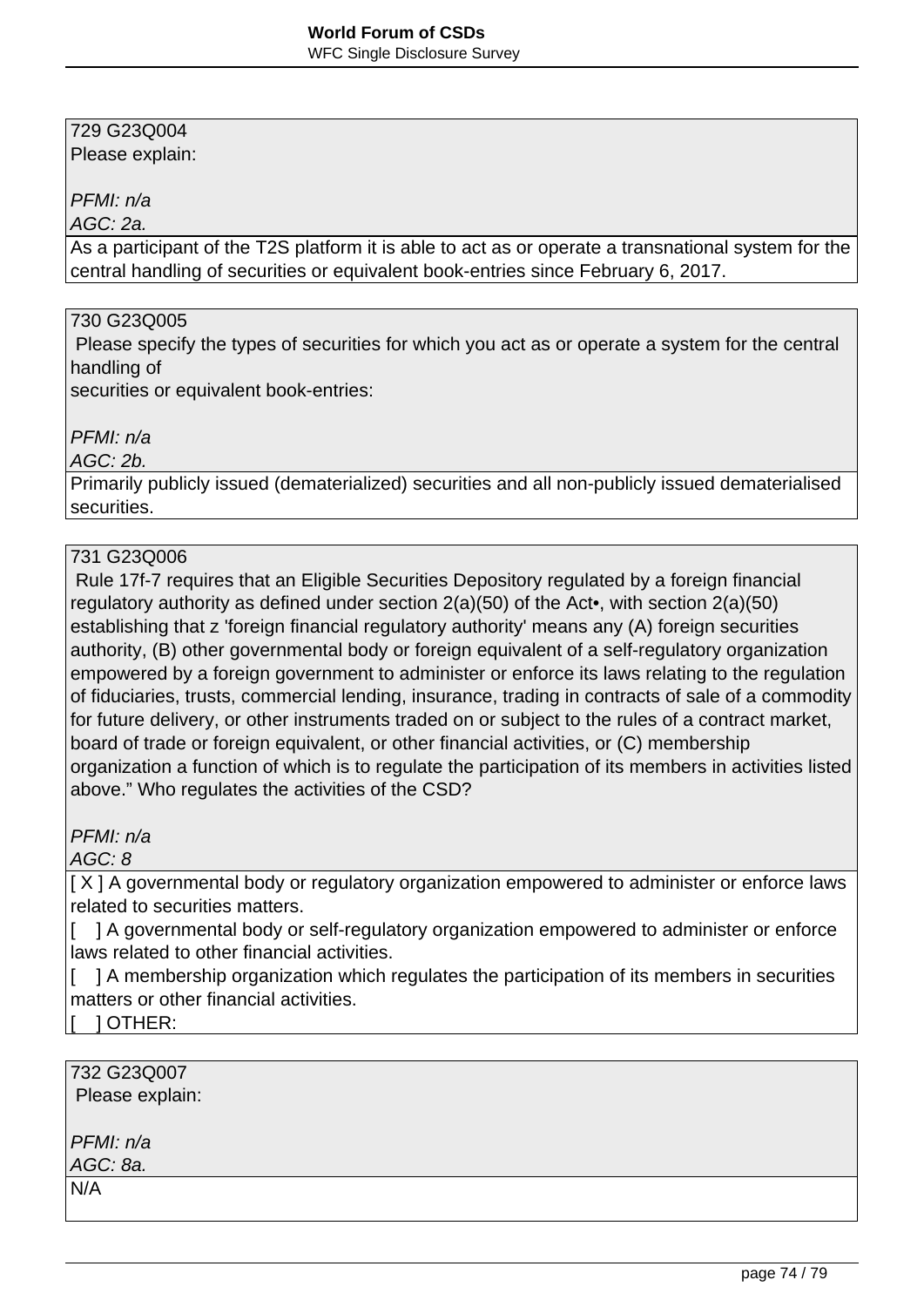729 G23Q004
Please explain:

*PFMI: n/a*
*AGC: 2a.*

As a participant of the T2S platform it is able to act as or operate a transnational system for the central handling of securities or equivalent book-entries since February 6, 2017.

730 G23Q005
Please specify the types of securities for which you act as or operate a system for the central handling of
securities or equivalent book-entries:

*PFMI: n/a*
*AGC: 2b.*

Primarily publicly issued (dematerialized) securities and all non-publicly issued dematerialised securities.

731 G23Q006
Rule 17f-7 requires that an Eligible Securities Depository regulated by a foreign financial regulatory authority as defined under section 2(a)(50) of the Act•, with section 2(a)(50) establishing that z 'foreign financial regulatory authority' means any (A) foreign securities authority, (B) other governmental body or foreign equivalent of a self-regulatory organization empowered by a foreign government to administer or enforce its laws relating to the regulation of fiduciaries, trusts, commercial lending, insurance, trading in contracts of sale of a commodity for future delivery, or other instruments traded on or subject to the rules of a contract market, board of trade or foreign equivalent, or other financial activities, or (C) membership organization a function of which is to regulate the participation of its members in activities listed above." Who regulates the activities of the CSD?

*PFMI: n/a*
*AGC: 8*

[ X ] A governmental body or regulatory organization empowered to administer or enforce laws related to securities matters.
[ ] A governmental body or self-regulatory organization empowered to administer or enforce laws related to other financial activities.
[ ] A membership organization which regulates the participation of its members in securities matters or other financial activities.
[ ] OTHER:

732 G23Q007
Please explain:

*PFMI: n/a*
*AGC: 8a.*

N/A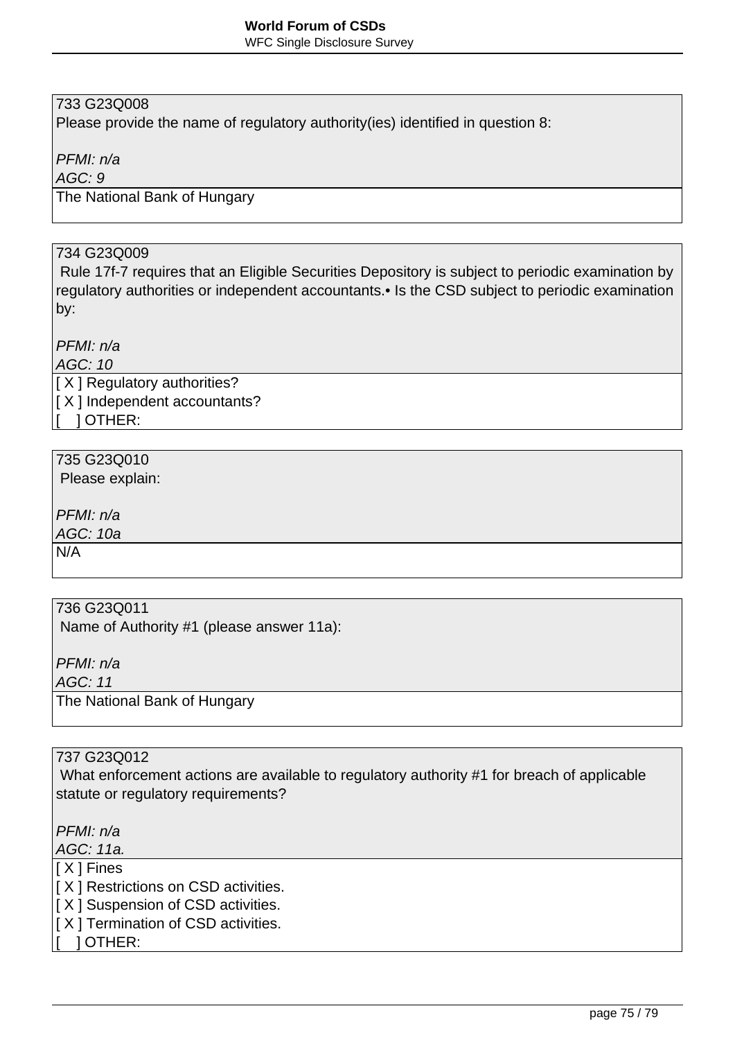733 G23Q008
Please provide the name of regulatory authority(ies) identified in question 8:

*PFMI: n/a*
*AGC: 9*

The National Bank of Hungary

---

734 G23Q009
Rule 17f-7 requires that an Eligible Securities Depository is subject to periodic examination by regulatory authorities or independent accountants.• Is the CSD subject to periodic examination by:

*PFMI: n/a*
*AGC: 10*

[ X ] Regulatory authorities?
[ X ] Independent accountants?
[    ] OTHER:

---

735 G23Q010
Please explain:

*PFMI: n/a*
*AGC: 10a*

N/A

---

736 G23Q011
Name of Authority #1 (please answer 11a):

*PFMI: n/a*
*AGC: 11*

The National Bank of Hungary

---

737 G23Q012
What enforcement actions are available to regulatory authority #1 for breach of applicable statute or regulatory requirements?

*PFMI: n/a*
*AGC: 11a.*

[ X ] Fines
[ X ] Restrictions on CSD activities.
[ X ] Suspension of CSD activities.
[ X ] Termination of CSD activities.
[    ] OTHER: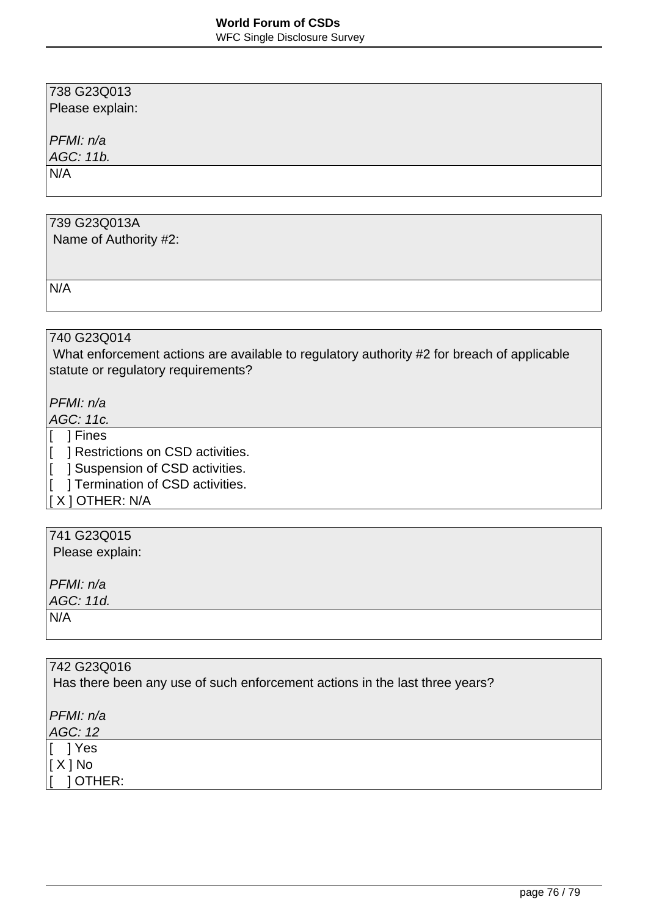738 G23Q013
Please explain:

*PFMI: n/a*
*AGC: 11b.*

N/A

739 G23Q013A
Name of Authority #2:

N/A

740 G23Q014
What enforcement actions are available to regulatory authority #2 for breach of applicable statute or regulatory requirements?

*PFMI: n/a*
*AGC: 11c.*

[ ] Fines
[ ] Restrictions on CSD activities.
[ ] Suspension of CSD activities.
[ ] Termination of CSD activities.
[ X ] OTHER: N/A

741 G23Q015
Please explain:

*PFMI: n/a*
*AGC: 11d.*

N/A

742 G23Q016
Has there been any use of such enforcement actions in the last three years?

*PFMI: n/a*
*AGC: 12*

[ ] Yes
[ X ] No
[ ] OTHER: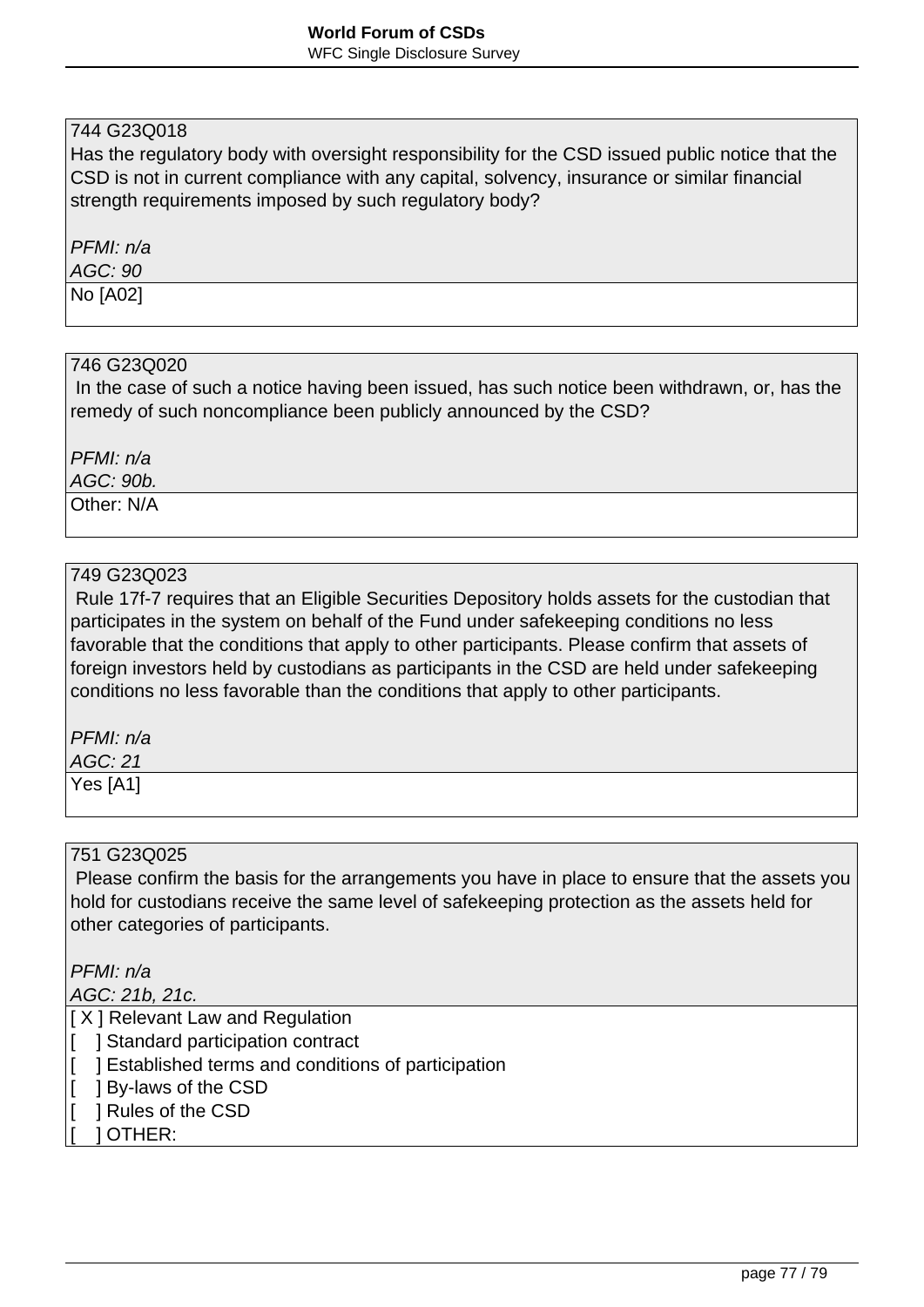744 G23Q018
Has the regulatory body with oversight responsibility for the CSD issued public notice that the CSD is not in current compliance with any capital, solvency, insurance or similar financial strength requirements imposed by such regulatory body?

*PFMI: n/a*
*AGC: 90*

No [A02]

746 G23Q020
In the case of such a notice having been issued, has such notice been withdrawn, or, has the remedy of such noncompliance been publicly announced by the CSD?

*PFMI: n/a*
*AGC: 90b.*

Other: N/A

749 G23Q023
Rule 17f-7 requires that an Eligible Securities Depository holds assets for the custodian that participates in the system on behalf of the Fund under safekeeping conditions no less favorable that the conditions that apply to other participants. Please confirm that assets of foreign investors held by custodians as participants in the CSD are held under safekeeping conditions no less favorable than the conditions that apply to other participants.

*PFMI: n/a*
*AGC: 21*

Yes [A1]

751 G23Q025
Please confirm the basis for the arrangements you have in place to ensure that the assets you hold for custodians receive the same level of safekeeping protection as the assets held for other categories of participants.

*PFMI: n/a*
*AGC: 21b, 21c.*

[ X ] Relevant Law and Regulation
[ ] Standard participation contract
[ ] Established terms and conditions of participation
[ ] By-laws of the CSD
[ ] Rules of the CSD
[ ] OTHER: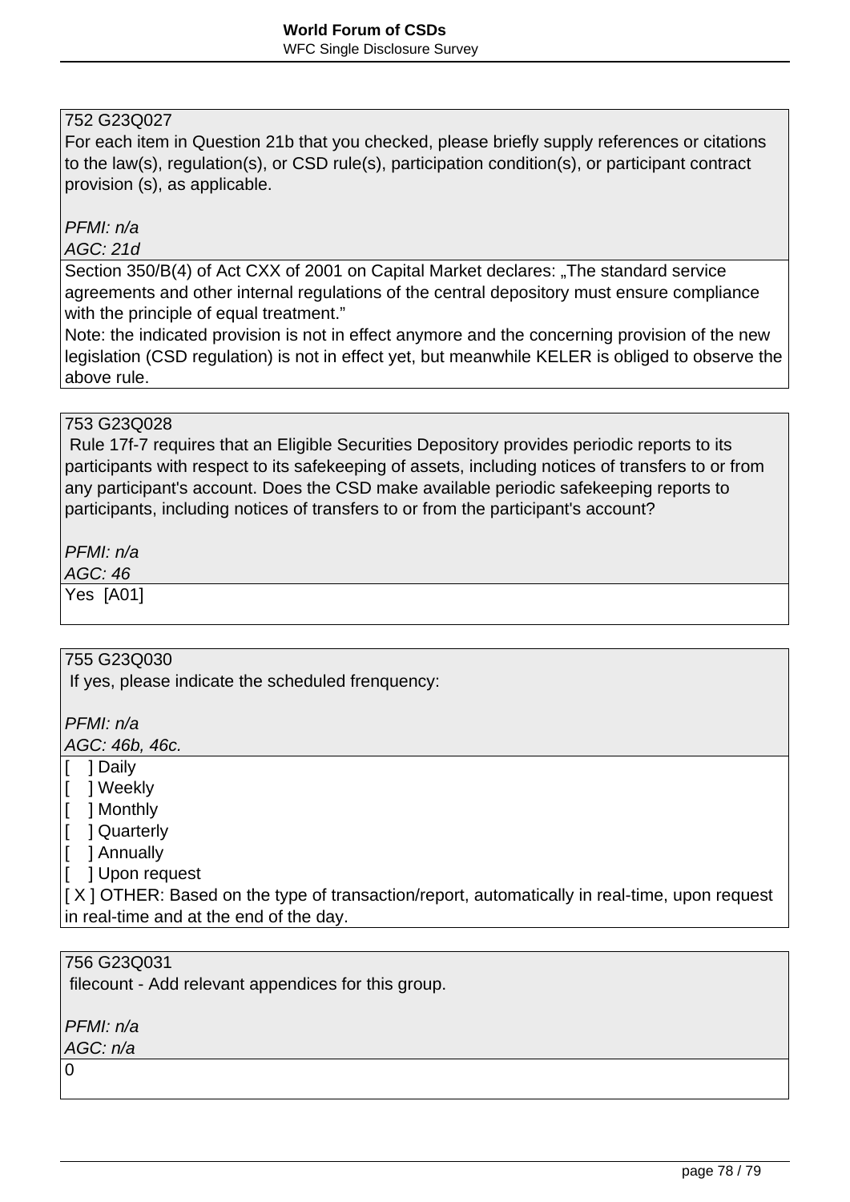752 G23Q027
For each item in Question 21b that you checked, please briefly supply references or citations to the law(s), regulation(s), or CSD rule(s), participation condition(s), or participant contract provision (s), as applicable.

*PFMI: n/a*
*AGC: 21d*

Section 350/B(4) of Act CXX of 2001 on Capital Market declares: „The standard service agreements and other internal regulations of the central depository must ensure compliance with the principle of equal treatment."
Note: the indicated provision is not in effect anymore and the concerning provision of the new legislation (CSD regulation) is not in effect yet, but meanwhile KELER is obliged to observe the above rule.

---

753 G23Q028
Rule 17f-7 requires that an Eligible Securities Depository provides periodic reports to its participants with respect to its safekeeping of assets, including notices of transfers to or from any participant's account. Does the CSD make available periodic safekeeping reports to participants, including notices of transfers to or from the participant's account?

*PFMI: n/a*
*AGC: 46*

Yes [A01]

---

755 G23Q030
If yes, please indicate the scheduled frenquency:

*PFMI: n/a*
*AGC: 46b, 46c.*

[ ] Daily
[ ] Weekly
[ ] Monthly
[ ] Quarterly
[ ] Annually
[ ] Upon request
[ X ] OTHER: Based on the type of transaction/report, automatically in real-time, upon request in real-time and at the end of the day.

---

756 G23Q031
filecount - Add relevant appendices for this group.

*PFMI: n/a*
*AGC: n/a*

0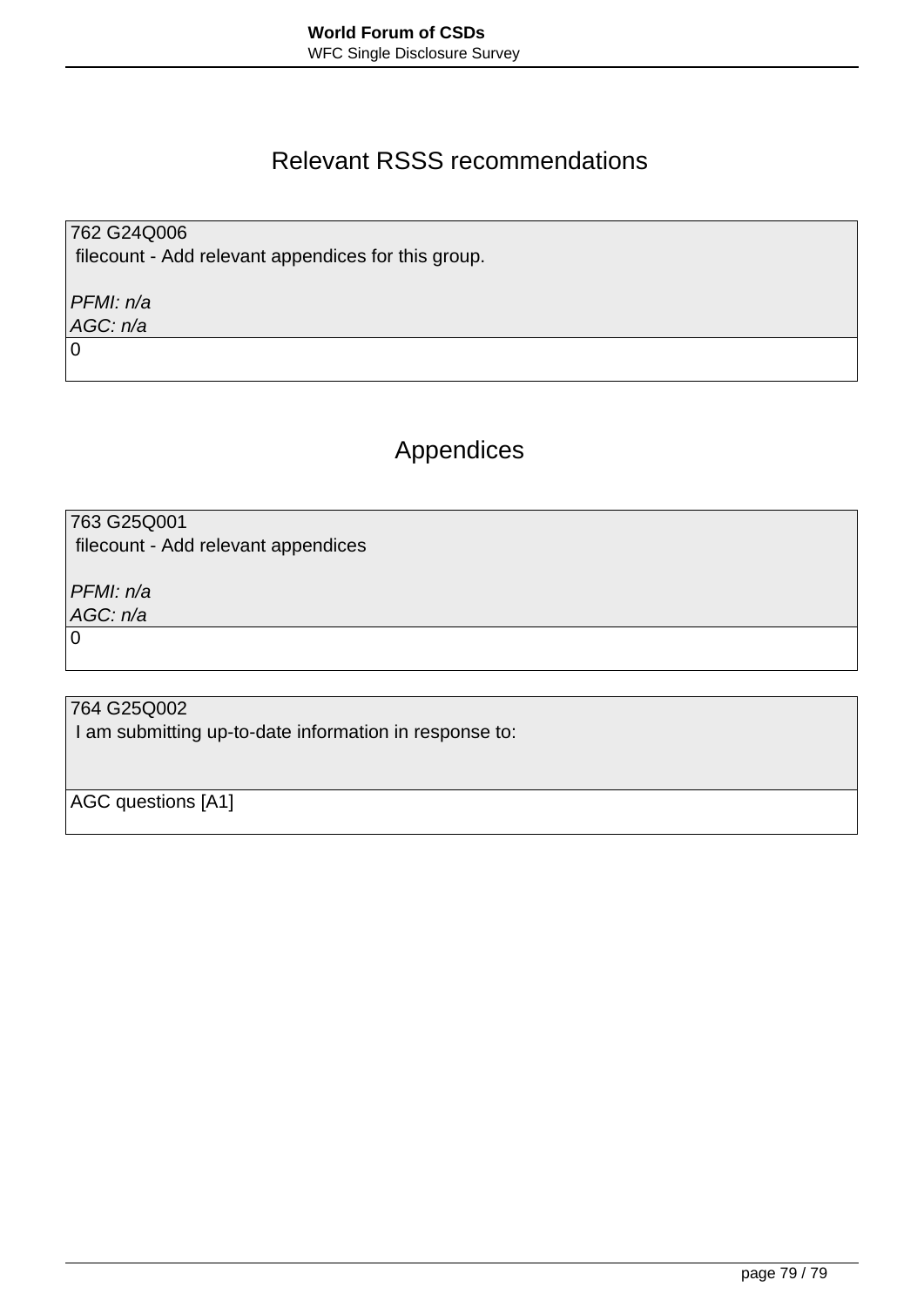# Relevant RSSS recommendations

| |
|---|
| 762 G24Q006<br>filecount - Add relevant appendices for this group.<br><br>*PFMI: n/a*<br>*AGC: n/a* |
| 0 |

# Appendices

| |
|---|
| 763 G25Q001<br>filecount - Add relevant appendices<br><br>*PFMI: n/a*<br>*AGC: n/a* |
| 0 |

| |
|---|
| 764 G25Q002<br>I am submitting up-to-date information in response to: |
| AGC questions [A1] |